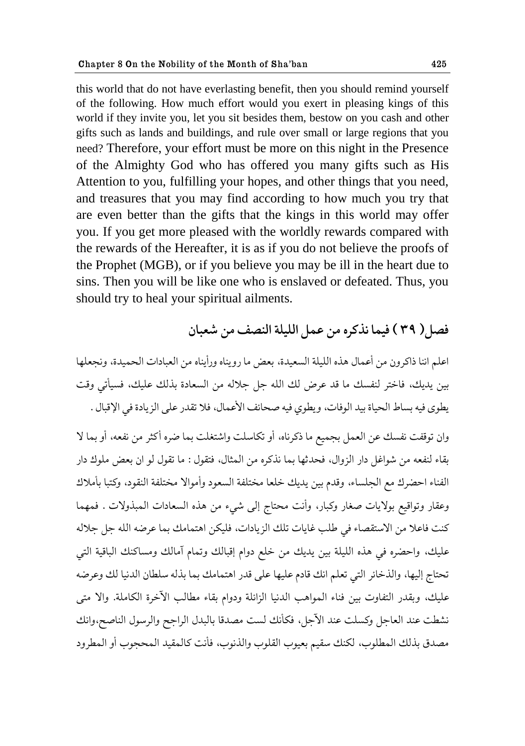this world that do not have everlasting benefit, then you should remind yourself of the following. How much effort would you exert in pleasing kings of this world if they invite you, let you sit besides them, bestow on you cash and other gifts such as lands and buildings, and rule over small or large regions that you need? Therefore, your effort must be more on this night in the Presence of the Almighty God who has offered you many gifts such as His Attention to you, fulfilling your hopes, and other things that you need, and treasures that you may find according to how much you try that are even better than the gifts that the kings in this world may offer you. If you get more pleased with the worldly rewards compared with the rewards of the Hereafter, it is as if you do not believe the proofs of the Prophet (MGB), or if you believe you may be ill in the heart due to sins. Then you will be like one who is enslaved or defeated. Thus, you should try to heal your spiritual ailments.

## فصل ( ٣٩ ) فيما نذكره من عمل الليلة النصف من شعبان

اعلم اننا ذاكرون من أعمال هذه الليلة السعيدة، بعض ما رويناه ورأيناه من العبادات الحميدة، ونجعلها بين يديك، فاختر لنفسك ما قد عرض لك الله جل جلاله من السعادة بذلك عليك، فسيأتي وقت يطوى فيه بساط الحياة بيد الوفات، ويطوي فيه صحائف الأعمال، فلا تقدر على الزيادة في الإقبال .

وان توقفت نفسك عن العمل بجميع ما ذكرناه، أو تكاسلت واشتغلت بما ضره أكثر من نفعه، أو بما لا بقاء لنفعه من شواغل دار الزوال، فحدثها بما نذكره من المثال، فتقول : ما تقول لو ان بعض ملوك دار الفناء احضرك مع الجلساء، وقدم بين يديك خلعا مختلفة السعود وأموالا مختلفة النقود، وكتبا بأملاك وعقار وتواقيع بولايات صغار وكبار، وأنت محتاج إلى شيء من هذه السعادات المبذولات . فمهما كنت فاعلا من الاستقصاء في طلب غايات تلك الزيادات، فليكن اهتمامك بما عرضه الله جل جلاله عليك، واحضره في هذه الليلة بين يديك من خلع دوام إقبالك وتمام آمالك ومساكنك الباقية التي تحتاج إليها، والذخائر التي تعلم انك قادم عليها على قدر اهتمامك بما بذله سلطان الدنيا لك وعرضه عليك، وبقدر التفاوت بين فناء المواهب الدنيا الزائلة ودوام بقاء مطالب الآخرة الكاملة. والا متى نشطت عند العاجل وكسلت عند الآجل، فكأنك لست مصدقا بالبدل الراجح والرسول الناصح،وانك مصدق بذلك المطلوب، لكنك سقيم بعيوب القلوب والذنوب، فأنت كالمقيد المحجوب أو المطرود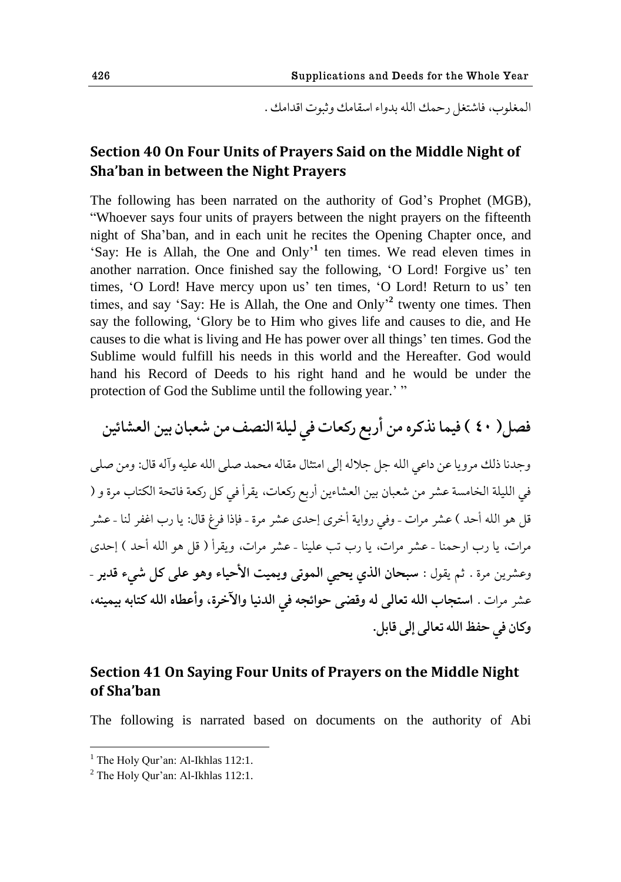المغلوب، فاشتغل رحمك الله بدواء اسقامك وثبوت اقدامك .

## Section 40 On Four Units of Prayers Said on the Middle Night of Sha'ban in between the Night Prayers

The following has been narrated on the authority of God's Prophet (MGB), "Whoever says four units of prayers between the night prayers on the fifteenth night of Sha'ban, and in each unit he recites the Opening Chapter once, and 'Say: He is Allah, the One and Only'[1] ten times. We read eleven times in another narration. Once finished say the following, 'O Lord! Forgive us' ten times, 'O Lord! Have mercy upon us' ten times, 'O Lord! Return to us' ten times, and say 'Say: He is Allah, the One and Only'[2] twenty one times. Then say the following, 'Glory be to Him who gives life and causes to die, and He causes to die what is living and He has power over all things' ten times. God the Sublime would fulfill his needs in this world and the Hereafter. God would hand his Record of Deeds to his right hand and he would be under the protection of God the Sublime until the following year.' "

## فصل( ٤٠ ) فيما نذكره من أربع ركعات في ليلة النصف من شعبان بين العشائين

وجدنا ذلك مرويا عن داعي الله جل جلاله إلى امتثال مقاله محمد صلى الله عليه وآله قال: ومن صلى في الليلة الخامسة عشر من شعبان بين العشاءين أربع ركعات، يقرأ في كل ركعة فاتحة الكتاب مرة و ( قل هو الله أحد ) عشر مرات - وفي رواية أخرى إحدى عشر مرة - فإذا فرغ قال: يا رب اغفر لنا - عشر مرات، يا رب ارحمنا - عشر مرات، يا رب تب علينا - عشر مرات، ويقرأ ( قل هو الله أحد ) إحدى وعشرين مرة . ثم يقول : **سبحان الذي يحيي الموتى ويميت الأحياء وهو على كل شيء قدير** - عشر مرات . **استجاب الله تعالى له وقضى حوائجه في الدنيا والآخرة، وأعطاه الله كتابه بيمينه، وكان في حفظ الله تعالى إلى قابل.**

## Section 41 On Saying Four Units of Prayers on the Middle Night of Sha'ban

The following is narrated based on documents on the authority of Abi

---

[1] The Holy Qur'an: Al-Ikhlas 112:1.

[2] The Holy Qur'an: Al-Ikhlas 112:1.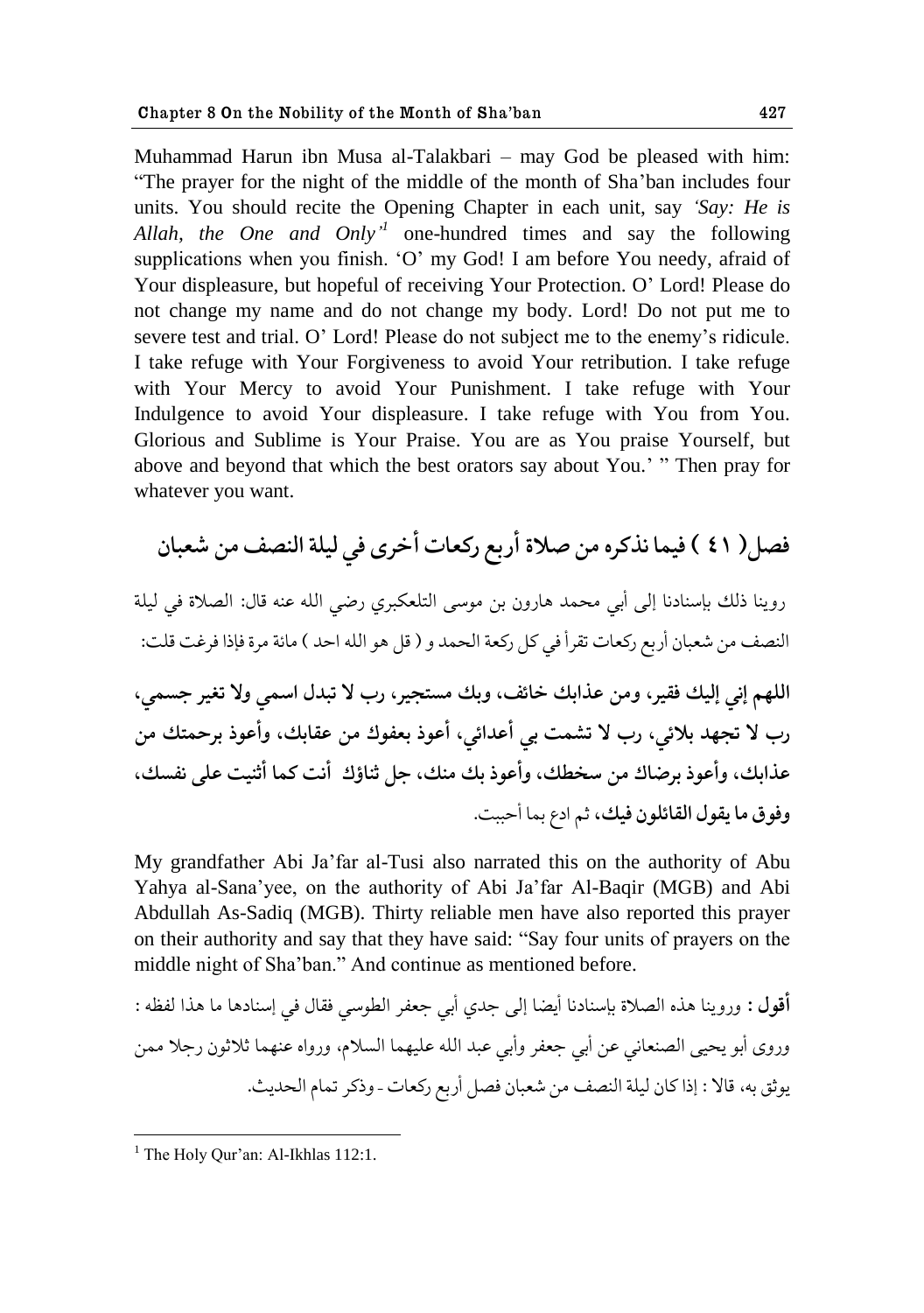Muhammad Harun ibn Musa al-Talakbari – may God be pleased with him: "The prayer for the night of the middle of the month of Sha'ban includes four units. You should recite the Opening Chapter in each unit, say *'Say: He is Allah, the One and Only'*[1] one-hundred times and say the following supplications when you finish. 'O' my God! I am before You needy, afraid of Your displeasure, but hopeful of receiving Your Protection. O' Lord! Please do not change my name and do not change my body. Lord! Do not put me to severe test and trial. O' Lord! Please do not subject me to the enemy's ridicule. I take refuge with Your Forgiveness to avoid Your retribution. I take refuge with Your Mercy to avoid Your Punishment. I take refuge with Your Indulgence to avoid Your displeasure. I take refuge with You from You. Glorious and Sublime is Your Praise. You are as You praise Yourself, but above and beyond that which the best orators say about You.' " Then pray for whatever you want.

## فصل( ٤١ ) فيما نذكره من صلاة أربع ركعات أخرى في ليلة النصف من شعبان

روينا ذلك بإسنادنا إلى أبي محمد هارون بن موسى التلعكبري رضي الله عنه قال: الصلاة في ليلة النصف من شعبان أربع ركعات تقرأ في كل ركعة الحمد و ( قل هو الله احد ) مائة مرة فإذا فرغت قلت:

**اللهم إني إليك فقير، ومن عذابك خائف، وبك مستجير، رب لا تبدل اسمي ولا تغير جسمي، رب لا تجهد بلائي، رب لا تشمت بي أعدائي، أعوذ بعفوك من عقابك، وأعوذ برحمتك من عذابك، وأعوذ برضاك من سخطك، وأعوذ بك منك، جل ثناؤك أنت كما أثنيت على نفسك، وفوق ما يقول القائلون فيك،** ثم ادع بما أحببت.

My grandfather Abi Ja'far al-Tusi also narrated this on the authority of Abu Yahya al-Sana'yee, on the authority of Abi Ja'far Al-Baqir (MGB) and Abi Abdullah As-Sadiq (MGB). Thirty reliable men have also reported this prayer on their authority and say that they have said: "Say four units of prayers on the middle night of Sha'ban." And continue as mentioned before.

**أقول :** وروينا هذه الصلاة بإسنادنا أيضا إلى جدي أبي جعفر الطوسي فقال في إسنادها ما هذا لفظه : وروى أبو يحيى الصنعاني عن أبي جعفر وأبي عبد الله عليهما السلام، ورواه عنهما ثلاثون رجلا ممن يوثق به، قالا : إذا كان ليلة النصف من شعبان فصل أربع ركعات - وذكر تمام الحديث.

---

[1] The Holy Qur'an: Al-Ikhlas 112:1.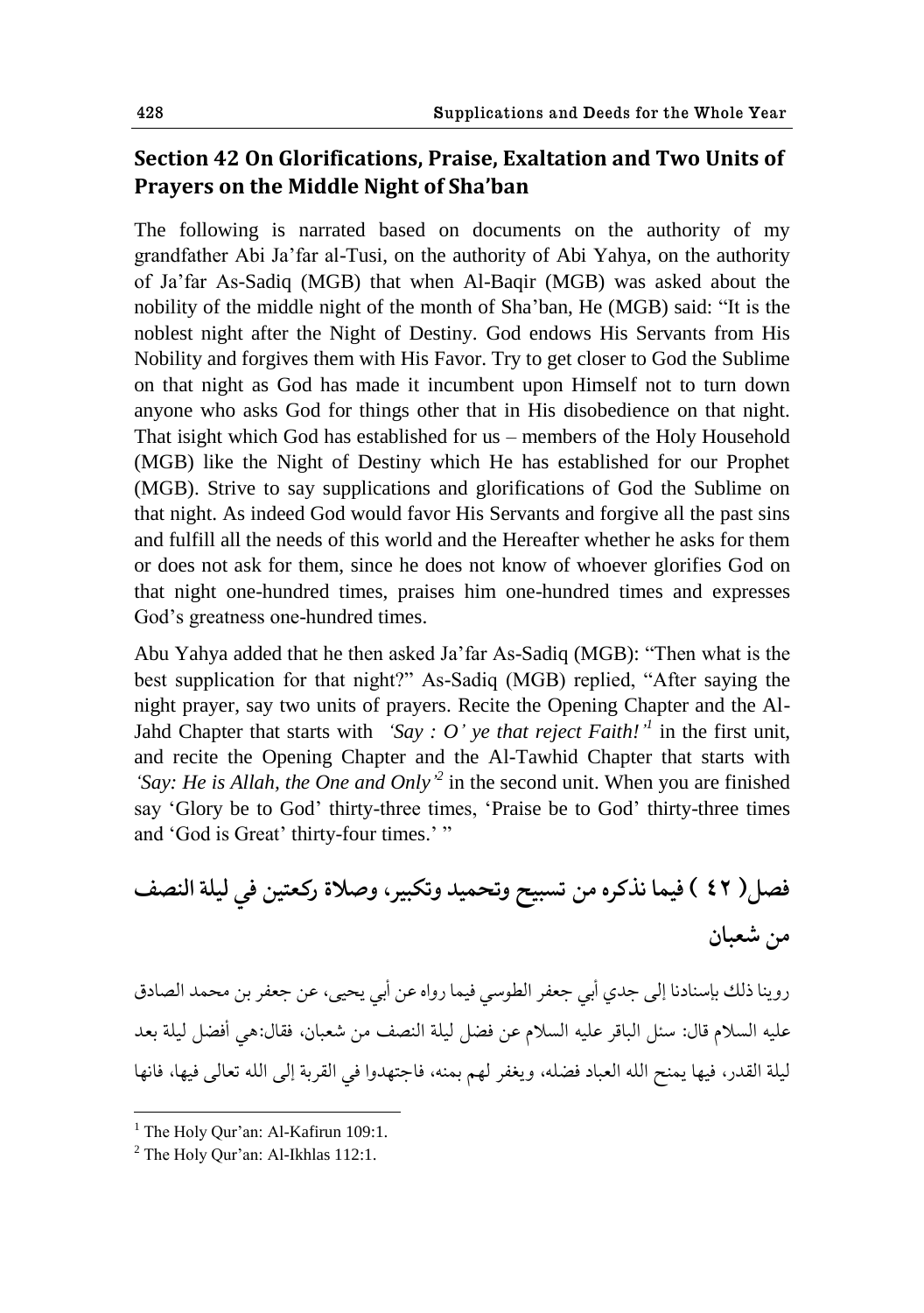## Section 42 On Glorifications, Praise, Exaltation and Two Units of Prayers on the Middle Night of Sha'ban

The following is narrated based on documents on the authority of my grandfather Abi Ja'far al-Tusi, on the authority of Abi Yahya, on the authority of Ja'far As-Sadiq (MGB) that when Al-Baqir (MGB) was asked about the nobility of the middle night of the month of Sha'ban, He (MGB) said: "It is the noblest night after the Night of Destiny. God endows His Servants from His Nobility and forgives them with His Favor. Try to get closer to God the Sublime on that night as God has made it incumbent upon Himself not to turn down anyone who asks God for things other that in His disobedience on that night. That isight which God has established for us – members of the Holy Household (MGB) like the Night of Destiny which He has established for our Prophet (MGB). Strive to say supplications and glorifications of God the Sublime on that night. As indeed God would favor His Servants and forgive all the past sins and fulfill all the needs of this world and the Hereafter whether he asks for them or does not ask for them, since he does not know of whoever glorifies God on that night one-hundred times, praises him one-hundred times and expresses God's greatness one-hundred times.

Abu Yahya added that he then asked Ja'far As-Sadiq (MGB): "Then what is the best supplication for that night?" As-Sadiq (MGB) replied, "After saying the night prayer, say two units of prayers. Recite the Opening Chapter and the Al-Jahd Chapter that starts with *'Say : O' ye that reject Faith!'*[1] in the first unit, and recite the Opening Chapter and the Al-Tawhid Chapter that starts with *'Say: He is Allah, the One and Only'*[2] in the second unit. When you are finished say 'Glory be to God' thirty-three times, 'Praise be to God' thirty-three times and 'God is Great' thirty-four times.' "

## فصل( ٤٢ ) فيما نذكره من تسبيح وتحميد وتكبير، وصلاة ركعتين في ليلة النصف من شعبان

روينا ذلك بإسنادنا إلى جدي أبي جعفر الطوسي فيما رواه عن أبي يحيى، عن جعفر بن محمد الصادق عليه السلام قال: سئل الباقر عليه السلام عن فضل ليلة النصف من شعبان، فقال:هي أفضل ليلة بعد ليلة القدر، فيها يمنح الله العباد فضله، ويغفر لهم بمنه، فاجتهدوا في القربة إلى الله تعالى فيها، فانها

---

[1] The Holy Qur'an: Al-Kafirun 109:1.

[2] The Holy Qur'an: Al-Ikhlas 112:1.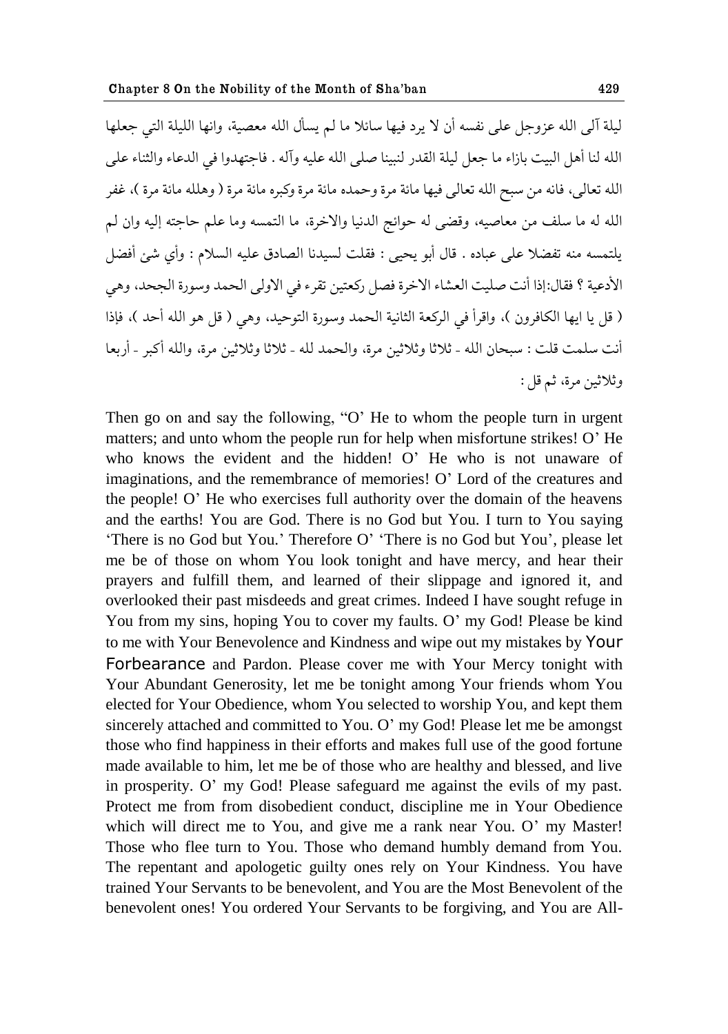ليلة آلى الله عزوجل على نفسه أن لا يرد فيها سائلا ما لم يسأل الله معصية، وانها الليلة التي جعلها الله لنا أهل البيت بازاء ما جعل ليلة القدر لنبينا صلى الله عليه وآله . فاجتهدوا في الدعاء والثناء على الله تعالى، فانه من سبح الله تعالى فيها مائة مرة وحمده مائة مرة وكبره مائة مرة ( وهلله مائة مرة )، غفر الله له ما سلف من معاصيه، وقضى له حوائج الدنيا والاخرة، ما التمسه وما علم حاجته إليه وان لم يلتمسه منه تفضلا على عباده . قال أبو يحيى : فقلت لسيدنا الصادق عليه السلام : وأي شئ أفضل الأدعية ؟ فقال:إذا أنت صليت العشاء الاخرة فصل ركعتين تقرء في الاولى الحمد وسورة الجحد، وهي ( قل يا ايها الكافرون )، واقرأ في الركعة الثانية الحمد وسورة التوحيد، وهي ( قل هو الله أحد )، فإذا أنت سلمت قلت : سبحان الله - ثلاثا وثلاثين مرة، والحمد لله - ثلاثا وثلاثين مرة، والله أكبر - أربعا وثلاثين مرة، ثم قل :

Then go on and say the following, "O' He to whom the people turn in urgent matters; and unto whom the people run for help when misfortune strikes! O' He who knows the evident and the hidden! O' He who is not unaware of imaginations, and the remembrance of memories! O' Lord of the creatures and the people! O' He who exercises full authority over the domain of the heavens and the earths! You are God. There is no God but You. I turn to You saying 'There is no God but You.' Therefore O' 'There is no God but You', please let me be of those on whom You look tonight and have mercy, and hear their prayers and fulfill them, and learned of their slippage and ignored it, and overlooked their past misdeeds and great crimes. Indeed I have sought refuge in You from my sins, hoping You to cover my faults. O' my God! Please be kind to me with Your Benevolence and Kindness and wipe out my mistakes by Your Forbearance and Pardon. Please cover me with Your Mercy tonight with Your Abundant Generosity, let me be tonight among Your friends whom You elected for Your Obedience, whom You selected to worship You, and kept them sincerely attached and committed to You. O' my God! Please let me be amongst those who find happiness in their efforts and makes full use of the good fortune made available to him, let me be of those who are healthy and blessed, and live in prosperity. O' my God! Please safeguard me against the evils of my past. Protect me from from disobedient conduct, discipline me in Your Obedience which will direct me to You, and give me a rank near You. O' my Master! Those who flee turn to You. Those who demand humbly demand from You. The repentant and apologetic guilty ones rely on Your Kindness. You have trained Your Servants to be benevolent, and You are the Most Benevolent of the benevolent ones! You ordered Your Servants to be forgiving, and You are All-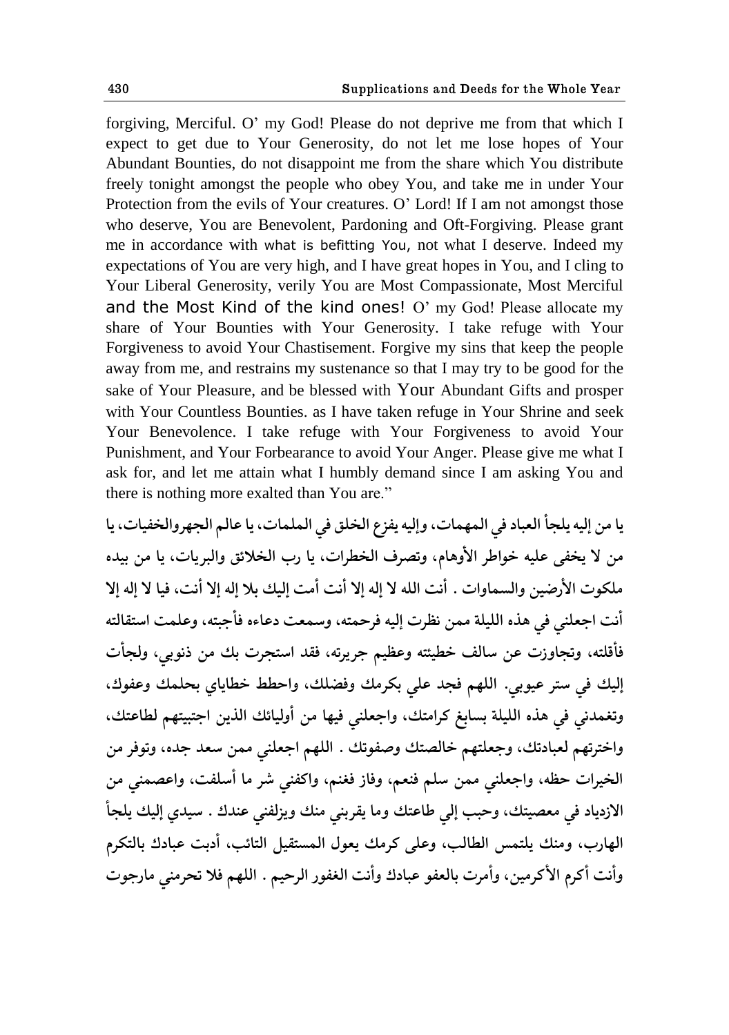forgiving, Merciful. O' my God! Please do not deprive me from that which I expect to get due to Your Generosity, do not let me lose hopes of Your Abundant Bounties, do not disappoint me from the share which You distribute freely tonight amongst the people who obey You, and take me in under Your Protection from the evils of Your creatures. O' Lord! If I am not amongst those who deserve, You are Benevolent, Pardoning and Oft-Forgiving. Please grant me in accordance with what is befitting You, not what I deserve. Indeed my expectations of You are very high, and I have great hopes in You, and I cling to Your Liberal Generosity, verily You are Most Compassionate, Most Merciful and the Most Kind of the kind ones! O' my God! Please allocate my share of Your Bounties with Your Generosity. I take refuge with Your Forgiveness to avoid Your Chastisement. Forgive my sins that keep the people away from me, and restrains my sustenance so that I may try to be good for the sake of Your Pleasure, and be blessed with Your Abundant Gifts and prosper with Your Countless Bounties. as I have taken refuge in Your Shrine and seek Your Benevolence. I take refuge with Your Forgiveness to avoid Your Punishment, and Your Forbearance to avoid Your Anger. Please give me what I ask for, and let me attain what I humbly demand since I am asking You and there is nothing more exalted than You are."

يا من إليه يلجأ العباد في المهمات، وإليه يفزع الخلق في الملمات، يا عالم الجهروالخفيات، يا من لا يخفى عليه خواطر الأوهام، وتصرف الخطرات، يا رب الخلائق والبريات، يا من بيده ملكوت الأرضين والسماوات . أنت الله لا إله إلا أنت أمت إليك بلا إله إلا أنت، فيا لا إله إلا أنت اجعلني في هذه الليلة ممن نظرت إليه فرحمته، وسمعت دعاءه فأجبته، وعلمت استقالته فأقلته، وتجاوزت عن سالف خطيئته وعظيم جريرته، فقد استجرت بك من ذنوبي، ولجأت إليك في ستر عيوبي. اللهم فجد علي بكرمك وفضلك، واحطط خطاياي بحلمك وعفوك، وتغمدني في هذه الليلة بسابغ كرامتك، واجعلني فيها من أوليائك الذين اجتبيتهم لطاعتك، واخترتهم لعبادتك، وجعلتهم خالصتك وصفوتك . اللهم اجعلني ممن سعد جده، وتوفر من الخيرات حظه، واجعلني ممن سلم فنعم، وفاز فغنم، واكفني شر ما أسلفت، واعصمني من الازدياد في معصيتك، وحبب إلي طاعتك وما يقربني منك ويزلفني عندك . سيدي إليك يلجأ الهارب، ومنك يلتمس الطالب، وعلى كرمك يعول المستقيل التائب، أدبت عبادك بالتكرم وأنت أكرم الأكرمين، وأمرت بالعفو عبادك وأنت الغفور الرحيم . اللهم فلا تحرمني مارجوت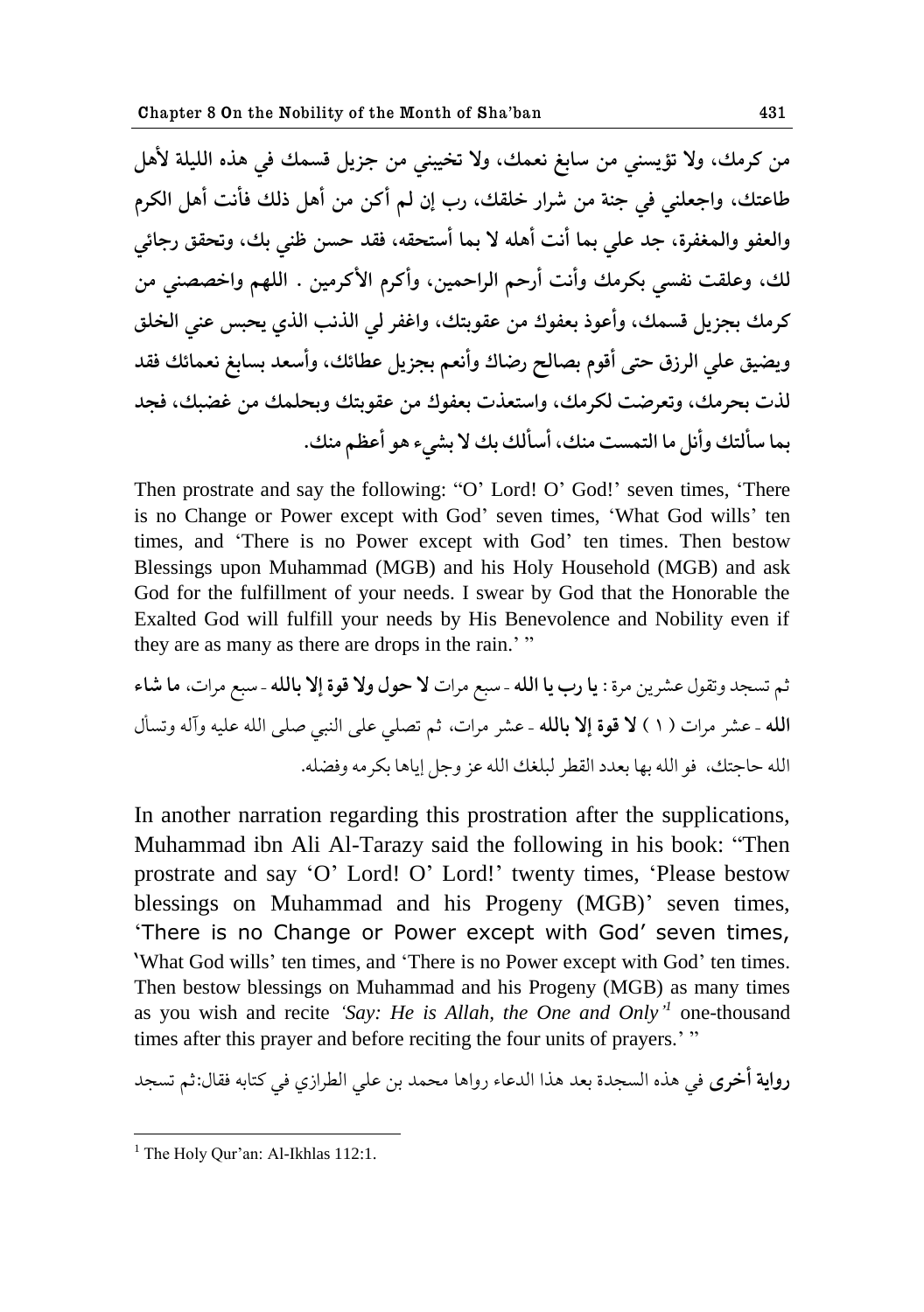**من كرمك، ولا تؤيسني من سابغ نعمك، ولا تخيبني من جزيل قسمك في هذه الليلة لأهل طاعتك، واجعلني في جنة من شرار خلقك، رب إن لم أكن من أهل ذلك فأنت أهل الكرم والعفو والمغفرة، جد علي بما أنت أهله لا بما أستحقه، فقد حسن ظني بك، وتحقق رجائي لك، وعلقت نفسي بكرمك وأنت أرحم الراحمين، وأكرم الأكرمين . اللهم واخصصني من كرمك بجزيل قسمك، وأعوذ بعفوك من عقوبتك، واغفر لي الذنب الذي يحبس عني الخلق ويضيق علي الرزق حتى أقوم بصالح رضاك وأنعم بجزيل عطائك، وأسعد بسابغ نعمائك فقد لذت بحرمك، وتعرضت لكرمك، واستعذت بعفوك من عقوبتك وبحلمك من غضبك، فجد بما سألتك وأنل ما التمست منك، أسألك بك لا بشيء هو أعظم منك.**

Then prostrate and say the following: "O' Lord! O' God!' seven times, 'There is no Change or Power except with God' seven times, 'What God wills' ten times, and 'There is no Power except with God' ten times. Then bestow Blessings upon Muhammad (MGB) and his Holy Household (MGB) and ask God for the fulfillment of your needs. I swear by God that the Honorable the Exalted God will fulfill your needs by His Benevolence and Nobility even if they are as many as there are drops in the rain.' "

ثم تسجد وتقول عشرين مرة : **يا رب يا الله** - سبع مرات **لا حول ولا قوة إلا بالله** - سبع مرات، **ما شاء الله** - عشر مرات ( ١ ) **لا قوة إلا بالله** - عشر مرات، ثم تصلي على النبي صلى الله عليه وآله وتسأل الله حاجتك، فو الله بها بعدد القطر لبلغك الله عز وجل إياها بكرمه وفضله.

In another narration regarding this prostration after the supplications, Muhammad ibn Ali Al-Tarazy said the following in his book: "Then prostrate and say 'O' Lord! O' Lord!' twenty times, 'Please bestow blessings on Muhammad and his Progeny (MGB)' seven times, 'There is no Change or Power except with God' seven times, 'What God wills' ten times, and 'There is no Power except with God' ten times. Then bestow blessings on Muhammad and his Progeny (MGB) as many times as you wish and recite *'Say: He is Allah, the One and Only'*[1] one-thousand times after this prayer and before reciting the four units of prayers.' "

**رواية أخرى** في هذه السجدة بعد هذا الدعاء رواها محمد بن علي الطرازي في كتابه فقال:ثم تسجد

[1] The Holy Qur'an: Al-Ikhlas 112:1.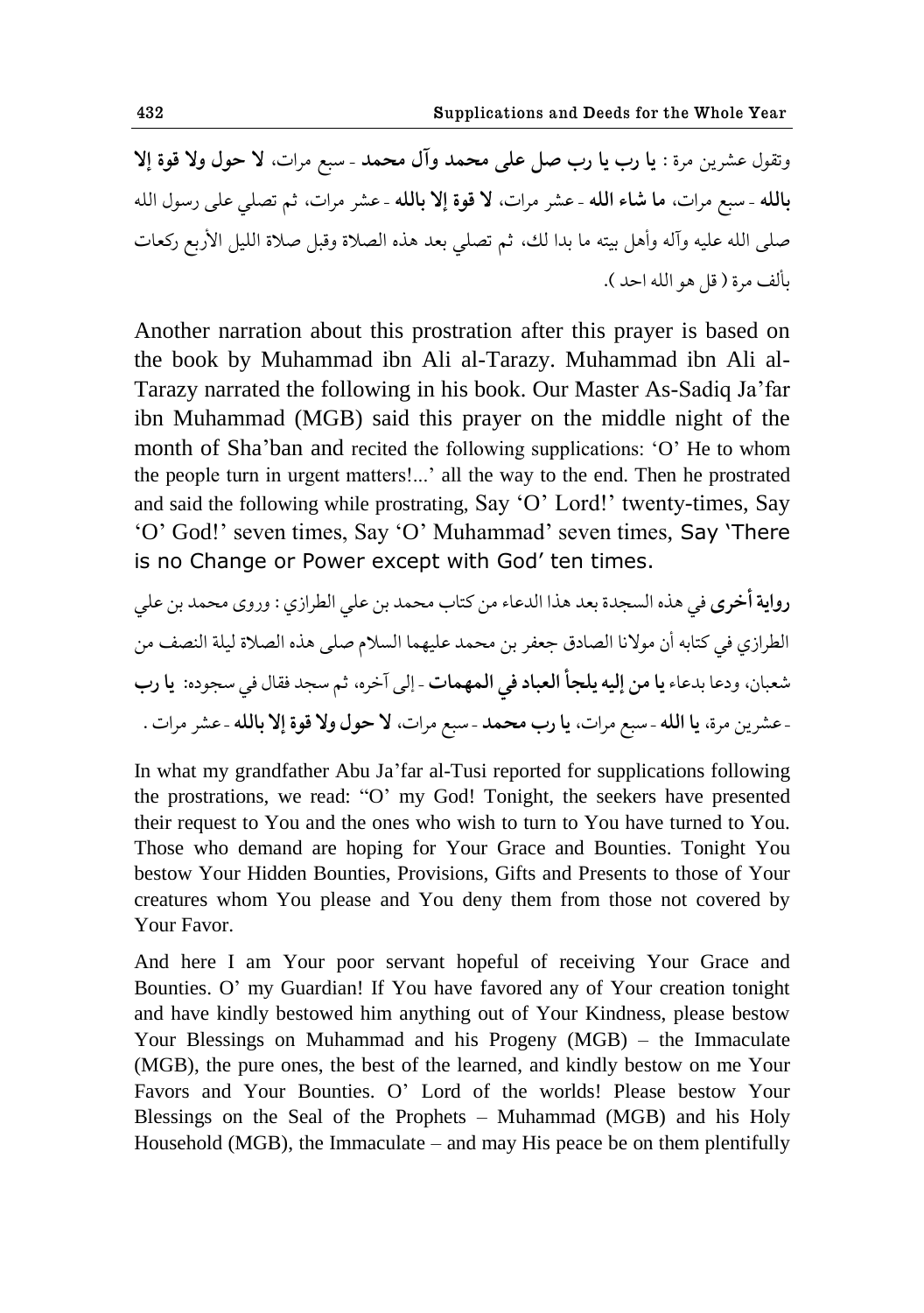وتقول عشرين مرة : **يا رب يا رب صل على محمد وآل محمد** - سبع مرات، **لا حول ولا قوة إلا بالله** - سبع مرات، **ما شاء الله** - عشر مرات، **لا قوة إلا بالله** - عشر مرات، ثم تصلي على رسول الله صلى الله عليه وآله وأهل بيته ما بدا لك، ثم تصلي بعد هذه الصلاة وقبل صلاة الليل الأربع ركعات بألف مرة ( قل هو الله احد ).

Another narration about this prostration after this prayer is based on the book by Muhammad ibn Ali al-Tarazy. Muhammad ibn Ali al-Tarazy narrated the following in his book. Our Master As-Sadiq Ja'far ibn Muhammad (MGB) said this prayer on the middle night of the month of Sha'ban and recited the following supplications: 'O' He to whom the people turn in urgent matters!...' all the way to the end. Then he prostrated and said the following while prostrating, Say 'O' Lord!' twenty-times, Say 'O' God!' seven times, Say 'O' Muhammad' seven times, Say 'There is no Change or Power except with God' ten times.

**رواية أخرى** في هذه السجدة بعد هذا الدعاء من كتاب محمد بن علي الطرازي : وروى محمد بن علي الطرازي في كتابه أن مولانا الصادق جعفر بن محمد عليهما السلام صلى هذه الصلاة ليلة النصف من شعبان، ودعا بدعاء **يا من إليه يلجأ العباد في المهمات** - إلى آخره، ثم سجد فقال في سجوده: **يا رب** - عشرين مرة، **يا الله** - سبع مرات، **يا رب محمد** - سبع مرات، **لا حول ولا قوة إلا بالله** - عشر مرات .

In what my grandfather Abu Ja'far al-Tusi reported for supplications following the prostrations, we read: "O' my God! Tonight, the seekers have presented their request to You and the ones who wish to turn to You have turned to You. Those who demand are hoping for Your Grace and Bounties. Tonight You bestow Your Hidden Bounties, Provisions, Gifts and Presents to those of Your creatures whom You please and You deny them from those not covered by Your Favor.

And here I am Your poor servant hopeful of receiving Your Grace and Bounties. O' my Guardian! If You have favored any of Your creation tonight and have kindly bestowed him anything out of Your Kindness, please bestow Your Blessings on Muhammad and his Progeny (MGB) – the Immaculate (MGB), the pure ones, the best of the learned, and kindly bestow on me Your Favors and Your Bounties. O' Lord of the worlds! Please bestow Your Blessings on the Seal of the Prophets – Muhammad (MGB) and his Holy Household (MGB), the Immaculate – and may His peace be on them plentifully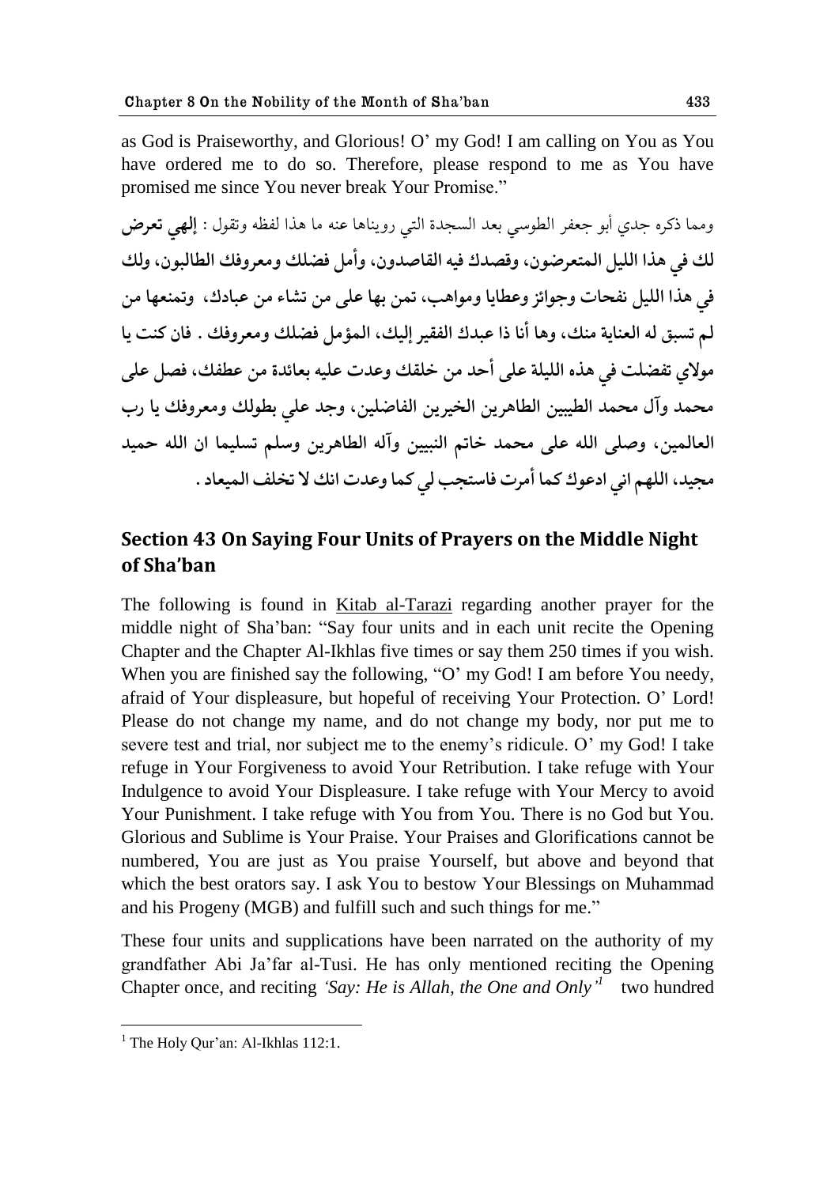as God is Praiseworthy, and Glorious! O' my God! I am calling on You as You have ordered me to do so. Therefore, please respond to me as You have promised me since You never break Your Promise."

ومما ذكره جدي أبو جعفر الطوسي بعد السجدة التي رويناها عنه ما هذا لفظه وتقول : **إلهي تعرض لك في هذا الليل المتعرضون، وقصدك فيه القاصدون، وأمل فضلك ومعروفك الطالبون، ولك في هذا الليل نفحات وجوائز وعطايا ومواهب، تمن بها على من تشاء من عبادك، وتمنعها من لم تسبق له العناية منك، وها أنا ذا عبدك الفقير إليك، المؤمل فضلك ومعروفك . فان كنت يا مولاي تفضلت في هذه الليلة على أحد من خلقك وعدت عليه بعائدة من عطفك، فصل على محمد وآل محمد الطيبين الطاهرين الخيرين الفاضلين، وجد علي بطولك ومعروفك يا رب العالمين، وصلى الله على محمد خاتم النبيين وآله الطاهرين وسلم تسليما ان الله حميد مجيد، اللهم اني ادعوك كما أمرت فاستجب لي كما وعدت انك لا تخلف الميعاد .**

## Section 43 On Saying Four Units of Prayers on the Middle Night of Sha'ban

The following is found in Kitab al-Tarazi regarding another prayer for the middle night of Sha'ban: "Say four units and in each unit recite the Opening Chapter and the Chapter Al-Ikhlas five times or say them 250 times if you wish. When you are finished say the following, "O' my God! I am before You needy, afraid of Your displeasure, but hopeful of receiving Your Protection. O' Lord! Please do not change my name, and do not change my body, nor put me to severe test and trial, nor subject me to the enemy's ridicule. O' my God! I take refuge in Your Forgiveness to avoid Your Retribution. I take refuge with Your Indulgence to avoid Your Displeasure. I take refuge with Your Mercy to avoid Your Punishment. I take refuge with You from You. There is no God but You. Glorious and Sublime is Your Praise. Your Praises and Glorifications cannot be numbered, You are just as You praise Yourself, but above and beyond that which the best orators say. I ask You to bestow Your Blessings on Muhammad and his Progeny (MGB) and fulfill such and such things for me."

These four units and supplications have been narrated on the authority of my grandfather Abi Ja'far al-Tusi. He has only mentioned reciting the Opening Chapter once, and reciting *'Say: He is Allah, the One and Only'*[1] two hundred

[1] The Holy Qur'an: Al-Ikhlas 112:1.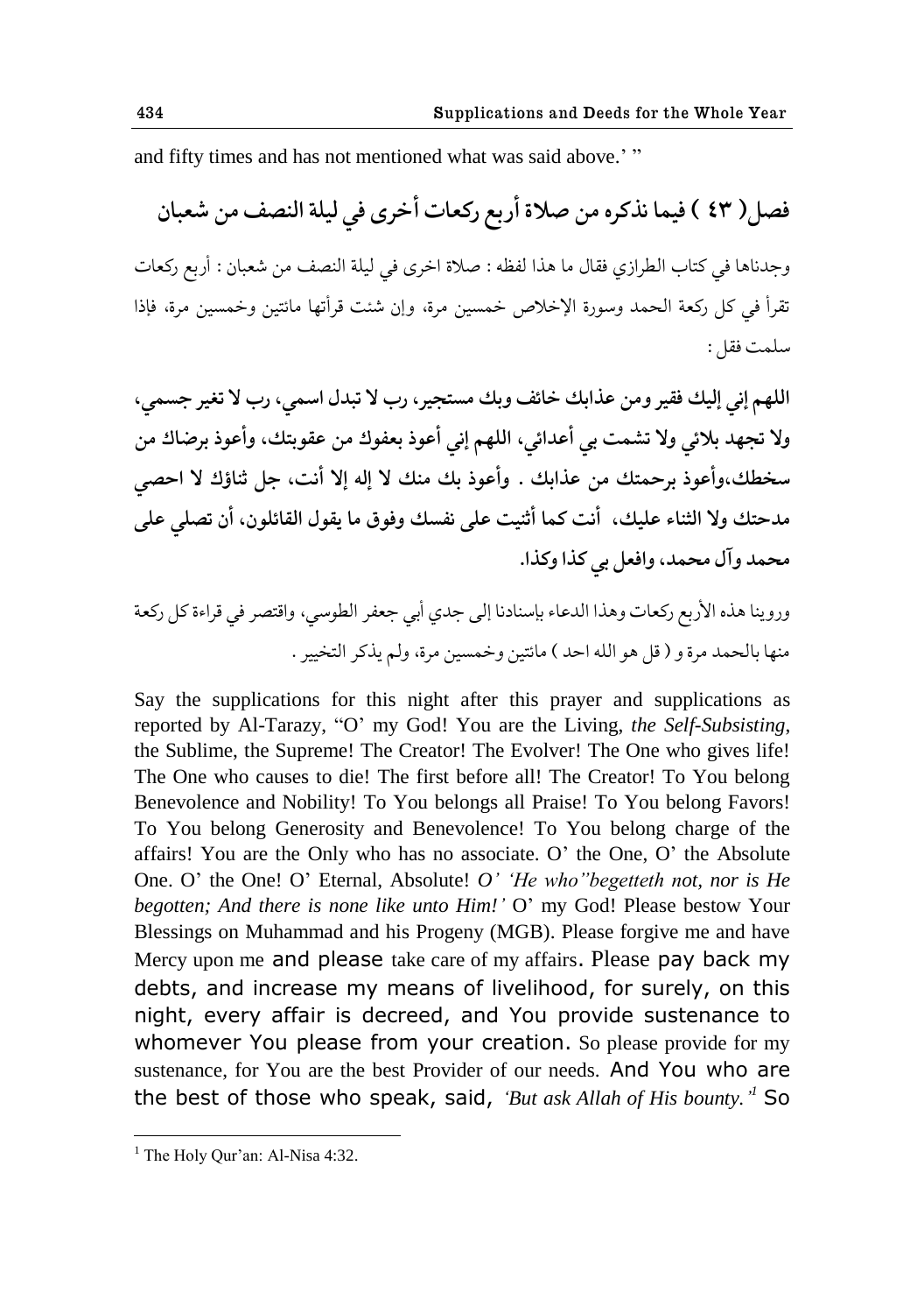and fifty times and has not mentioned what was said above.' "

## فصل( ٤٣ ) فيما نذكره من صلاة أربع ركعات أخرى في ليلة النصف من شعبان

وجدناها في كتاب الطرازي فقال ما هذا لفظه : صلاة اخرى في ليلة النصف من شعبان : أربع ركعات تقرأ في كل ركعة الحمد وسورة الإخلاص خمسين مرة، وإن شئت قرأتها مائتين وخمسين مرة، فإذا سلمت فقل :

**اللهم إني إليك فقير ومن عذابك خائف وبك مستجير، رب لا تبدل اسمي، رب لا تغير جسمي، ولا تجهد بلائي ولا تشمت بي أعدائي، اللهم إني أعوذ بعفوك من عقوبتك، وأعوذ برضاك من سخطك،وأعوذ برحمتك من عذابك . وأعوذ بك منك لا إله إلا أنت، جل ثناؤك لا احصي مدحتك ولا الثناء عليك، أنت كما أثنيت على نفسك وفوق ما يقول القائلون، أن تصلي على محمد وآل محمد، وافعل بي كذا وكذا.**

وروينا هذه الأربع ركعات وهذا الدعاء بإسنادنا إلى جدي أبي جعفر الطوسي، واقتصر في قراءة كل ركعة منها بالحمد مرة و ( قل هو الله احد ) مائتين وخمسين مرة، ولم يذكر التخيير .

Say the supplications for this night after this prayer and supplications as reported by Al-Tarazy, "O' my God! You are the Living, *the Self-Subsisting*, the Sublime, the Supreme! The Creator! The Evolver! The One who gives life! The One who causes to die! The first before all! The Creator! To You belong Benevolence and Nobility! To You belongs all Praise! To You belong Favors! To You belong Generosity and Benevolence! To You belong charge of the affairs! You are the Only who has no associate. O' the One, O' the Absolute One. O' the One! O' Eternal, Absolute! *O' 'He who"begetteth not, nor is He begotten; And there is none like unto Him!'* O' my God! Please bestow Your Blessings on Muhammad and his Progeny (MGB). Please forgive me and have Mercy upon me and please take care of my affairs. Please pay back my debts, and increase my means of livelihood, for surely, on this night, every affair is decreed, and You provide sustenance to whomever You please from your creation. So please provide for my sustenance, for You are the best Provider of our needs. And You who are the best of those who speak, said, *'But ask Allah of His bounty.'*[1] So

[1] The Holy Qur'an: Al-Nisa 4:32.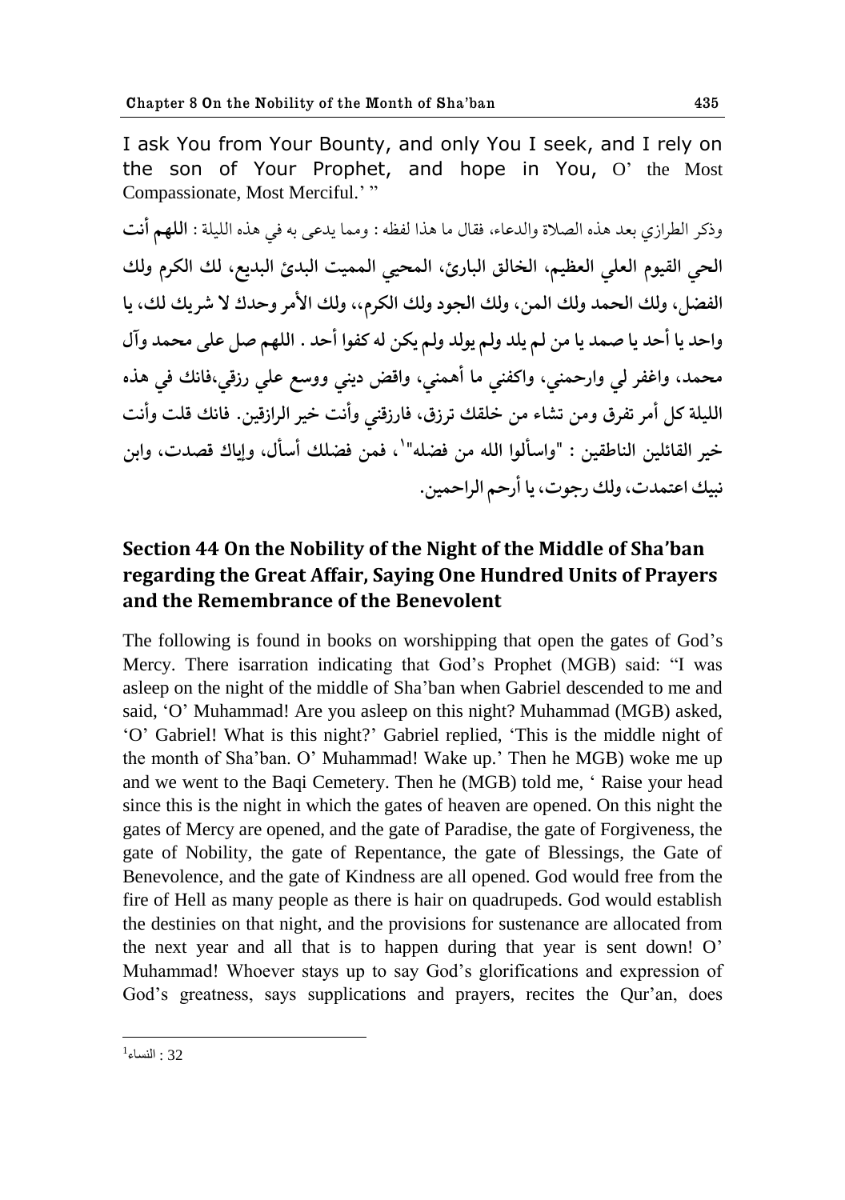I ask You from Your Bounty, and only You I seek, and I rely on the son of Your Prophet, and hope in You, O' the Most Compassionate, Most Merciful.' "

وذكر الطرازي بعد هذه الصلاة والدعاء، فقال ما هذا لفظه : ومما يدعى به في هذه الليلة : **اللهم أنت الحي القيوم العلي العظيم، الخالق البارئ، المحيي المميت البدئ البديع، لك الكرم ولك الفضل، ولك الحمد ولك المن، ولك الجود ولك الكرم،، ولك الأمر وحدك لا شريك لك، يا واحد يا أحد يا صمد يا من لم يلد ولم يولد ولم يكن له كفوا أحد . اللهم صل على محمد وآل محمد، واغفر لي وارحمني، واكفني ما أهمني، واقض ديني ووسع علي رزقي،فانك في هذه الليلة كل أمر تفرق ومن تشاء من خلقك ترزق، فارزقني وأنت خير الرازقين. فانك قلت وأنت خير القائلين الناطقين : "واسألوا الله من فضله"[1]، فمن فضلك أسأل، وإياك قصدت، وابن نبيك اعتمدت، ولك رجوت، يا أرحم الراحمين.**

## Section 44 On the Nobility of the Night of the Middle of Sha'ban regarding the Great Affair, Saying One Hundred Units of Prayers and the Remembrance of the Benevolent

The following is found in books on worshipping that open the gates of God's Mercy. There isarration indicating that God's Prophet (MGB) said: "I was asleep on the night of the middle of Sha'ban when Gabriel descended to me and said, 'O' Muhammad! Are you asleep on this night? Muhammad (MGB) asked, 'O' Gabriel! What is this night?' Gabriel replied, 'This is the middle night of the month of Sha'ban. O' Muhammad! Wake up.' Then he MGB) woke me up and we went to the Baqi Cemetery. Then he (MGB) told me, ' Raise your head since this is the night in which the gates of heaven are opened. On this night the gates of Mercy are opened, and the gate of Paradise, the gate of Forgiveness, the gate of Nobility, the gate of Repentance, the gate of Blessings, the Gate of Benevolence, and the gate of Kindness are all opened. God would free from the fire of Hell as many people as there is hair on quadrupeds. God would establish the destinies on that night, and the provisions for sustenance are allocated from the next year and all that is to happen during that year is sent down! O' Muhammad! Whoever stays up to say God's glorifications and expression of God's greatness, says supplications and prayers, recites the Qur'an, does

---

[1] النساء : 32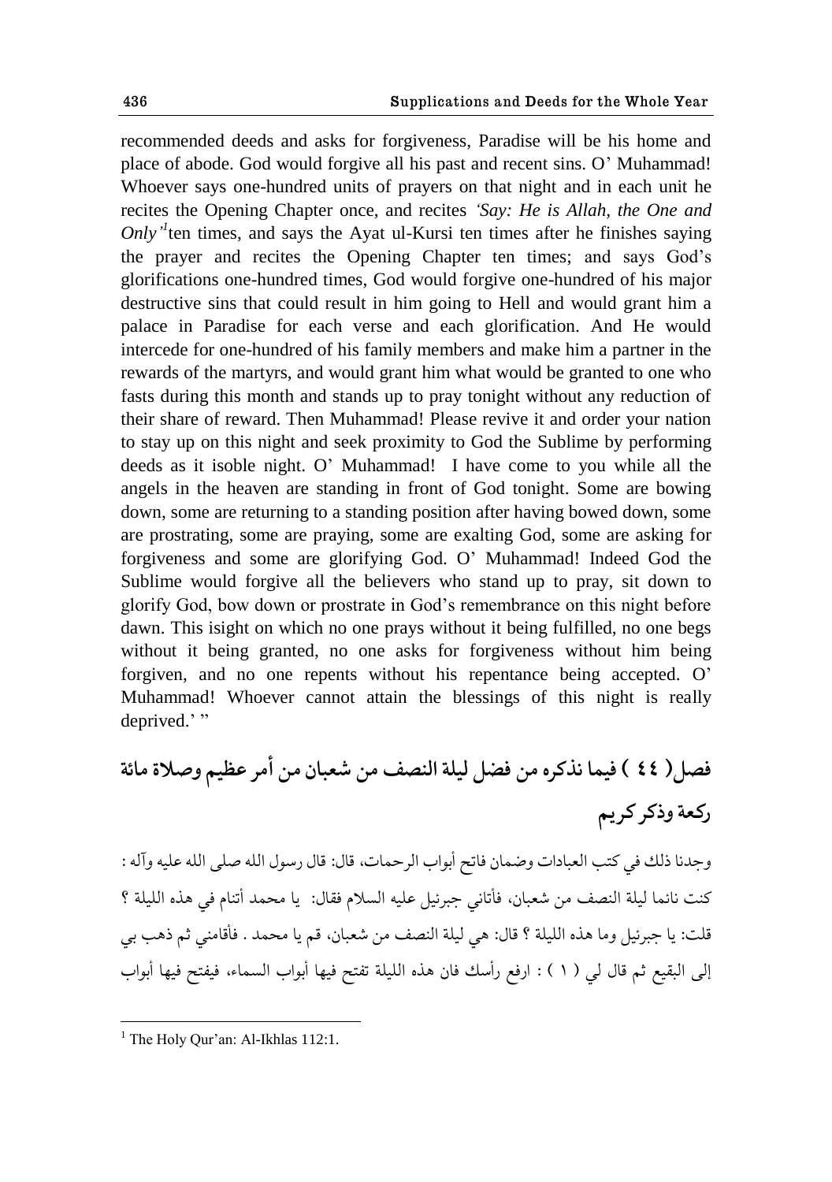recommended deeds and asks for forgiveness, Paradise will be his home and place of abode. God would forgive all his past and recent sins. O' Muhammad! Whoever says one-hundred units of prayers on that night and in each unit he recites the Opening Chapter once, and recites *'Say: He is Allah, the One and Only'*[1] ten times, and says the Ayat ul-Kursi ten times after he finishes saying the prayer and recites the Opening Chapter ten times; and says God's glorifications one-hundred times, God would forgive one-hundred of his major destructive sins that could result in him going to Hell and would grant him a palace in Paradise for each verse and each glorification. And He would intercede for one-hundred of his family members and make him a partner in the rewards of the martyrs, and would grant him what would be granted to one who fasts during this month and stands up to pray tonight without any reduction of their share of reward. Then Muhammad! Please revive it and order your nation to stay up on this night and seek proximity to God the Sublime by performing deeds as it isoble night. O' Muhammad! I have come to you while all the angels in the heaven are standing in front of God tonight. Some are bowing down, some are returning to a standing position after having bowed down, some are prostrating, some are praying, some are exalting God, some are asking for forgiveness and some are glorifying God. O' Muhammad! Indeed God the Sublime would forgive all the believers who stand up to pray, sit down to glorify God, bow down or prostrate in God's remembrance on this night before dawn. This isight on which no one prays without it being fulfilled, no one begs without it being granted, no one asks for forgiveness without him being forgiven, and no one repents without his repentance being accepted. O' Muhammad! Whoever cannot attain the blessings of this night is really deprived.' "

## فصل( ٤٤ ) فيما نذكره من فضل ليلة النصف من شعبان من أمر عظيم وصلاة مائة ركعة وذكر كريم

وجدنا ذلك في كتب العبادات وضمان فاتح أبواب الرحمات، قال: قال رسول الله صلى الله عليه وآله : كنت نائما ليلة النصف من شعبان، فأتاني جبرئيل عليه السلام فقال: يا محمد أتنام في هذه الليلة ؟ قلت: يا جبرئيل وما هذه الليلة ؟ قال: هي ليلة النصف من شعبان، قم يا محمد . فأقامني ثم ذهب بي إلى البقيع ثم قال لي ( ١ ) : ارفع رأسك فان هذه الليلة تفتح فيها أبواب السماء، فيفتح فيها أبواب

---

[1] The Holy Qur'an: Al-Ikhlas 112:1.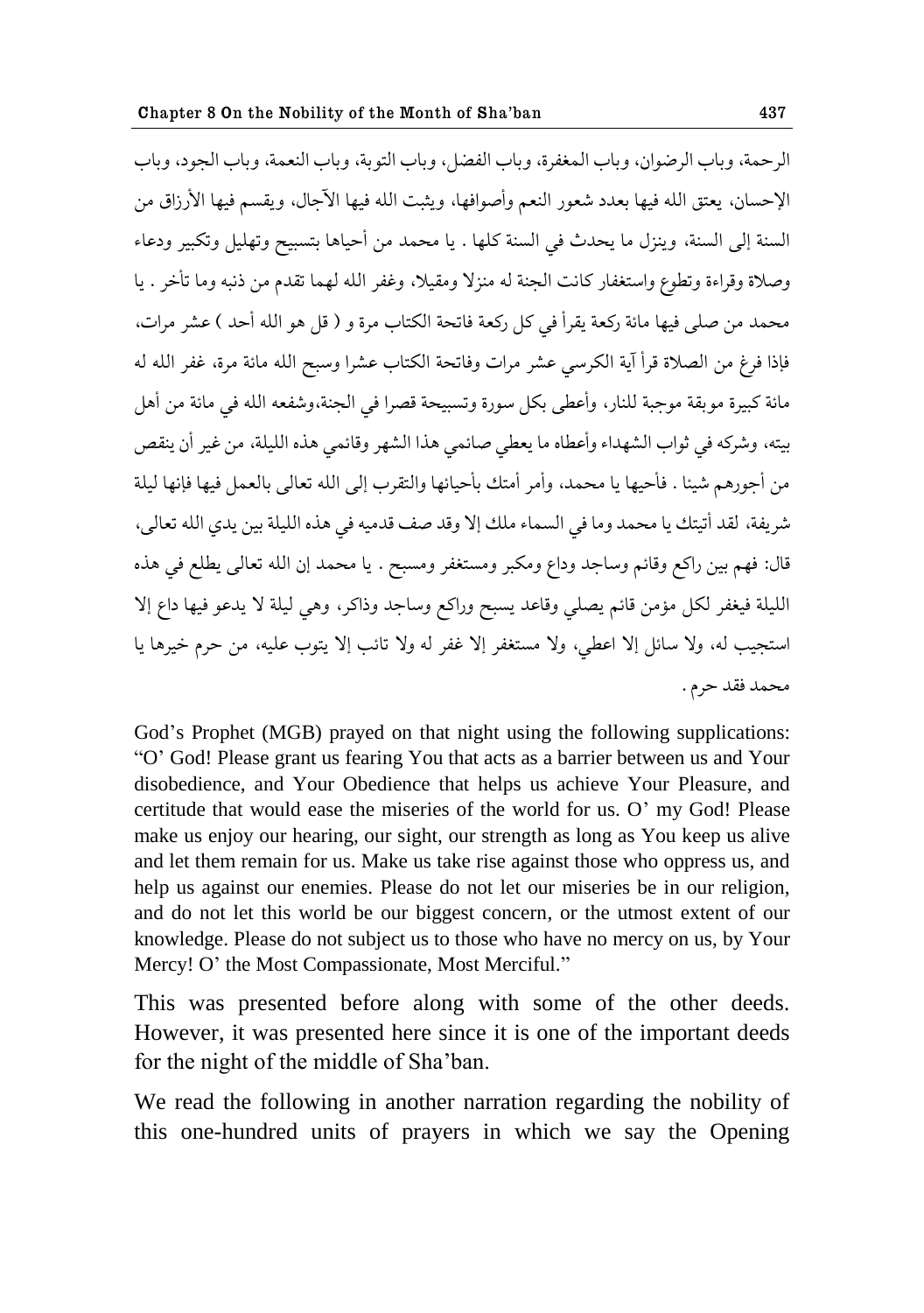الرحمة، وباب الرضوان، وباب المغفرة، وباب الفضل، وباب التوبة، وباب النعمة، وباب الجود، وباب الإحسان، يعتق الله فيها بعدد شعور النعم وأصوافها، ويثبت الله فيها الآجال، ويقسم فيها الأرزاق من السنة إلى السنة، وينزل ما يحدث في السنة كلها . يا محمد من أحياها بتسبيح وتهليل وتكبير ودعاء وصلاة وقراءة وتطوع واستغفار كانت الجنة له منزلا ومقيلا، وغفر الله لهما تقدم من ذنبه وما تأخر . يا محمد من صلى فيها مائة ركعة يقرأ في كل ركعة فاتحة الكتاب مرة و ( قل هو الله أحد ) عشر مرات، فإذا فرغ من الصلاة قرأ آية الكرسي عشر مرات وفاتحة الكتاب عشرا وسبح الله مائة مرة، غفر الله له مائة كبيرة موبقة موجبة للنار، وأعطى بكل سورة وتسبيحة قصرا في الجنة،وشفعه الله في مائة من أهل بيته، وشركه في ثواب الشهداء وأعطاه ما يعطي صائمي هذا الشهر وقائمي هذه الليلة، من غير أن ينقص من أجورهم شيئا . فأحيها يا محمد، وأمر أمتك بأحيائها والتقرب إلى الله تعالى بالعمل فيها فإنها ليلة شريفة، لقد أتيتك يا محمد وما في السماء ملك إلا وقد صف قدميه في هذه الليلة بين يدي الله تعالى، قال: فهم بين راكع وقائم وساجد وداع ومكبر ومستغفر ومسبح . يا محمد إن الله تعالى يطلع في هذه الليلة فيغفر لكل مؤمن قائم يصلي وقاعد يسبح وراكع وساجد وذاكر، وهي ليلة لا يدعو فيها داع إلا استجيب له، ولا سائل إلا اعطي، ولا مستغفر إلا غفر له ولا تائب إلا يتوب عليه، من حرم خيرها يا محمد فقد حرم .

God's Prophet (MGB) prayed on that night using the following supplications: "O' God! Please grant us fearing You that acts as a barrier between us and Your disobedience, and Your Obedience that helps us achieve Your Pleasure, and certitude that would ease the miseries of the world for us. O' my God! Please make us enjoy our hearing, our sight, our strength as long as You keep us alive and let them remain for us. Make us take rise against those who oppress us, and help us against our enemies. Please do not let our miseries be in our religion, and do not let this world be our biggest concern, or the utmost extent of our knowledge. Please do not subject us to those who have no mercy on us, by Your Mercy! O' the Most Compassionate, Most Merciful."

This was presented before along with some of the other deeds. However, it was presented here since it is one of the important deeds for the night of the middle of Sha'ban.

We read the following in another narration regarding the nobility of this one-hundred units of prayers in which we say the Opening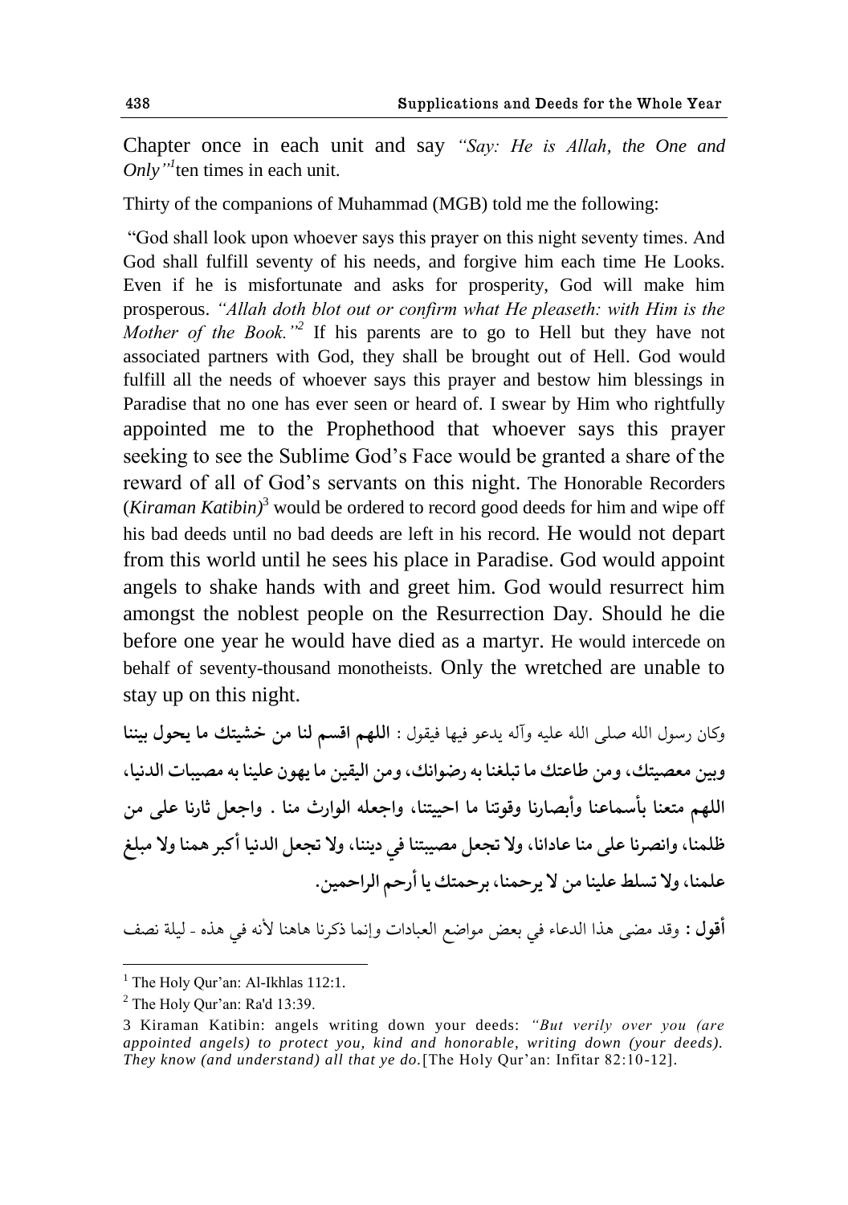Chapter once in each unit and say *"Say: He is Allah, the One and Only"*[1] ten times in each unit.

Thirty of the companions of Muhammad (MGB) told me the following:

"God shall look upon whoever says this prayer on this night seventy times. And God shall fulfill seventy of his needs, and forgive him each time He Looks. Even if he is misfortunate and asks for prosperity, God will make him prosperous. *"Allah doth blot out or confirm what He pleaseth: with Him is the Mother of the Book."*[2] If his parents are to go to Hell but they have not associated partners with God, they shall be brought out of Hell. God would fulfill all the needs of whoever says this prayer and bestow him blessings in Paradise that no one has ever seen or heard of. I swear by Him who rightfully appointed me to the Prophethood that whoever says this prayer seeking to see the Sublime God's Face would be granted a share of the reward of all of God's servants on this night. The Honorable Recorders (*Kiraman Katibin)*[3] would be ordered to record good deeds for him and wipe off his bad deeds until no bad deeds are left in his record. He would not depart from this world until he sees his place in Paradise. God would appoint angels to shake hands with and greet him. God would resurrect him amongst the noblest people on the Resurrection Day. Should he die before one year he would have died as a martyr. He would intercede on behalf of seventy-thousand monotheists. Only the wretched are unable to stay up on this night.

وكان رسول الله صلى الله عليه وآله يدعو فيها فيقول : **اللهم اقسم لنا من خشيتك ما يحول بيننا وبين معصيتك، ومن طاعتك ما تبلغنا به رضوانك، ومن اليقين ما يهون علينا به مصيبات الدنيا، اللهم متعنا بأسماعنا وأبصارنا وقوتنا ما احييتنا، واجعله الوارث منا . واجعل ثارنا على من ظلمنا، وانصرنا على منا عادانا، ولا تجعل مصيبتنا في ديننا، ولا تجعل الدنيا أكبر همنا ولا مبلغ علمنا، ولا تسلط علينا من لا يرحمنا، برحمتك يا أرحم الراحمين.**

**أقول :** وقد مضى هذا الدعاء في بعض مواضع العبادات وإنما ذكرنا هاهنا لأنه في هذه ـ ليلة نصف

---

[1] The Holy Qur'an: Al-Ikhlas 112:1.

[2] The Holy Qur'an: Ra'd 13:39.

[3] Kiraman Katibin: angels writing down your deeds: *"But verily over you (are appointed angels) to protect you, kind and honorable, writing down (your deeds). They know (and understand) all that ye do.*[The Holy Qur'an: Infitar 82:10-12].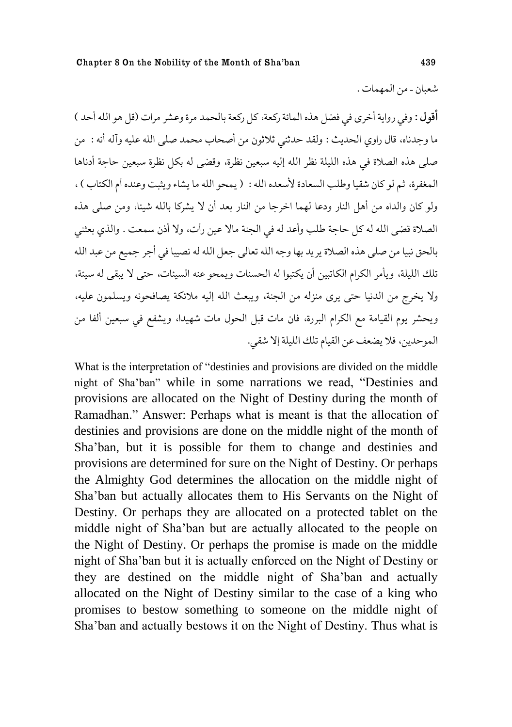شعبان - من المهمات .

**أقول :** وفي رواية أخرى في فضل هذه المائة ركعة، كل ركعة بالحمد مرة وعشر مرات (قل هو الله أحد ) ما وجدناه، قال راوي الحديث : ولقد حدثني ثلاثون من أصحاب محمد صلى الله عليه وآله أنه : من صلى هذه الصلاة في هذه الليلة نظر الله إليه سبعين نظرة، وقضى له بكل نظرة سبعين حاجة أدناها المغفرة، ثم لو كان شقيا وطلب السعادة لأسعده الله : ( يمحو الله ما يشاء ويثبت وعنده أم الكتاب ) ، ولو كان والداه من أهل النار ودعا لهما اخرجا من النار بعد أن لا يشركا بالله شيئا، ومن صلى هذه الصلاة قضى الله له كل حاجة طلب وأعد له في الجنة مالا عين رأت، ولا أذن سمعت . والذي بعثني بالحق نبيا من صلى هذه الصلاة يريد بها وجه الله تعالى جعل الله له نصيبا في أجر جميع من عبد الله تلك الليلة، ويأمر الكرام الكاتبين أن يكتبوا له الحسنات ويمحو عنه السيئات، حتى لا يبقى له سيئة، ولا يخرج من الدنيا حتى يرى منزله من الجنة، ويبعث الله إليه ملائكة يصافحونه ويسلمون عليه، ويحشر يوم القيامة مع الكرام البررة، فان مات قبل الحول مات شهيدا، ويشفع في سبعين ألفا من الموحدين، فلا يضعف عن القيام تلك الليلة إلا شقي.

What is the interpretation of "destinies and provisions are divided on the middle night of Sha'ban" while in some narrations we read, "Destinies and provisions are allocated on the Night of Destiny during the month of Ramadhan." Answer: Perhaps what is meant is that the allocation of destinies and provisions are done on the middle night of the month of Sha'ban, but it is possible for them to change and destinies and provisions are determined for sure on the Night of Destiny. Or perhaps the Almighty God determines the allocation on the middle night of Sha'ban but actually allocates them to His Servants on the Night of Destiny. Or perhaps they are allocated on a protected tablet on the middle night of Sha'ban but are actually allocated to the people on the Night of Destiny. Or perhaps the promise is made on the middle night of Sha'ban but it is actually enforced on the Night of Destiny or they are destined on the middle night of Sha'ban and actually allocated on the Night of Destiny similar to the case of a king who promises to bestow something to someone on the middle night of Sha'ban and actually bestows it on the Night of Destiny. Thus what is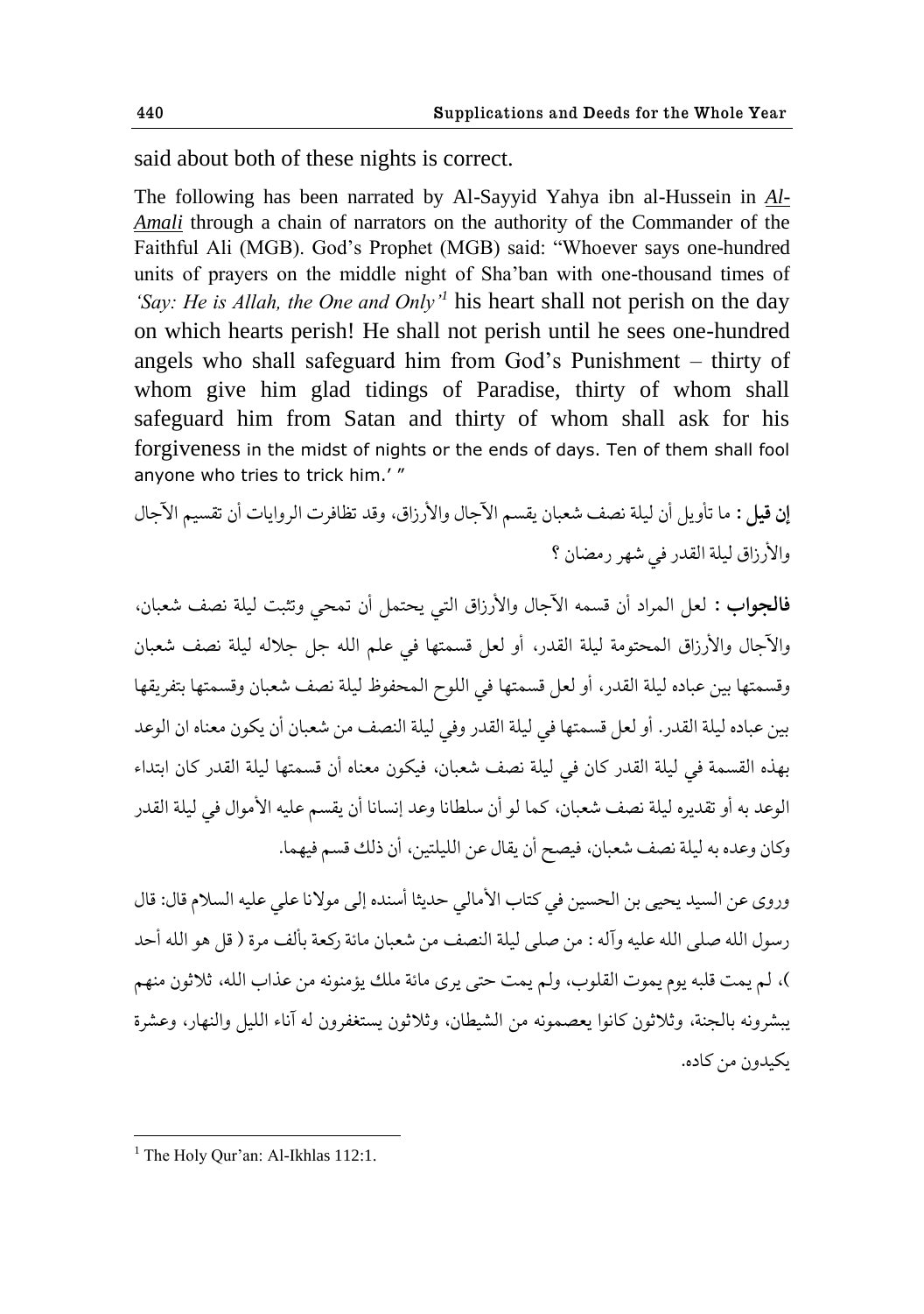said about both of these nights is correct.

The following has been narrated by Al-Sayyid Yahya ibn al-Hussein in *Al-Amali* through a chain of narrators on the authority of the Commander of the Faithful Ali (MGB). God's Prophet (MGB) said: "Whoever says one-hundred units of prayers on the middle night of Sha'ban with one-thousand times of *'Say: He is Allah, the One and Only'*[1] his heart shall not perish on the day on which hearts perish! He shall not perish until he sees one-hundred angels who shall safeguard him from God's Punishment – thirty of whom give him glad tidings of Paradise, thirty of whom shall safeguard him from Satan and thirty of whom shall ask for his forgiveness in the midst of nights or the ends of days. Ten of them shall fool anyone who tries to trick him.' "

**إن قيل :** ما تأويل أن ليلة نصف شعبان يقسم الآجال والأرزاق، وقد تظافرت الروايات أن تقسيم الآجال والأرزاق ليلة القدر في شهر رمضان ؟

**فالجواب :** لعل المراد أن قسمه الآجال والأرزاق التي يحتمل أن تمحي وتثبت ليلة نصف شعبان، والآجال والأرزاق المحتومة ليلة القدر، أو لعل قسمتها في علم الله جل جلاله ليلة نصف شعبان وقسمتها بين عباده ليلة القدر، أو لعل قسمتها في اللوح المحفوظ ليلة نصف شعبان وقسمتها بتفريقها بين عباده ليلة القدر. أو لعل قسمتها في ليلة القدر وفي ليلة النصف من شعبان أن يكون معناه ان الوعد بهذه القسمة في ليلة القدر كان في ليلة نصف شعبان، فيكون معناه أن قسمتها ليلة القدر كان ابتداء الوعد به أو تقديره ليلة نصف شعبان، كما لو أن سلطانا وعد إنسانا أن يقسم عليه الأموال في ليلة القدر وكان وعده به ليلة نصف شعبان، فيصح أن يقال عن الليلتين، أن ذلك قسم فيهما.

وروى عن السيد يحيى بن الحسين في كتاب الأمالي حديثا أسنده إلى مولانا علي عليه السلام قال: قال رسول الله صلى الله عليه وآله : من صلى ليلة النصف من شعبان مائة ركعة بألف مرة ( قل هو الله أحد )، لم يمت قلبه يوم يموت القلوب، ولم يمت حتى يرى مائة ملك يؤمنونه من عذاب الله، ثلاثون منهم يبشرونه بالجنة، وثلاثون كانوا يعصمونه من الشيطان، وثلاثون يستغفرون له آناء الليل والنهار، وعشرة يكيدون من كاده.

---

[1] The Holy Qur'an: Al-Ikhlas 112:1.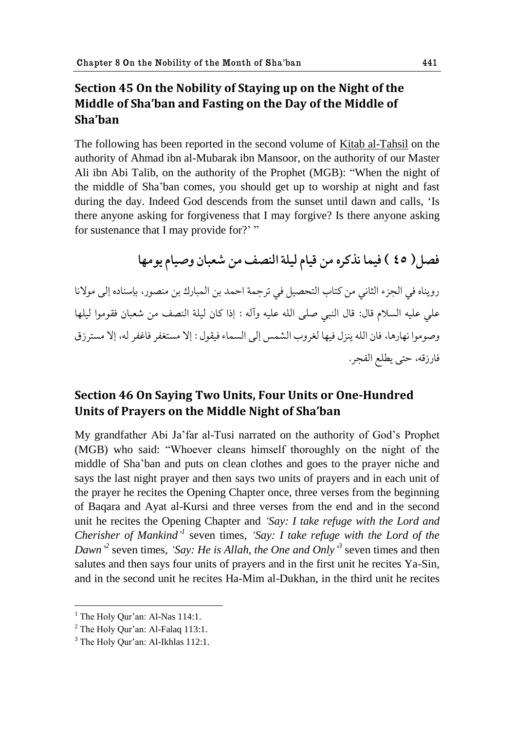## Section 45 On the Nobility of Staying up on the Night of the Middle of Sha'ban and Fasting on the Day of the Middle of Sha'ban

The following has been reported in the second volume of Kitab al-Tahsil on the authority of Ahmad ibn al-Mubarak ibn Mansoor, on the authority of our Master Ali ibn Abi Talib, on the authority of the Prophet (MGB): "When the night of the middle of Sha'ban comes, you should get up to worship at night and fast during the day. Indeed God descends from the sunset until dawn and calls, 'Is there anyone asking for forgiveness that I may forgive? Is there anyone asking for sustenance that I may provide for?' "

### فصل ( ٤٥ ) فيما نذكره من قيام ليلة النصف من شعبان وصيام يومها

رويناه في الجزء الثاني من كتاب التحصيل في ترجمة احمد بن المبارك بن منصور، بإسناده إلى مولانا علي عليه السلام قال: قال النبي صلى الله عليه وآله : إذا كان ليلة النصف من شعبان فقوموا ليلها وصوموا نهارها، فان الله ينزل فيها لغروب الشمس إلى السماء فيقول : إلا مستغفر فاغفر له، إلا مسترزق فارزقه، حتى يطلع الفجر.

## Section 46 On Saying Two Units, Four Units or One-Hundred Units of Prayers on the Middle Night of Sha'ban

My grandfather Abi Ja'far al-Tusi narrated on the authority of God's Prophet (MGB) who said: "Whoever cleans himself thoroughly on the night of the middle of Sha'ban and puts on clean clothes and goes to the prayer niche and says the last night prayer and then says two units of prayers and in each unit of the prayer he recites the Opening Chapter once, three verses from the beginning of Baqara and Ayat al-Kursi and three verses from the end and in the second unit he recites the Opening Chapter and *'Say: I take refuge with the Lord and Cherisher of Mankind'*[1] seven times, *'Say: I take refuge with the Lord of the Dawn'*[2] seven times, *'Say: He is Allah, the One and Only'*[3] seven times and then salutes and then says four units of prayers and in the first unit he recites Ya-Sin, and in the second unit he recites Ha-Mim al-Dukhan, in the third unit he recites

---

[1] The Holy Qur'an: Al-Nas 114:1.

[2] The Holy Qur'an: Al-Falaq 113:1.

[3] The Holy Qur'an: Al-Ikhlas 112:1.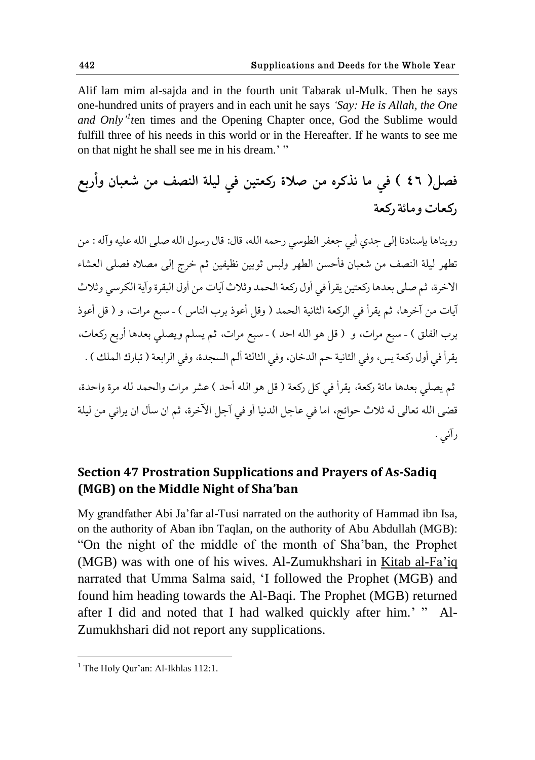Alif lam mim al-sajda and in the fourth unit Tabarak ul-Mulk. Then he says one-hundred units of prayers and in each unit he says *'Say: He is Allah, the One and Only'*[1] ten times and the Opening Chapter once, God the Sublime would fulfill three of his needs in this world or in the Hereafter. If he wants to see me on that night he shall see me in his dream.' "

## فصل( ٤٦ ) في ما نذكره من صلاة ركعتين في ليلة النصف من شعبان وأربع ركعات ومائة ركعة

رويناها بإسنادنا إلى جدي أبي جعفر الطوسي رحمه الله، قال: قال رسول الله صلى الله عليه وآله : من تطهر ليلة النصف من شعبان فأحسن الطهر ولبس ثوبين نظيفين ثم خرج إلى مصلاه فصلى العشاء الاخرة، ثم صلى بعدها ركعتين يقرأ في أول ركعة الحمد وثلاث آيات من أول البقرة وآية الكرسي وثلاث آيات من آخرها، ثم يقرأ في الركعة الثانية الحمد ( وقل أعوذ برب الناس ) - سبع مرات، و ( قل أعوذ برب الفلق ) - سبع مرات، و ( قل هو الله احد ) - سبع مرات، ثم يسلم ويصلي بعدها أربع ركعات، يقرأ في أول ركعة يس، وفي الثانية حم الدخان، وفي الثالثة ألم السجدة، وفي الرابعة ( تبارك الملك ) .

ثم يصلي بعدها مائة ركعة، يقرأ في كل ركعة ( قل هو الله أحد ) عشر مرات والحمد لله مرة واحدة، قضى الله تعالى له ثلاث حوائج، اما في عاجل الدنيا أو في آجل الآخرة، ثم ان سأل ان يراني من ليلة رآني .

## Section 47 Prostration Supplications and Prayers of As-Sadiq (MGB) on the Middle Night of Sha'ban

My grandfather Abi Ja'far al-Tusi narrated on the authority of Hammad ibn Isa, on the authority of Aban ibn Taqlan, on the authority of Abu Abdullah (MGB): "On the night of the middle of the month of Sha'ban, the Prophet (MGB) was with one of his wives. Al-Zumukhshari in Kitab al-Fa'iq narrated that Umma Salma said, 'I followed the Prophet (MGB) and found him heading towards the Al-Baqi. The Prophet (MGB) returned after I did and noted that I had walked quickly after him.' " Al-Zumukhshari did not report any supplications.

---

[1] The Holy Qur'an: Al-Ikhlas 112:1.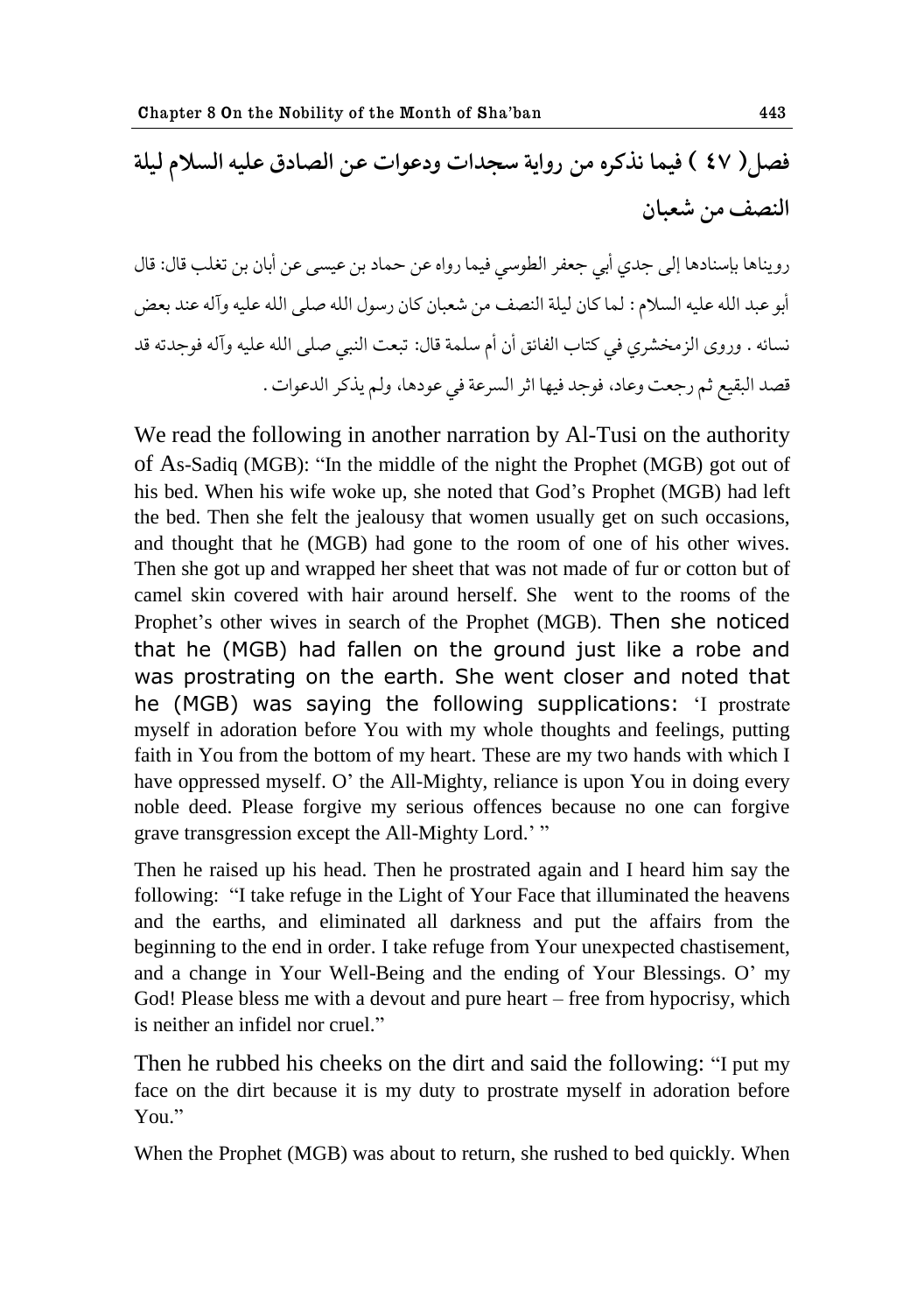## فصل( ٤٧ ) فيما نذكره من رواية سجدات ودعوات عن الصادق عليه السلام ليلة النصف من شعبان

رويناها بإسنادها إلى جدي أبي جعفر الطوسي فيما رواه عن حماد بن عيسى عن أبان بن تغلب قال: قال أبو عبد الله عليه السلام : لما كان ليلة النصف من شعبان كان رسول الله صلى الله عليه وآله عند بعض نسائه . وروى الزمخشري في كتاب الفائق أن أم سلمة قال: تبعت النبي صلى الله عليه وآله فوجدته قد قصد البقيع ثم رجعت وعاد، فوجد فيها اثر السرعة في عودها، ولم يذكر الدعوات .

We read the following in another narration by Al-Tusi on the authority of As-Sadiq (MGB): "In the middle of the night the Prophet (MGB) got out of his bed. When his wife woke up, she noted that God's Prophet (MGB) had left the bed. Then she felt the jealousy that women usually get on such occasions, and thought that he (MGB) had gone to the room of one of his other wives. Then she got up and wrapped her sheet that was not made of fur or cotton but of camel skin covered with hair around herself. She went to the rooms of the Prophet's other wives in search of the Prophet (MGB). Then she noticed that he (MGB) had fallen on the ground just like a robe and was prostrating on the earth. She went closer and noted that he (MGB) was saying the following supplications: 'I prostrate myself in adoration before You with my whole thoughts and feelings, putting faith in You from the bottom of my heart. These are my two hands with which I have oppressed myself. O' the All-Mighty, reliance is upon You in doing every noble deed. Please forgive my serious offences because no one can forgive grave transgression except the All-Mighty Lord.' "

Then he raised up his head. Then he prostrated again and I heard him say the following: "I take refuge in the Light of Your Face that illuminated the heavens and the earths, and eliminated all darkness and put the affairs from the beginning to the end in order. I take refuge from Your unexpected chastisement, and a change in Your Well-Being and the ending of Your Blessings. O' my God! Please bless me with a devout and pure heart – free from hypocrisy, which is neither an infidel nor cruel."

Then he rubbed his cheeks on the dirt and said the following: "I put my face on the dirt because it is my duty to prostrate myself in adoration before You."

When the Prophet (MGB) was about to return, she rushed to bed quickly. When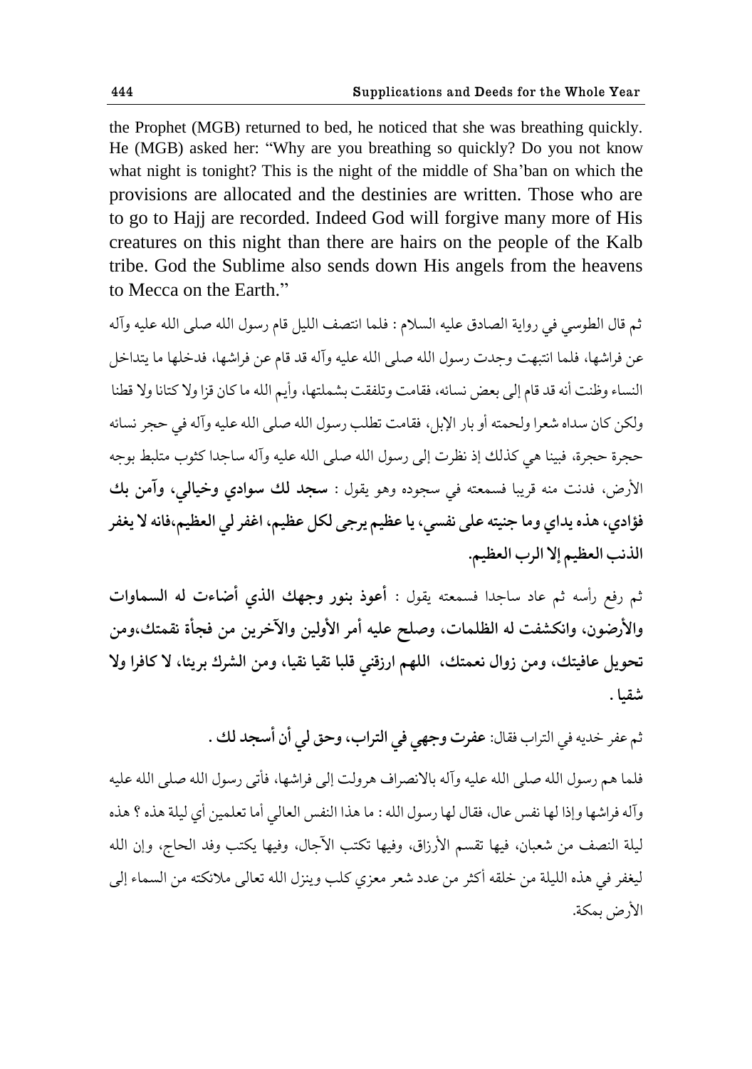the Prophet (MGB) returned to bed, he noticed that she was breathing quickly. He (MGB) asked her: "Why are you breathing so quickly? Do you not know what night is tonight? This is the night of the middle of Sha'ban on which the provisions are allocated and the destinies are written. Those who are to go to Hajj are recorded. Indeed God will forgive many more of His creatures on this night than there are hairs on the people of the Kalb tribe. God the Sublime also sends down His angels from the heavens to Mecca on the Earth."

ثم قال الطوسي في رواية الصادق عليه السلام : فلما انتصف الليل قام رسول الله صلى الله عليه وآله عن فراشها، فلما انتبهت وجدت رسول الله صلى الله عليه وآله قد قام عن فراشها، فدخلها ما يتداخل النساء وظنت أنه قد قام إلى بعض نسائه، فقامت وتلفقت بشملتها، وأيم الله ما كان قزا ولا كتانا ولا قطنا ولكن كان سداه شعرا ولحمته أو بار الإبل، فقامت تطلب رسول الله صلى الله عليه وآله في حجر نسائه حجرة حجرة، فبينا هي كذلك إذ نظرت إلى رسول الله صلى الله عليه وآله ساجدا كثوب متلبط بوجه الأرض، فدنت منه قريبا فسمعته في سجوده وهو يقول : **سجد لك سوادي وخيالي، وآمن بك فؤادي، هذه يداي وما جنيته على نفسي، يا عظيم يرجى لكل عظيم، اغفر لي العظيم،فانه لا يغفر الذنب العظيم إلا الرب العظيم.**

ثم رفع رأسه ثم عاد ساجدا فسمعته يقول : **أعوذ بنور وجهك الذي أضاءت له السماوات والأرضون، وانكشفت له الظلمات، وصلح عليه أمر الأولين والآخرين من فجأة نقمتك،ومن تحويل عافيتك، ومن زوال نعمتك، اللهم ارزقني قلبا تقيا نقيا، ومن الشرك بريئا، لا كافرا ولا شقيا .**

ثم عفر خديه في التراب فقال: **عفرت وجهي في التراب، وحق لي أن أسجد لك .**

فلما هم رسول الله صلى الله عليه وآله بالانصراف هرولت إلى فراشها، فأتى رسول الله صلى الله عليه وآله فراشها وإذا لها نفس عال، فقال لها رسول الله : ما هذا النفس العالي أما تعلمين أي ليلة هذه ؟ هذه ليلة النصف من شعبان، فيها تقسم الأرزاق، وفيها تكتب الآجال، وفيها يكتب وفد الحاج، وإن الله ليغفر في هذه الليلة من خلقه أكثر من عدد شعر معزي كلب وينزل الله تعالى ملائكته من السماء إلى الأرض بمكة.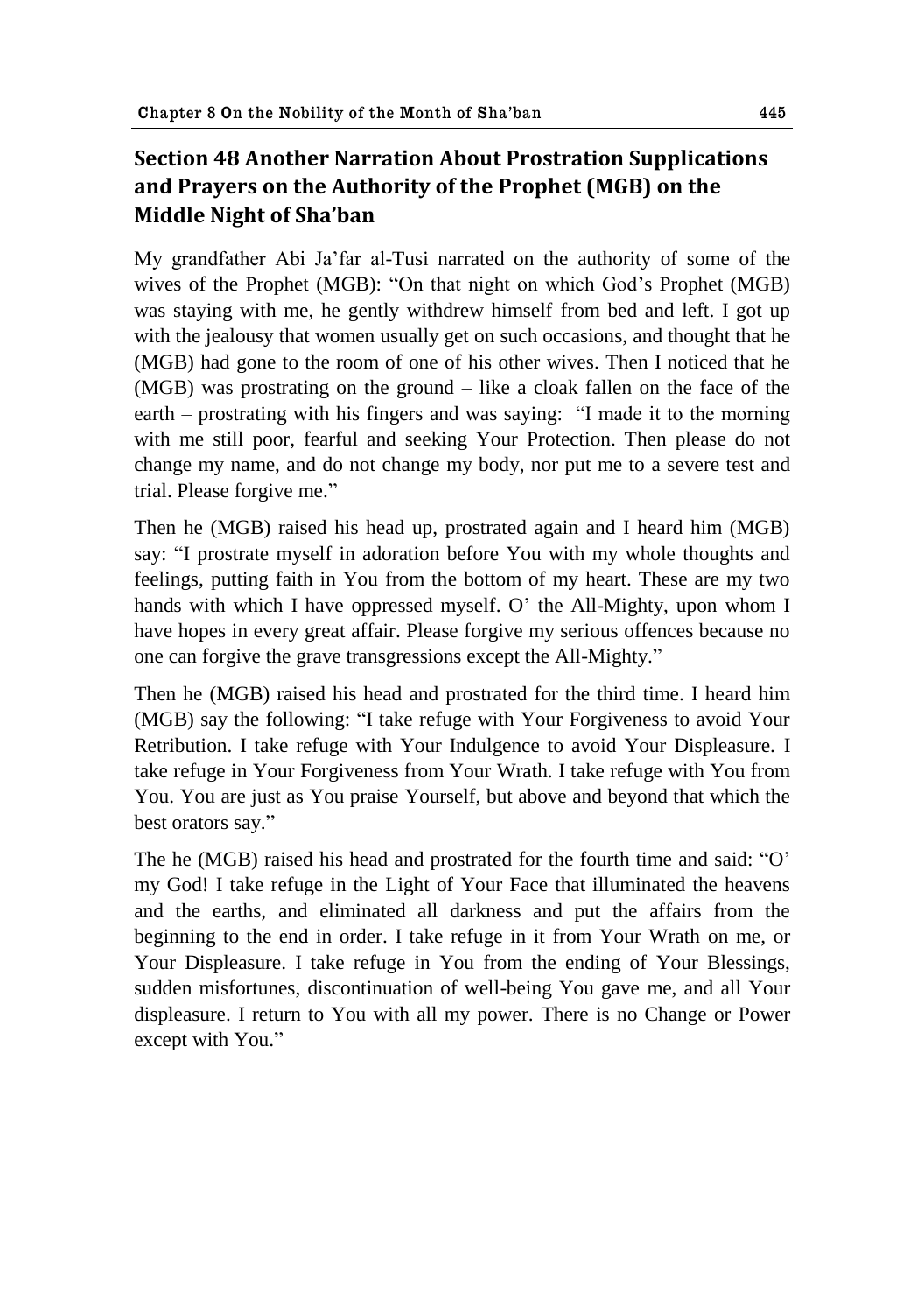## Section 48 Another Narration About Prostration Supplications and Prayers on the Authority of the Prophet (MGB) on the Middle Night of Sha'ban

My grandfather Abi Ja'far al-Tusi narrated on the authority of some of the wives of the Prophet (MGB): "On that night on which God's Prophet (MGB) was staying with me, he gently withdrew himself from bed and left. I got up with the jealousy that women usually get on such occasions, and thought that he (MGB) had gone to the room of one of his other wives. Then I noticed that he (MGB) was prostrating on the ground – like a cloak fallen on the face of the earth – prostrating with his fingers and was saying: "I made it to the morning with me still poor, fearful and seeking Your Protection. Then please do not change my name, and do not change my body, nor put me to a severe test and trial. Please forgive me."

Then he (MGB) raised his head up, prostrated again and I heard him (MGB) say: "I prostrate myself in adoration before You with my whole thoughts and feelings, putting faith in You from the bottom of my heart. These are my two hands with which I have oppressed myself. O' the All-Mighty, upon whom I have hopes in every great affair. Please forgive my serious offences because no one can forgive the grave transgressions except the All-Mighty."

Then he (MGB) raised his head and prostrated for the third time. I heard him (MGB) say the following: "I take refuge with Your Forgiveness to avoid Your Retribution. I take refuge with Your Indulgence to avoid Your Displeasure. I take refuge in Your Forgiveness from Your Wrath. I take refuge with You from You. You are just as You praise Yourself, but above and beyond that which the best orators say."

The he (MGB) raised his head and prostrated for the fourth time and said: "O' my God! I take refuge in the Light of Your Face that illuminated the heavens and the earths, and eliminated all darkness and put the affairs from the beginning to the end in order. I take refuge in it from Your Wrath on me, or Your Displeasure. I take refuge in You from the ending of Your Blessings, sudden misfortunes, discontinuation of well-being You gave me, and all Your displeasure. I return to You with all my power. There is no Change or Power except with You."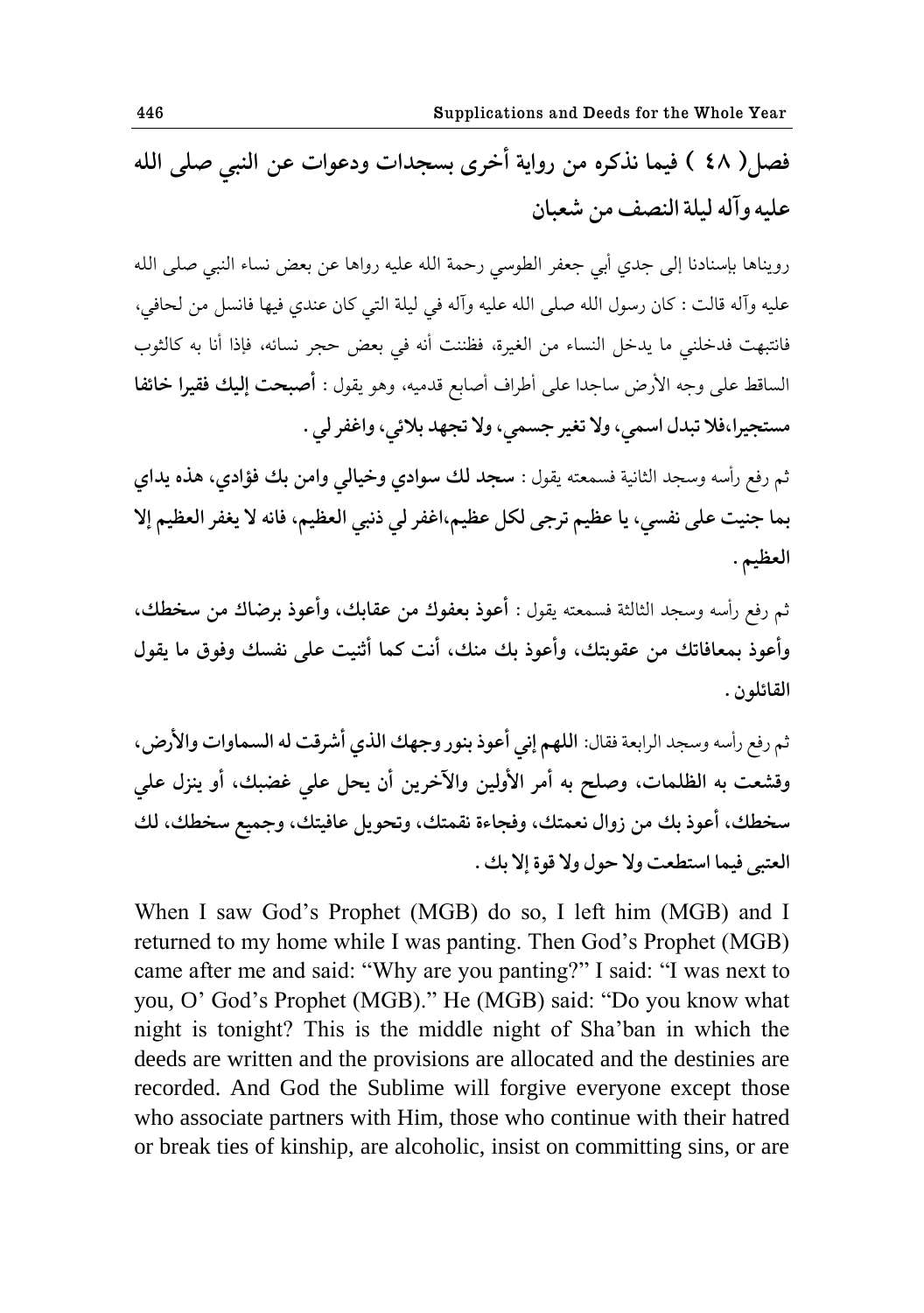## فصل( ٤٨ ) فيما نذكره من رواية أخرى بسجدات ودعوات عن النبي صلى الله عليه وآله ليلة النصف من شعبان

رويناها بإسنادنا إلى جدي أبي جعفر الطوسي رحمة الله عليه رواها عن بعض نساء النبي صلى الله عليه وآله قالت : كان رسول الله صلى الله عليه وآله في ليلة التي كان عندي فيها فانسل من لحافي، فانتبهت فدخلني ما يدخل النساء من الغيرة، فظننت أنه في بعض حجر نسائه، فإذا أنا به كالثوب الساقط على وجه الأرض ساجدا على أطراف أصابع قدميه، وهو يقول : **أصبحت إليك فقيرا خائفا مستجيرا،فلا تبدل اسمي، ولا تغير جسمي، ولا تجهد بلائي، واغفر لي .**

ثم رفع رأسه وسجد الثانية فسمعته يقول : **سجد لك سوادي وخيالي وامن بك فؤادي، هذه يداي بما جنيت على نفسي، يا عظيم ترجى لكل عظيم،اغفر لي ذنبي العظيم، فانه لا يغفر العظيم إلا العظيم .**

ثم رفع رأسه وسجد الثالثة فسمعته يقول : **أعوذ بعفوك من عقابك، وأعوذ برضاك من سخطك، وأعوذ بمعافاتك من عقوبتك، وأعوذ بك منك، أنت كما أثنيت على نفسك وفوق ما يقول القائلون .**

ثم رفع رأسه وسجد الرابعة فقال: **اللهم إني أعوذ بنور وجهك الذي أشرقت له السماوات والأرض، وقشعت به الظلمات، وصلح به أمر الأولين والآخرين أن يحل علي غضبك، أو ينزل علي سخطك، أعوذ بك من زوال نعمتك، وفجاءة نقمتك، وتحويل عافيتك، وجميع سخطك، لك العتبى فيما استطعت ولا حول ولا قوة إلا بك .**

When I saw God's Prophet (MGB) do so, I left him (MGB) and I returned to my home while I was panting. Then God's Prophet (MGB) came after me and said: "Why are you panting?" I said: "I was next to you, O' God's Prophet (MGB)." He (MGB) said: "Do you know what night is tonight? This is the middle night of Sha'ban in which the deeds are written and the provisions are allocated and the destinies are recorded. And God the Sublime will forgive everyone except those who associate partners with Him, those who continue with their hatred or break ties of kinship, are alcoholic, insist on committing sins, or are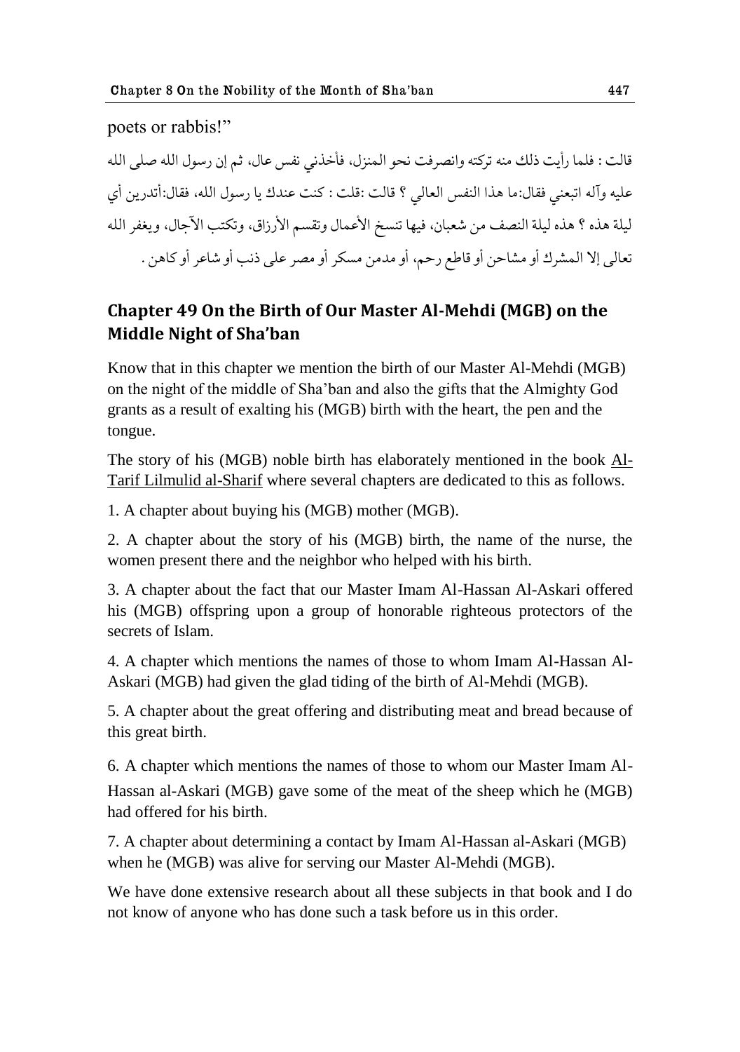poets or rabbis!"

قالت : فلما رأيت ذلك منه تركته وانصرفت نحو المنزل، فأخذني نفس عال، ثم إن رسول الله صلى الله عليه وآله اتبعني فقال:ما هذا النفس العالي ؟ قالت :قلت : كنت عندك يا رسول الله، فقال:أتدرين أي ليلة هذه ؟ هذه ليلة النصف من شعبان، فيها تنسخ الأعمال وتقسم الأرزاق، وتكتب الآجال، ويغفر الله تعالى إلا المشرك أو مشاحن أو قاطع رحم، أو مدمن مسكر أو مصر على ذنب أو شاعر أو كاهن .

## Chapter 49 On the Birth of Our Master Al-Mehdi (MGB) on the Middle Night of Sha'ban

Know that in this chapter we mention the birth of our Master Al-Mehdi (MGB) on the night of the middle of Sha'ban and also the gifts that the Almighty God grants as a result of exalting his (MGB) birth with the heart, the pen and the tongue.

The story of his (MGB) noble birth has elaborately mentioned in the book Al-Tarif Lilmulid al-Sharif where several chapters are dedicated to this as follows.

1. A chapter about buying his (MGB) mother (MGB).

2. A chapter about the story of his (MGB) birth, the name of the nurse, the women present there and the neighbor who helped with his birth.

3. A chapter about the fact that our Master Imam Al-Hassan Al-Askari offered his (MGB) offspring upon a group of honorable righteous protectors of the secrets of Islam.

4. A chapter which mentions the names of those to whom Imam Al-Hassan Al-Askari (MGB) had given the glad tiding of the birth of Al-Mehdi (MGB).

5. A chapter about the great offering and distributing meat and bread because of this great birth.

6. A chapter which mentions the names of those to whom our Master Imam Al-Hassan al-Askari (MGB) gave some of the meat of the sheep which he (MGB) had offered for his birth.

7. A chapter about determining a contact by Imam Al-Hassan al-Askari (MGB) when he (MGB) was alive for serving our Master Al-Mehdi (MGB).

We have done extensive research about all these subjects in that book and I do not know of anyone who has done such a task before us in this order.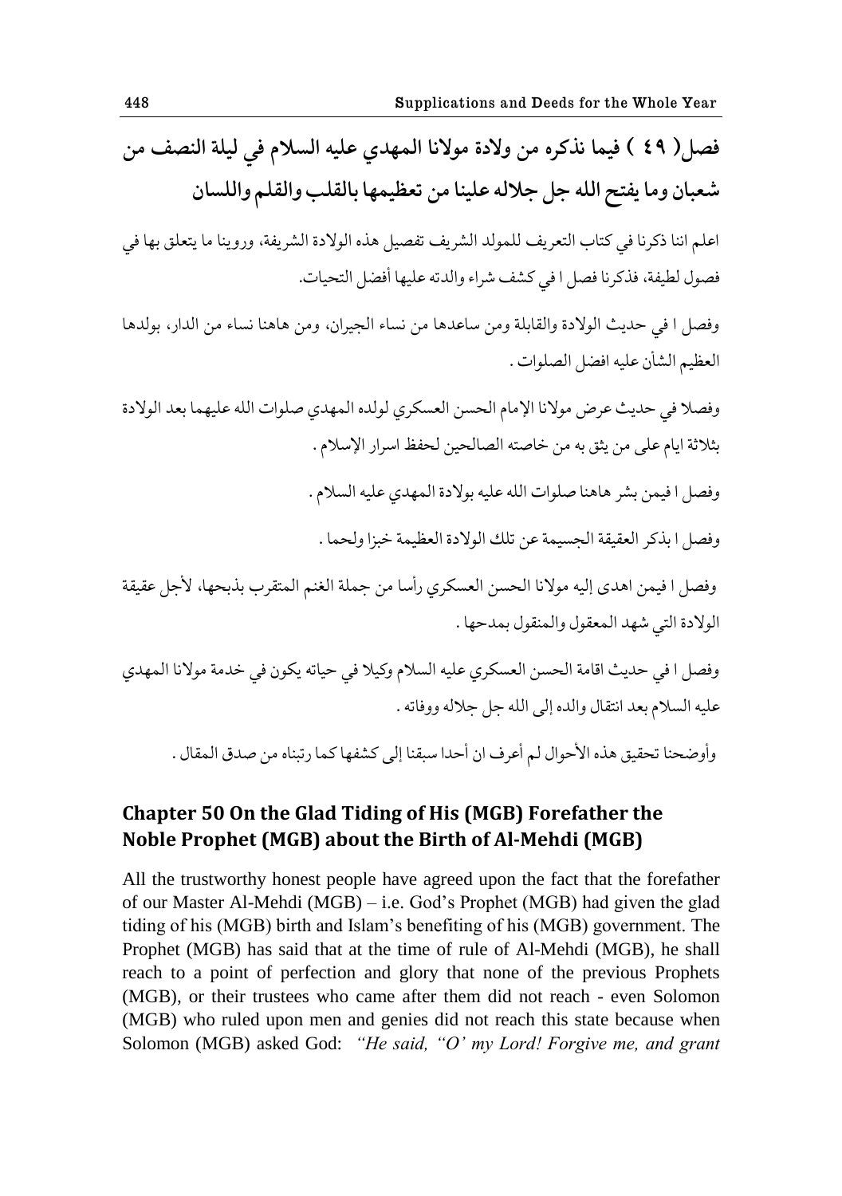## فصل( ٤٩ ) فيما نذكره من ولادة مولانا المهدي عليه السلام في ليلة النصف من شعبان وما يفتح الله جل جلاله علينا من تعظيمها بالقلب والقلم واللسان

اعلم اننا ذكرنا في كتاب التعريف للمولد الشريف تفصيل هذه الولادة الشريفة، وروينا ما يتعلق بها في فصول لطيفة، فذكرنا فصلا في كشف شراء والدته عليها أفضل التحيات.

وفصلا في حديث الولادة والقابلة ومن ساعدها من نساء الجيران، ومن هاهنا نساء من الدار، بولدها العظيم الشأن عليه افضل الصلوات .

وفصلا في حديث عرض مولانا الإمام الحسن العسكري لولده المهدي صلوات الله عليهما بعد الولادة بثلاثة ايام على من يثق به من خاصته الصالحين لحفظ اسرار الإسلام .

وفصلا فيمن بشر هاهنا صلوات الله عليه بولادة المهدي عليه السلام .

وفصلا بذكر العقيقة الجسيمة عن تلك الولادة العظيمة خبزا ولحما .

وفصلا فيمن اهدى إليه مولانا الحسن العسكري رأسا من جملة الغنم المتقرب بذبحها، لأجل عقيقة الولادة التي شهد المعقول والمنقول بمدحها .

وفصلا في حديث اقامة الحسن العسكري عليه السلام وكيلا في حياته يكون في خدمة مولانا المهدي عليه السلام بعد انتقال والده إلى الله جل جلاله ووفاته .

وأوضحنا تحقيق هذه الأحوال لم أعرف ان أحدا سبقنا إلى كشفها كما رتبناه من صدق المقال .

## Chapter 50 On the Glad Tiding of His (MGB) Forefather the Noble Prophet (MGB) about the Birth of Al-Mehdi (MGB)

All the trustworthy honest people have agreed upon the fact that the forefather of our Master Al-Mehdi (MGB) – i.e. God's Prophet (MGB) had given the glad tiding of his (MGB) birth and Islam's benefiting of his (MGB) government. The Prophet (MGB) has said that at the time of rule of Al-Mehdi (MGB), he shall reach to a point of perfection and glory that none of the previous Prophets (MGB), or their trustees who came after them did not reach - even Solomon (MGB) who ruled upon men and genies did not reach this state because when Solomon (MGB) asked God: *"He said, "O' my Lord! Forgive me, and grant*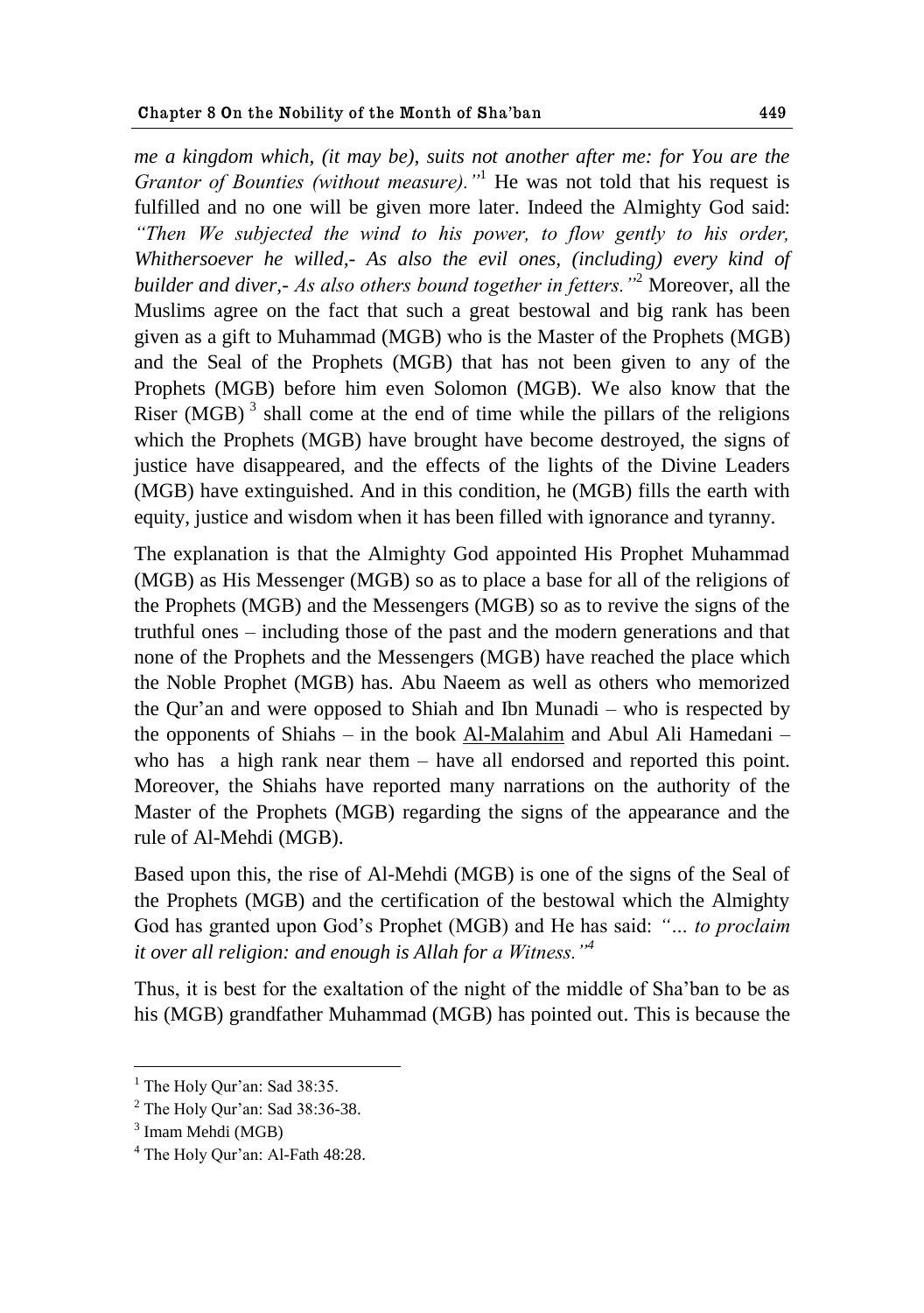*me a kingdom which, (it may be), suits not another after me: for You are the Grantor of Bounties (without measure).”*[1] He was not told that his request is fulfilled and no one will be given more later. Indeed the Almighty God said: *“Then We subjected the wind to his power, to flow gently to his order, Whithersoever he willed,- As also the evil ones, (including) every kind of builder and diver,- As also others bound together in fetters.”*[2] Moreover, all the Muslims agree on the fact that such a great bestowal and big rank has been given as a gift to Muhammad (MGB) who is the Master of the Prophets (MGB) and the Seal of the Prophets (MGB) that has not been given to any of the Prophets (MGB) before him even Solomon (MGB). We also know that the Riser (MGB) [3] shall come at the end of time while the pillars of the religions which the Prophets (MGB) have brought have become destroyed, the signs of justice have disappeared, and the effects of the lights of the Divine Leaders (MGB) have extinguished. And in this condition, he (MGB) fills the earth with equity, justice and wisdom when it has been filled with ignorance and tyranny.

The explanation is that the Almighty God appointed His Prophet Muhammad (MGB) as His Messenger (MGB) so as to place a base for all of the religions of the Prophets (MGB) and the Messengers (MGB) so as to revive the signs of the truthful ones – including those of the past and the modern generations and that none of the Prophets and the Messengers (MGB) have reached the place which the Noble Prophet (MGB) has. Abu Naeem as well as others who memorized the Qur’an and were opposed to Shiah and Ibn Munadi – who is respected by the opponents of Shiahs – in the book Al-Malahim and Abul Ali Hamedani – who has a high rank near them – have all endorsed and reported this point. Moreover, the Shiahs have reported many narrations on the authority of the Master of the Prophets (MGB) regarding the signs of the appearance and the rule of Al-Mehdi (MGB).

Based upon this, the rise of Al-Mehdi (MGB) is one of the signs of the Seal of the Prophets (MGB) and the certification of the bestowal which the Almighty God has granted upon God’s Prophet (MGB) and He has said: *“… to proclaim it over all religion: and enough is Allah for a Witness.”*[4]

Thus, it is best for the exaltation of the night of the middle of Sha’ban to be as his (MGB) grandfather Muhammad (MGB) has pointed out. This is because the

---

[1] The Holy Qur’an: Sad 38:35.

[2] The Holy Qur’an: Sad 38:36-38.

[3] Imam Mehdi (MGB)

[4] The Holy Qur’an: Al-Fath 48:28.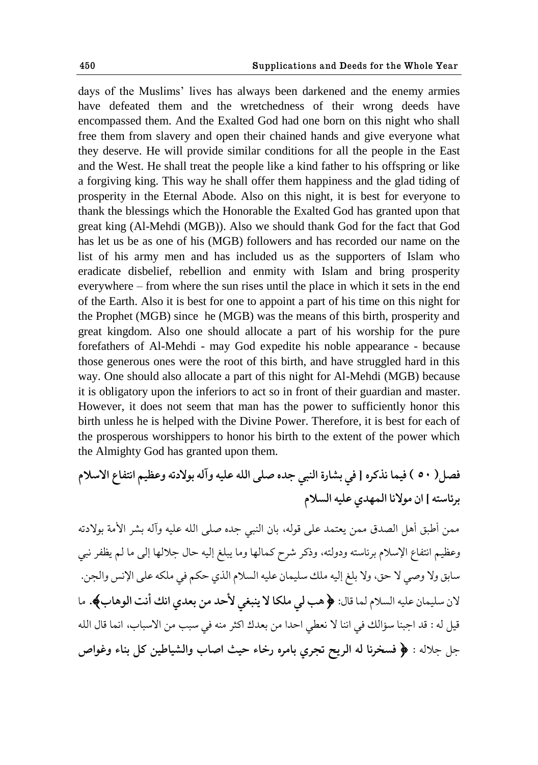days of the Muslims' lives has always been darkened and the enemy armies have defeated them and the wretchedness of their wrong deeds have encompassed them. And the Exalted God had one born on this night who shall free them from slavery and open their chained hands and give everyone what they deserve. He will provide similar conditions for all the people in the East and the West. He shall treat the people like a kind father to his offspring or like a forgiving king. This way he shall offer them happiness and the glad tiding of prosperity in the Eternal Abode. Also on this night, it is best for everyone to thank the blessings which the Honorable the Exalted God has granted upon that great king (Al-Mehdi (MGB)). Also we should thank God for the fact that God has let us be as one of his (MGB) followers and has recorded our name on the list of his army men and has included us as the supporters of Islam who eradicate disbelief, rebellion and enmity with Islam and bring prosperity everywhere – from where the sun rises until the place in which it sets in the end of the Earth. Also it is best for one to appoint a part of his time on this night for the Prophet (MGB) since he (MGB) was the means of this birth, prosperity and great kingdom. Also one should allocate a part of his worship for the pure forefathers of Al-Mehdi - may God expedite his noble appearance - because those generous ones were the root of this birth, and have struggled hard in this way. One should also allocate a part of this night for Al-Mehdi (MGB) because it is obligatory upon the inferiors to act so in front of their guardian and master. However, it does not seem that man has the power to sufficiently honor this birth unless he is helped with the Divine Power. Therefore, it is best for each of the prosperous worshippers to honor his birth to the extent of the power which the Almighty God has granted upon them.

## فصل ( ٥٠ ) فيما نذكره [ في بشارة النبي جده صلى الله عليه وآله بولادته وعظيم انتفاع الاسلام برئاسته ] ان مولانا المهدي عليه السلام

ممن أطبق أهل الصدق ممن يعتمد على قوله، بان النبي جده صلى الله عليه وآله بشر الأمة بولادته وعظيم انتفاع الإسلام برئاسته ودولته، وذكر شرح كمالها وما يبلغ إليه حال جلالها إلى ما لم يظفر نبي سابق ولا وصي لا حق، ولا بلغ إليه ملك سليمان عليه السلام الذي حكم في ملكه على الإنس والجن. لان سليمان عليه السلام لما قال: **﴿هب لي ملكا لا ينبغي لأحد من بعدي انك أنت الوهاب﴾**. ما قيل له : قد اجبنا سؤالك في اننا لا نعطي احدا من بعدك اكثر منه في سبب من الاسباب، انما قال الله جل جلاله : **﴿ فسخرنا له الريح تجري بامره رخاء حيث اصاب والشياطين كل بناء وغواص**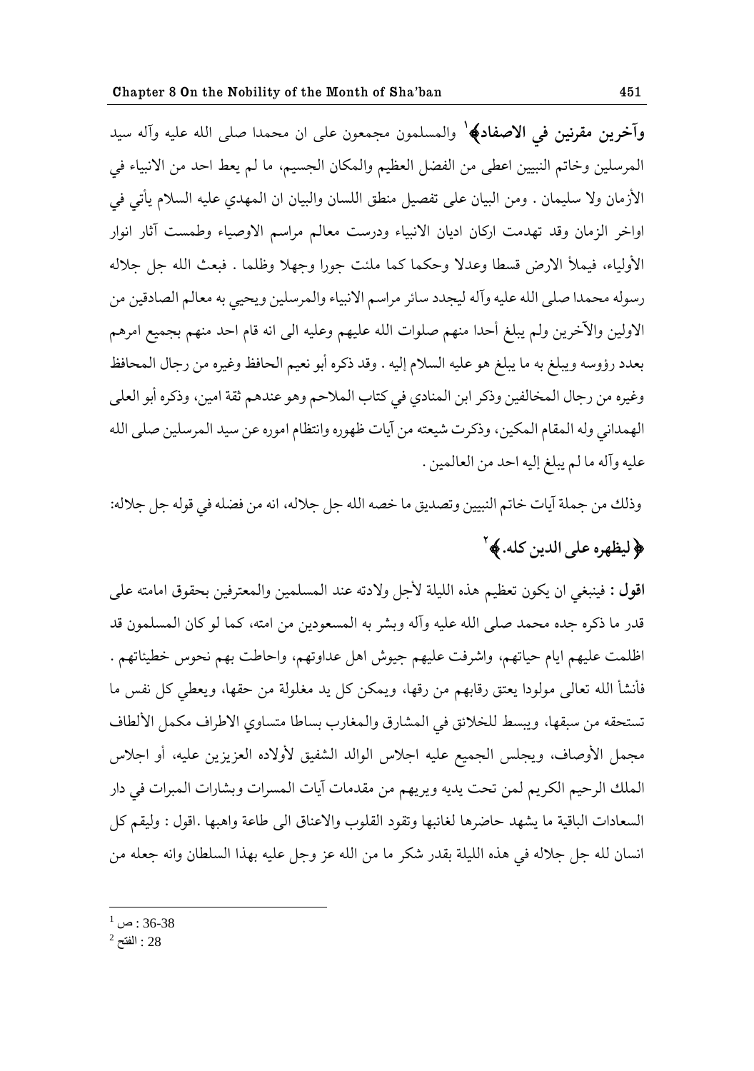**وآخرين مقرنين في الاصفاد﴾**[1] والمسلمون مجمعون على ان محمدا صلى الله عليه وآله سيد المرسلين وخاتم النبيين اعطى من الفضل العظيم والمكان الجسيم، ما لم يعط احد من الانبياء في الأزمان ولا سليمان . ومن البيان على تفصيل منطق اللسان والبيان ان المهدي عليه السلام يأتي في اواخر الزمان وقد تهدمت اركان اديان الانبياء ودرست معالم مراسم الاوصياء وطمست آثار انوار الأولياء، فيملأ الارض قسطا وعدلا وحكما كما ملئت جورا وجهلا وظلما . فبعث الله جل جلاله رسوله محمدا صلى الله عليه وآله ليجدد سائر مراسم الانبياء والمرسلين ويحيي به معالم الصادقين من الاولين والآخرين ولم يبلغ أحدا منهم صلوات الله عليهم وعليه الى انه قام احد منهم بجميع امرهم بعدد رؤوسه ويبلغ به ما يبلغ هو عليه السلام إليه . وقد ذكره أبو نعيم الحافظ وغيره من رجال المحافظ وغيره من رجال المخالفين وذكر ابن المنادي في كتاب الملاحم وهو عندهم ثقة امين، وذكره أبو العلى الهمداني وله المقام المكين، وذكرت شيعته من آيات ظهوره وانتظام اموره عن سيد المرسلين صلى الله عليه وآله ما لم يبلغ إليه احد من العالمين .

وذلك من جملة آيات خاتم النبيين وتصديق ما خصه الله جل جلاله، انه من فضله في قوله جل جلاله:

**﴿ليظهره على الدين كله.﴾**[2]

**اقول :** فينبغي ان يكون تعظيم هذه الليلة لأجل ولادته عند المسلمين والمعترفين بحقوق امامته على قدر ما ذكره جده محمد صلى الله عليه وآله وبشر به المسعودين من امته، كما لو كان المسلمون قد اظلمت عليهم ايام حياتهم، واشرفت عليهم جيوش اهل عداوتهم، واحاطت بهم نحوس خطيئاتهم . فأنشأ الله تعالى مولودا يعتق رقابهم من رقها، ويمكن كل يد مغلولة من حقها، ويعطي كل نفس ما تستحقه من سبقها، ويبسط للخلائق في المشارق والمغارب بساطا متساوي الاطراف مكمل الألطاف مجمل الأوصاف، ويجلس الجميع عليه اجلاس الوالد الشفيق لأولاده العزيزين عليه، أو اجلاس الملك الرحيم الكريم لمن تحت يديه ويريهم من مقدمات آيات المسرات وبشارات المبرات في دار السعادات الباقية ما يشهد حاضرها لغائبها وتقود القلوب والاعناق الى طاعة واهبها .اقول : وليقم كل انسان لله جل جلاله في هذه الليلة بقدر شكر ما من الله عز وجل عليه بهذا السلطان وانه جعله من

---

[1] ص : 36-38

[2] الفتح : 28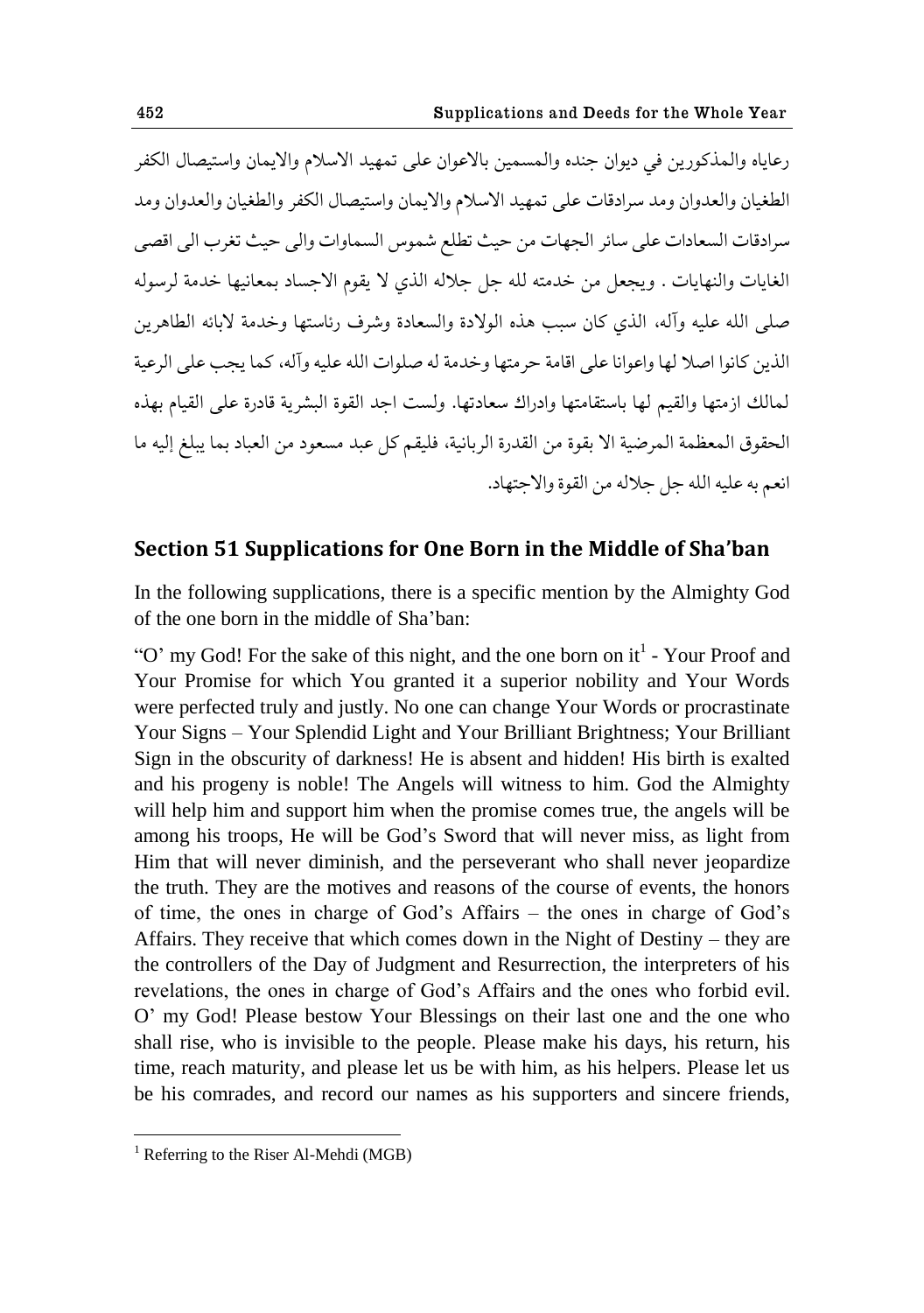رعاياه والمذكورين في ديوان جنده والمسمين بالاعوان على تمهيد الاسلام والايمان واستيصال الكفر الطغيان والعدوان ومد سرادقات على تمهيد الاسلام والايمان واستيصال الكفر والطغيان والعدوان ومد سرادقات السعادات على سائر الجهات من حيث تطلع شموس السماوات والى حيث تغرب الى اقصى الغايات والنهايات . ويجعل من خدمته لله جل جلاله الذي لا يقوم الاجساد بمعانيها خدمة لرسوله صلى الله عليه وآله، الذي كان سبب هذه الولادة والسعادة وشرف رئاستها وخدمة لابائه الطاهرين الذين كانوا اصلا لها واعوانا على اقامة حرمتها وخدمة له صلوات الله عليه وآله، كما يجب على الرعية لمالك ازمتها والقيم لها باستقامتها وادراك سعادتها. ولست اجد القوة البشرية قادرة على القيام بهذه الحقوق المعظمة المرضية الا بقوة من القدرة الربانية، فليقم كل عبد مسعود من العباد بما يبلغ إليه ما انعم به عليه الله جل جلاله من القوة والاجتهاد.

## Section 51 Supplications for One Born in the Middle of Sha'ban

In the following supplications, there is a specific mention by the Almighty God of the one born in the middle of Sha'ban:

"O' my God! For the sake of this night, and the one born on it[1] - Your Proof and Your Promise for which You granted it a superior nobility and Your Words were perfected truly and justly. No one can change Your Words or procrastinate Your Signs – Your Splendid Light and Your Brilliant Brightness; Your Brilliant Sign in the obscurity of darkness! He is absent and hidden! His birth is exalted and his progeny is noble! The Angels will witness to him. God the Almighty will help him and support him when the promise comes true, the angels will be among his troops, He will be God's Sword that will never miss, as light from Him that will never diminish, and the perseverant who shall never jeopardize the truth. They are the motives and reasons of the course of events, the honors of time, the ones in charge of God's Affairs – the ones in charge of God's Affairs. They receive that which comes down in the Night of Destiny – they are the controllers of the Day of Judgment and Resurrection, the interpreters of his revelations, the ones in charge of God's Affairs and the ones who forbid evil. O' my God! Please bestow Your Blessings on their last one and the one who shall rise, who is invisible to the people. Please make his days, his return, his time, reach maturity, and please let us be with him, as his helpers. Please let us be his comrades, and record our names as his supporters and sincere friends,

[1] Referring to the Riser Al-Mehdi (MGB)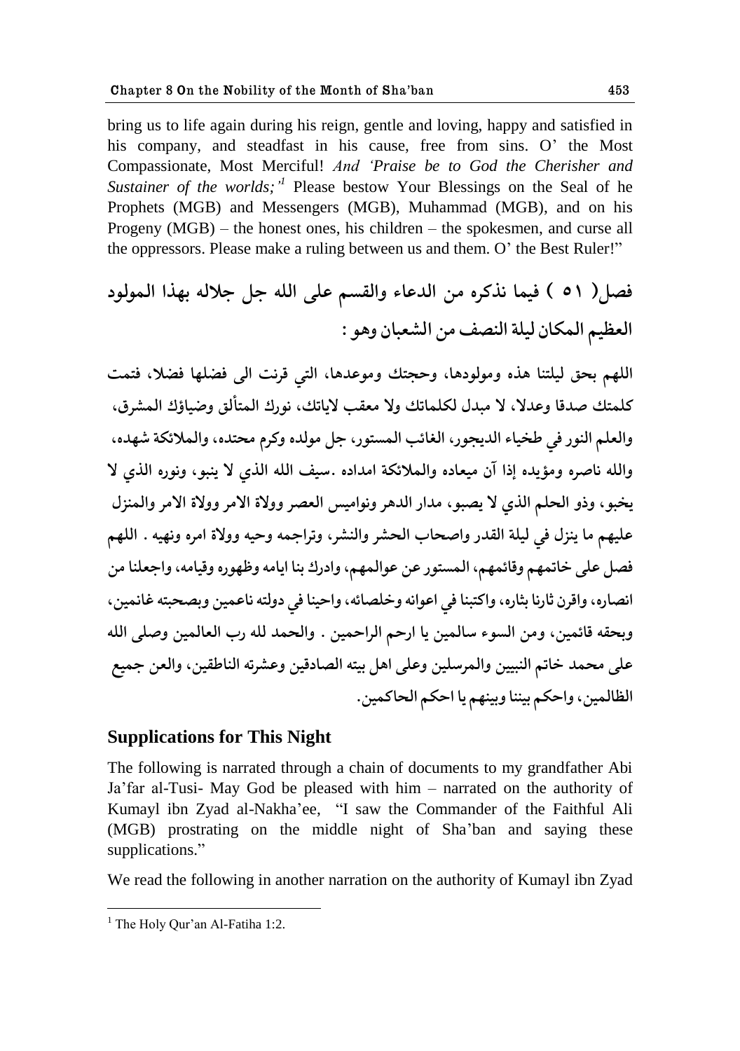bring us to life again during his reign, gentle and loving, happy and satisfied in his company, and steadfast in his cause, free from sins. O' the Most Compassionate, Most Merciful! *And 'Praise be to God the Cherisher and Sustainer of the worlds;'*[1] Please bestow Your Blessings on the Seal of he Prophets (MGB) and Messengers (MGB), Muhammad (MGB), and on his Progeny (MGB) – the honest ones, his children – the spokesmen, and curse all the oppressors. Please make a ruling between us and them. O' the Best Ruler!"

**فصل( ٥١ ) فيما نذكره من الدعاء والقسم على الله جل جلاله بهذا المولود العظيم المكان ليلة النصف من الشعبان وهو :**

**اللهم بحق ليلتنا هذه ومولودها، وحجتك وموعدها، التي قرنت الى فضلها فضلا، فتمت كلمتك صدقا وعدلا، لا مبدل لكلماتك ولا معقب لاياتك، نورك المتألق وضياؤك المشرق، والعلم النور في طخياء الديجور، الغائب المستور، جل مولده وكرم محتده، والملائكة شهده، والله ناصره ومؤيده إذا آن ميعاده والملائكة امداده .سيف الله الذي لا ينبو، ونوره الذي لا يخبو، وذو الحلم الذي لا يصبو، مدار الدهر ونواميس العصر وولاة الامر والمنزل عليهم ما ينزل في ليلة القدر واصحاب الحشر والنشر، وتراجمه وحيه وولاة امره ونهيه . اللهم فصل على خاتمهم وقائمهم، المستور عن عوالمهم، وادرك بنا ايامه وظهوره وقيامه، واجعلنا من انصاره، واقرن ثارنا بثاره، واكتبنا في اعوانه وخلصائه، واحينا في دولته ناعمين وبصحبته غانمين، وبحقه قائمين، ومن السوء سالمين يا ارحم الراحمين . والحمد لله رب العالمين وصلى الله على محمد خاتم النبيين والمرسلين وعلى اهل بيته الصادقين وعشرته الناطقين، والعن جميع الظالمين، واحكم بيننا وبينهم يا احكم الحاكمين.**

## Supplications for This Night

The following is narrated through a chain of documents to my grandfather Abi Ja'far al-Tusi- May God be pleased with him – narrated on the authority of Kumayl ibn Zyad al-Nakha'ee, "I saw the Commander of the Faithful Ali (MGB) prostrating on the middle night of Sha'ban and saying these supplications."

We read the following in another narration on the authority of Kumayl ibn Zyad

[1] The Holy Qur'an Al-Fatiha 1:2.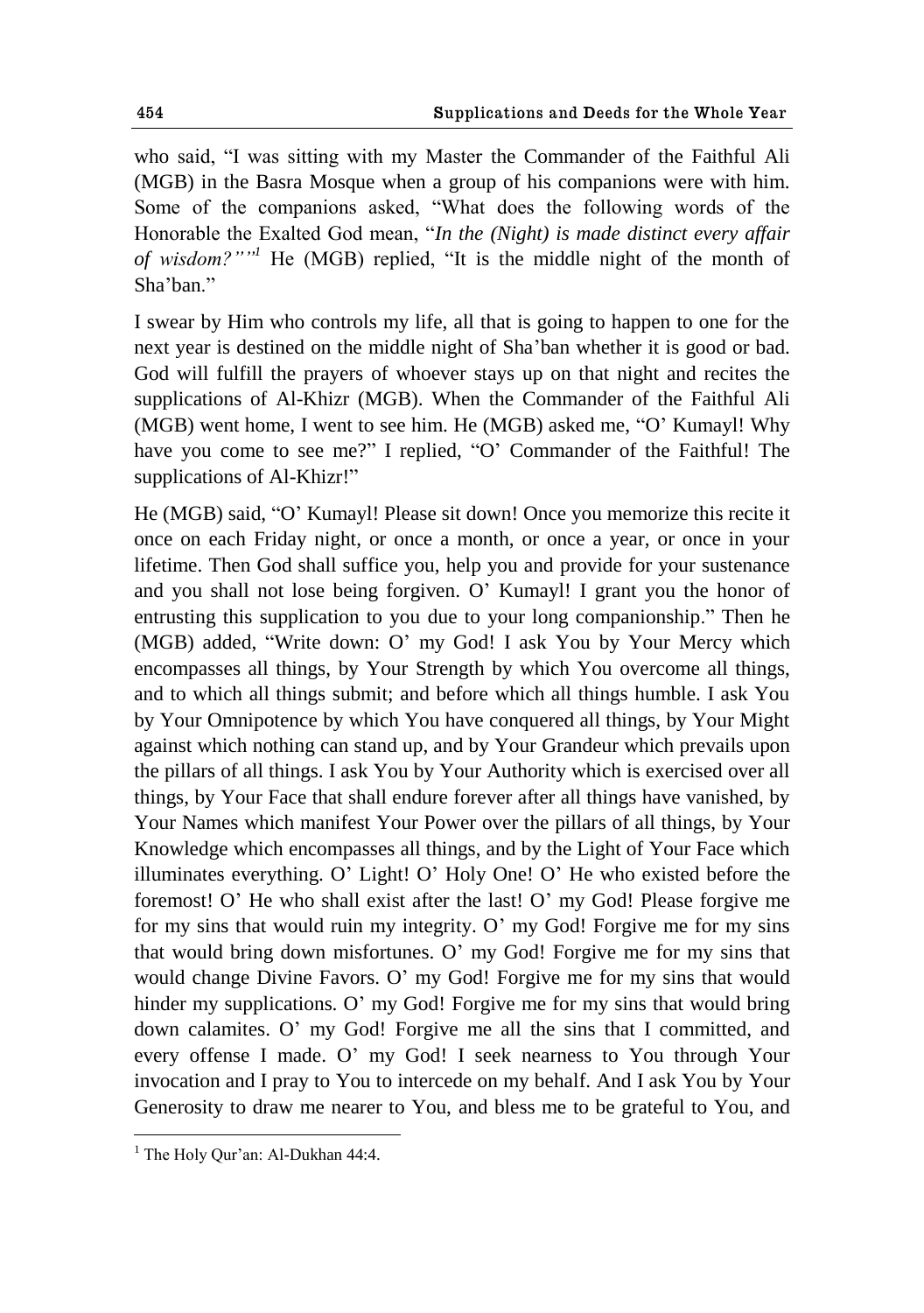who said, "I was sitting with my Master the Commander of the Faithful Ali (MGB) in the Basra Mosque when a group of his companions were with him. Some of the companions asked, "What does the following words of the Honorable the Exalted God mean, "*In the (Night) is made distinct every affair of wisdom?*""[1] He (MGB) replied, "It is the middle night of the month of Sha'ban."

I swear by Him who controls my life, all that is going to happen to one for the next year is destined on the middle night of Sha'ban whether it is good or bad. God will fulfill the prayers of whoever stays up on that night and recites the supplications of Al-Khizr (MGB). When the Commander of the Faithful Ali (MGB) went home, I went to see him. He (MGB) asked me, "O' Kumayl! Why have you come to see me?" I replied, "O' Commander of the Faithful! The supplications of Al-Khizr!"

He (MGB) said, "O' Kumayl! Please sit down! Once you memorize this recite it once on each Friday night, or once a month, or once a year, or once in your lifetime. Then God shall suffice you, help you and provide for your sustenance and you shall not lose being forgiven. O' Kumayl! I grant you the honor of entrusting this supplication to you due to your long companionship." Then he (MGB) added, "Write down: O' my God! I ask You by Your Mercy which encompasses all things, by Your Strength by which You overcome all things, and to which all things submit; and before which all things humble. I ask You by Your Omnipotence by which You have conquered all things, by Your Might against which nothing can stand up, and by Your Grandeur which prevails upon the pillars of all things. I ask You by Your Authority which is exercised over all things, by Your Face that shall endure forever after all things have vanished, by Your Names which manifest Your Power over the pillars of all things, by Your Knowledge which encompasses all things, and by the Light of Your Face which illuminates everything. O' Light! O' Holy One! O' He who existed before the foremost! O' He who shall exist after the last! O' my God! Please forgive me for my sins that would ruin my integrity. O' my God! Forgive me for my sins that would bring down misfortunes. O' my God! Forgive me for my sins that would change Divine Favors. O' my God! Forgive me for my sins that would hinder my supplications. O' my God! Forgive me for my sins that would bring down calamites. O' my God! Forgive me all the sins that I committed, and every offense I made. O' my God! I seek nearness to You through Your invocation and I pray to You to intercede on my behalf. And I ask You by Your Generosity to draw me nearer to You, and bless me to be grateful to You, and

---

[1] The Holy Qur'an: Al-Dukhan 44:4.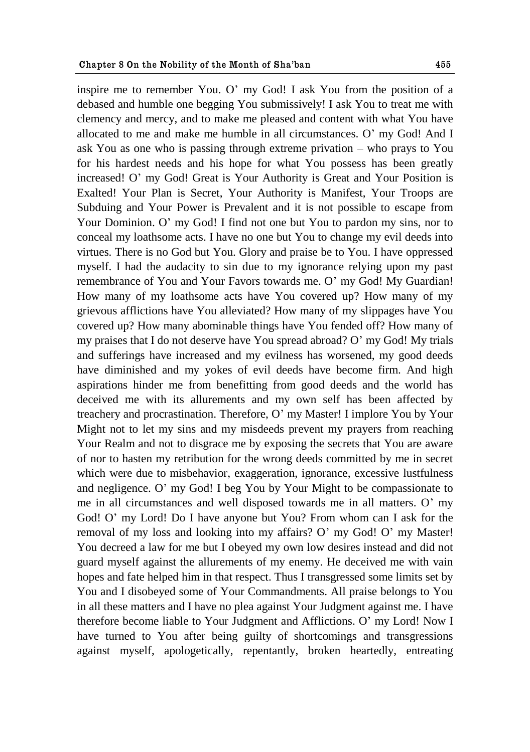inspire me to remember You. O' my God! I ask You from the position of a debased and humble one begging You submissively! I ask You to treat me with clemency and mercy, and to make me pleased and content with what You have allocated to me and make me humble in all circumstances. O' my God! And I ask You as one who is passing through extreme privation – who prays to You for his hardest needs and his hope for what You possess has been greatly increased! O' my God! Great is Your Authority is Great and Your Position is Exalted! Your Plan is Secret, Your Authority is Manifest, Your Troops are Subduing and Your Power is Prevalent and it is not possible to escape from Your Dominion. O' my God! I find not one but You to pardon my sins, nor to conceal my loathsome acts. I have no one but You to change my evil deeds into virtues. There is no God but You. Glory and praise be to You. I have oppressed myself. I had the audacity to sin due to my ignorance relying upon my past remembrance of You and Your Favors towards me. O' my God! My Guardian! How many of my loathsome acts have You covered up? How many of my grievous afflictions have You alleviated? How many of my slippages have You covered up? How many abominable things have You fended off? How many of my praises that I do not deserve have You spread abroad? O' my God! My trials and sufferings have increased and my evilness has worsened, my good deeds have diminished and my yokes of evil deeds have become firm. And high aspirations hinder me from benefitting from good deeds and the world has deceived me with its allurements and my own self has been affected by treachery and procrastination. Therefore, O' my Master! I implore You by Your Might not to let my sins and my misdeeds prevent my prayers from reaching Your Realm and not to disgrace me by exposing the secrets that You are aware of nor to hasten my retribution for the wrong deeds committed by me in secret which were due to misbehavior, exaggeration, ignorance, excessive lustfulness and negligence. O' my God! I beg You by Your Might to be compassionate to me in all circumstances and well disposed towards me in all matters. O' my God! O' my Lord! Do I have anyone but You? From whom can I ask for the removal of my loss and looking into my affairs? O' my God! O' my Master! You decreed a law for me but I obeyed my own low desires instead and did not guard myself against the allurements of my enemy. He deceived me with vain hopes and fate helped him in that respect. Thus I transgressed some limits set by You and I disobeyed some of Your Commandments. All praise belongs to You in all these matters and I have no plea against Your Judgment against me. I have therefore become liable to Your Judgment and Afflictions. O' my Lord! Now I have turned to You after being guilty of shortcomings and transgressions against myself, apologetically, repentantly, broken heartedly, entreating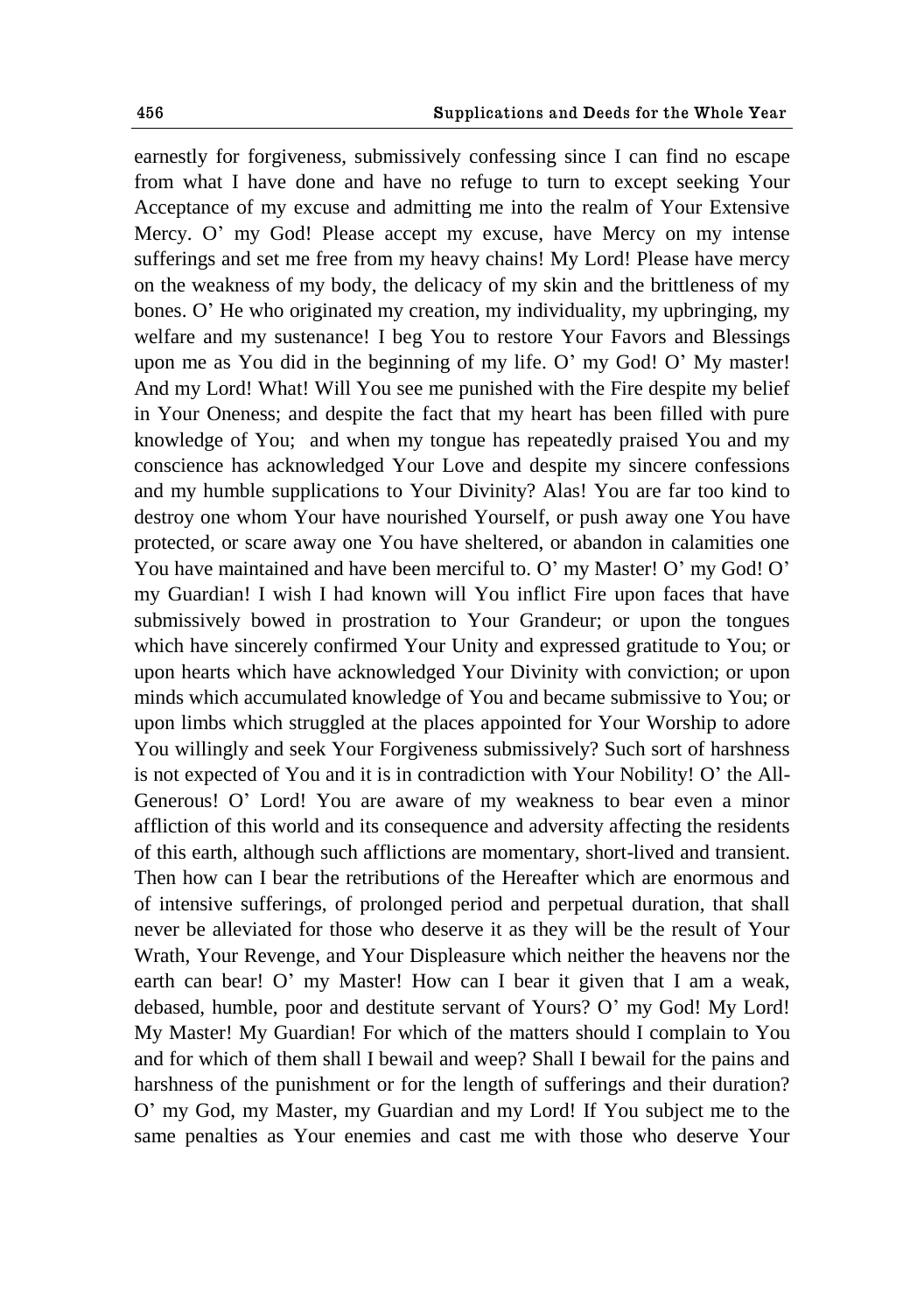earnestly for forgiveness, submissively confessing since I can find no escape from what I have done and have no refuge to turn to except seeking Your Acceptance of my excuse and admitting me into the realm of Your Extensive Mercy. O' my God! Please accept my excuse, have Mercy on my intense sufferings and set me free from my heavy chains! My Lord! Please have mercy on the weakness of my body, the delicacy of my skin and the brittleness of my bones. O' He who originated my creation, my individuality, my upbringing, my welfare and my sustenance! I beg You to restore Your Favors and Blessings upon me as You did in the beginning of my life. O' my God! O' My master! And my Lord! What! Will You see me punished with the Fire despite my belief in Your Oneness; and despite the fact that my heart has been filled with pure knowledge of You; and when my tongue has repeatedly praised You and my conscience has acknowledged Your Love and despite my sincere confessions and my humble supplications to Your Divinity? Alas! You are far too kind to destroy one whom Your have nourished Yourself, or push away one You have protected, or scare away one You have sheltered, or abandon in calamities one You have maintained and have been merciful to. O' my Master! O' my God! O' my Guardian! I wish I had known will You inflict Fire upon faces that have submissively bowed in prostration to Your Grandeur; or upon the tongues which have sincerely confirmed Your Unity and expressed gratitude to You; or upon hearts which have acknowledged Your Divinity with conviction; or upon minds which accumulated knowledge of You and became submissive to You; or upon limbs which struggled at the places appointed for Your Worship to adore You willingly and seek Your Forgiveness submissively? Such sort of harshness is not expected of You and it is in contradiction with Your Nobility! O' the All-Generous! O' Lord! You are aware of my weakness to bear even a minor affliction of this world and its consequence and adversity affecting the residents of this earth, although such afflictions are momentary, short-lived and transient. Then how can I bear the retributions of the Hereafter which are enormous and of intensive sufferings, of prolonged period and perpetual duration, that shall never be alleviated for those who deserve it as they will be the result of Your Wrath, Your Revenge, and Your Displeasure which neither the heavens nor the earth can bear! O' my Master! How can I bear it given that I am a weak, debased, humble, poor and destitute servant of Yours? O' my God! My Lord! My Master! My Guardian! For which of the matters should I complain to You and for which of them shall I bewail and weep? Shall I bewail for the pains and harshness of the punishment or for the length of sufferings and their duration? O' my God, my Master, my Guardian and my Lord! If You subject me to the same penalties as Your enemies and cast me with those who deserve Your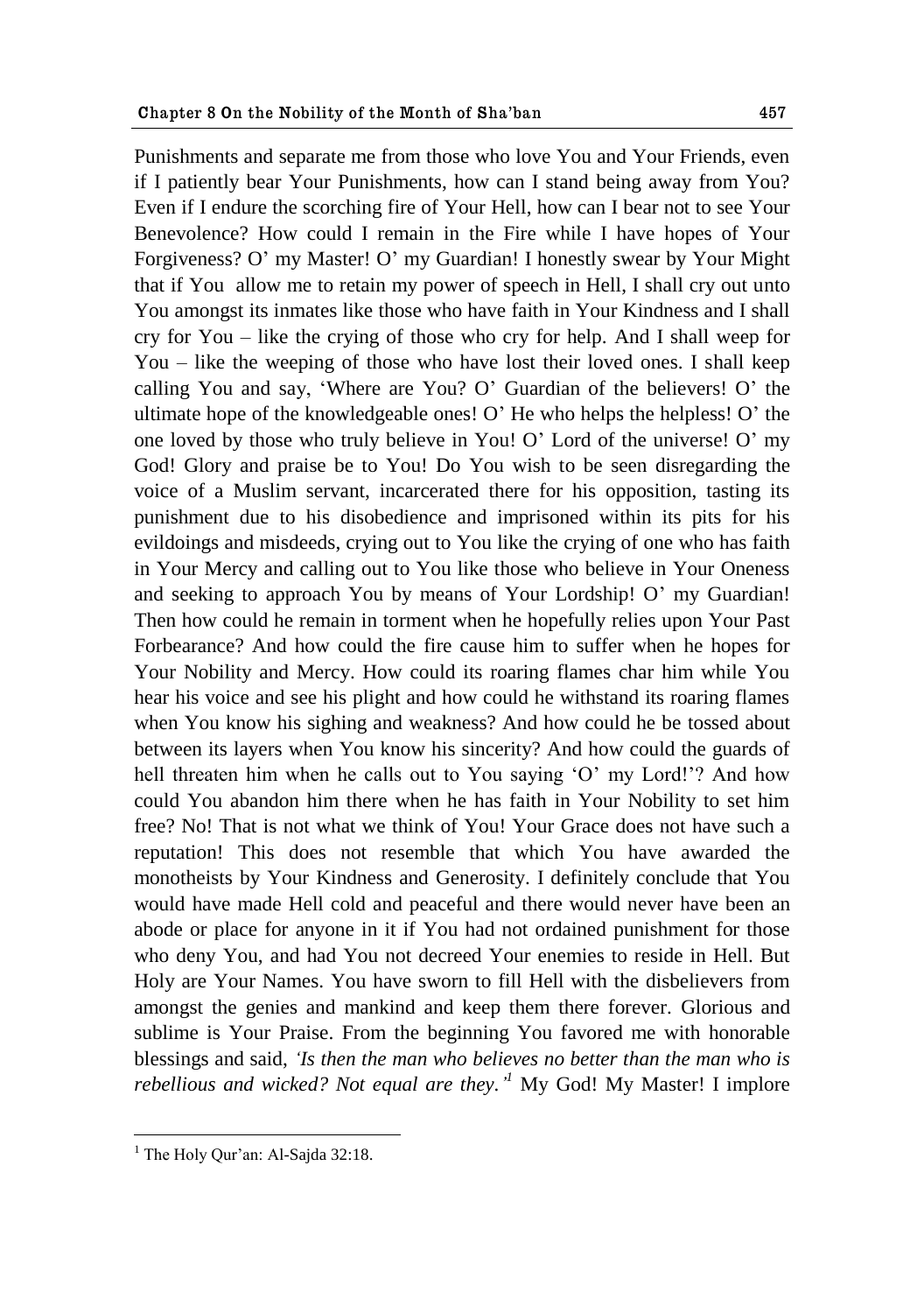Punishments and separate me from those who love You and Your Friends, even if I patiently bear Your Punishments, how can I stand being away from You? Even if I endure the scorching fire of Your Hell, how can I bear not to see Your Benevolence? How could I remain in the Fire while I have hopes of Your Forgiveness? O' my Master! O' my Guardian! I honestly swear by Your Might that if You allow me to retain my power of speech in Hell, I shall cry out unto You amongst its inmates like those who have faith in Your Kindness and I shall cry for You – like the crying of those who cry for help. And I shall weep for You – like the weeping of those who have lost their loved ones. I shall keep calling You and say, 'Where are You? O' Guardian of the believers! O' the ultimate hope of the knowledgeable ones! O' He who helps the helpless! O' the one loved by those who truly believe in You! O' Lord of the universe! O' my God! Glory and praise be to You! Do You wish to be seen disregarding the voice of a Muslim servant, incarcerated there for his opposition, tasting its punishment due to his disobedience and imprisoned within its pits for his evildoings and misdeeds, crying out to You like the crying of one who has faith in Your Mercy and calling out to You like those who believe in Your Oneness and seeking to approach You by means of Your Lordship! O' my Guardian! Then how could he remain in torment when he hopefully relies upon Your Past Forbearance? And how could the fire cause him to suffer when he hopes for Your Nobility and Mercy. How could its roaring flames char him while You hear his voice and see his plight and how could he withstand its roaring flames when You know his sighing and weakness? And how could he be tossed about between its layers when You know his sincerity? And how could the guards of hell threaten him when he calls out to You saying 'O' my Lord!'? And how could You abandon him there when he has faith in Your Nobility to set him free? No! That is not what we think of You! Your Grace does not have such a reputation! This does not resemble that which You have awarded the monotheists by Your Kindness and Generosity. I definitely conclude that You would have made Hell cold and peaceful and there would never have been an abode or place for anyone in it if You had not ordained punishment for those who deny You, and had You not decreed Your enemies to reside in Hell. But Holy are Your Names. You have sworn to fill Hell with the disbelievers from amongst the genies and mankind and keep them there forever. Glorious and sublime is Your Praise. From the beginning You favored me with honorable blessings and said, *'Is then the man who believes no better than the man who is rebellious and wicked? Not equal are they.'*[1] My God! My Master! I implore

---

[1] The Holy Qur'an: Al-Sajda 32:18.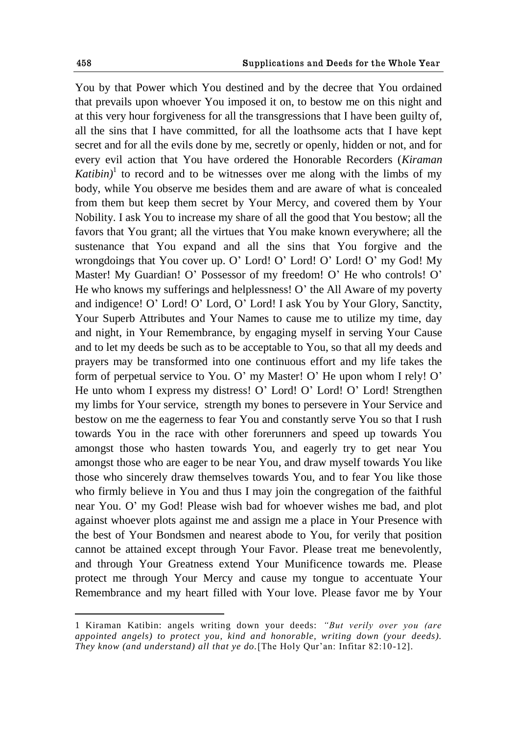You by that Power which You destined and by the decree that You ordained that prevails upon whoever You imposed it on, to bestow me on this night and at this very hour forgiveness for all the transgressions that I have been guilty of, all the sins that I have committed, for all the loathsome acts that I have kept secret and for all the evils done by me, secretly or openly, hidden or not, and for every evil action that You have ordered the Honorable Recorders (*Kiraman Katibin)*[1] to record and to be witnesses over me along with the limbs of my body, while You observe me besides them and are aware of what is concealed from them but keep them secret by Your Mercy, and covered them by Your Nobility. I ask You to increase my share of all the good that You bestow; all the favors that You grant; all the virtues that You make known everywhere; all the sustenance that You expand and all the sins that You forgive and the wrongdoings that You cover up. O' Lord! O' Lord! O' Lord! O' my God! My Master! My Guardian! O' Possessor of my freedom! O' He who controls! O' He who knows my sufferings and helplessness! O' the All Aware of my poverty and indigence! O' Lord! O' Lord, O' Lord! I ask You by Your Glory, Sanctity, Your Superb Attributes and Your Names to cause me to utilize my time, day and night, in Your Remembrance, by engaging myself in serving Your Cause and to let my deeds be such as to be acceptable to You, so that all my deeds and prayers may be transformed into one continuous effort and my life takes the form of perpetual service to You. O' my Master! O' He upon whom I rely! O' He unto whom I express my distress! O' Lord! O' Lord! O' Lord! Strengthen my limbs for Your service, strength my bones to persevere in Your Service and bestow on me the eagerness to fear You and constantly serve You so that I rush towards You in the race with other forerunners and speed up towards You amongst those who hasten towards You, and eagerly try to get near You amongst those who are eager to be near You, and draw myself towards You like those who sincerely draw themselves towards You, and to fear You like those who firmly believe in You and thus I may join the congregation of the faithful near You. O' my God! Please wish bad for whoever wishes me bad, and plot against whoever plots against me and assign me a place in Your Presence with the best of Your Bondsmen and nearest abode to You, for verily that position cannot be attained except through Your Favor. Please treat me benevolently, and through Your Greatness extend Your Munificence towards me. Please protect me through Your Mercy and cause my tongue to accentuate Your Remembrance and my heart filled with Your love. Please favor me by Your

---

1 Kiraman Katibin: angels writing down your deeds: *"But verily over you (are appointed angels) to protect you, kind and honorable, writing down (your deeds). They know (and understand) all that ye do.*[The Holy Qur'an: Infitar 82:10-12].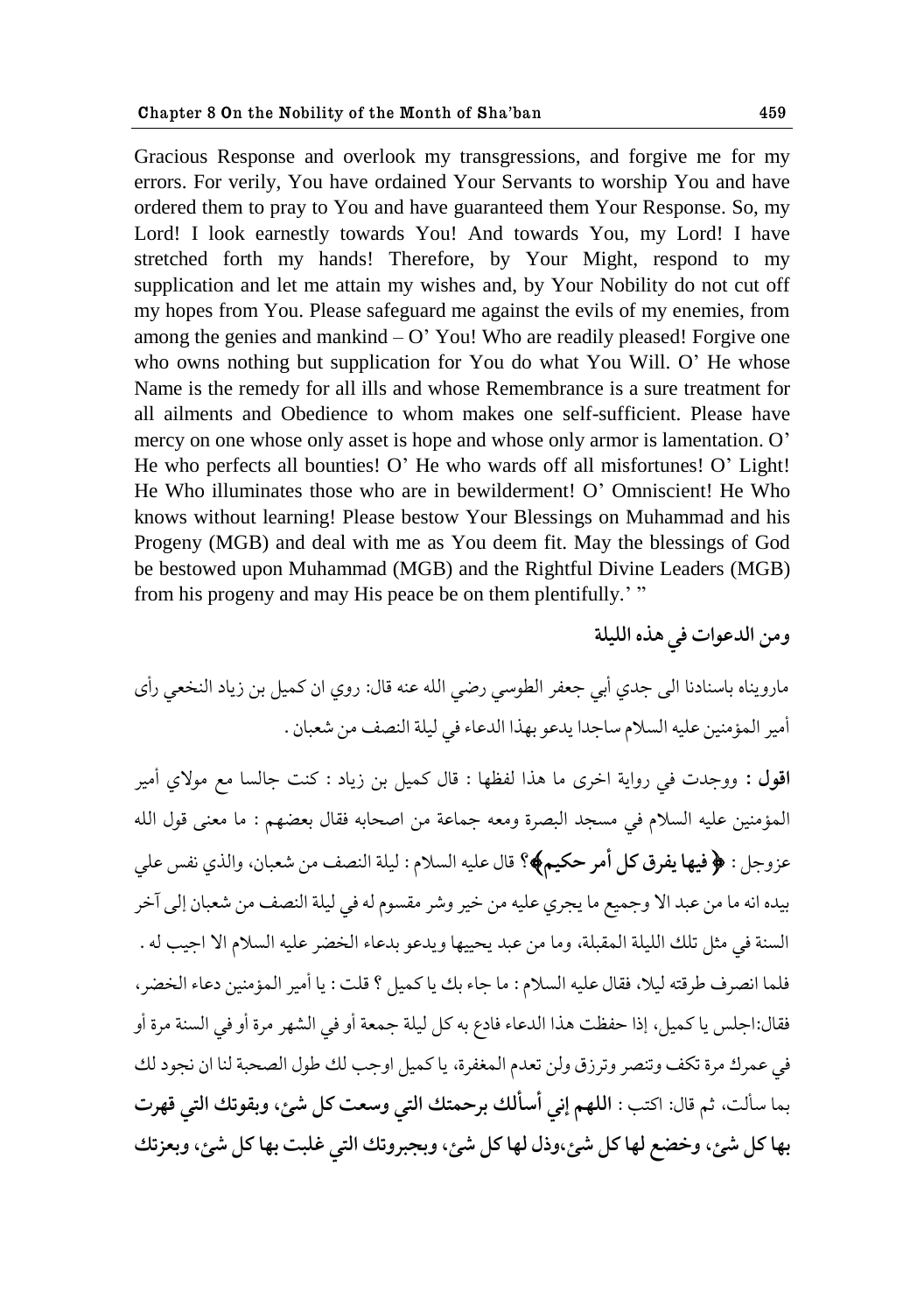Gracious Response and overlook my transgressions, and forgive me for my errors. For verily, You have ordained Your Servants to worship You and have ordered them to pray to You and have guaranteed them Your Response. So, my Lord! I look earnestly towards You! And towards You, my Lord! I have stretched forth my hands! Therefore, by Your Might, respond to my supplication and let me attain my wishes and, by Your Nobility do not cut off my hopes from You. Please safeguard me against the evils of my enemies, from among the genies and mankind – O' You! Who are readily pleased! Forgive one who owns nothing but supplication for You do what You Will. O' He whose Name is the remedy for all ills and whose Remembrance is a sure treatment for all ailments and Obedience to whom makes one self-sufficient. Please have mercy on one whose only asset is hope and whose only armor is lamentation. O' He who perfects all bounties! O' He who wards off all misfortunes! O' Light! He Who illuminates those who are in bewilderment! O' Omniscient! He Who knows without learning! Please bestow Your Blessings on Muhammad and his Progeny (MGB) and deal with me as You deem fit. May the blessings of God be bestowed upon Muhammad (MGB) and the Rightful Divine Leaders (MGB) from his progeny and may His peace be on them plentifully.' "

### ومن الدعوات في هذه الليلة

مارويناه باسنادنا الى جدي أبي جعفر الطوسي رضي الله عنه قال: روي ان كميل بن زياد النخعي رأى أمير المؤمنين عليه السلام ساجدا يدعو بهذا الدعاء في ليلة النصف من شعبان .

**اقول :** ووجدت في رواية اخرى ما هذا لفظها : قال كميل بن زياد : كنت جالسا مع مولاي أمير المؤمنين عليه السلام في مسجد البصرة ومعه جماعة من اصحابه فقال بعضهم : ما معنى قول الله عزوجل : ﴿ **فيها يفرق كل أمر حكيم**﴾؟ قال عليه السلام : ليلة النصف من شعبان، والذي نفس علي بيده انه ما من عبد الا وجميع ما يجري عليه من خير وشر مقسوم له في ليلة النصف من شعبان إلى آخر السنة في مثل تلك الليلة المقبلة، وما من عبد يحييها ويدعو بدعاء الخضر عليه السلام الا اجيب له . فلما انصرف طرقته ليلا، فقال عليه السلام : ما جاء بك يا كميل ؟ قلت : يا أمير المؤمنين دعاء الخضر، فقال:اجلس يا كميل، إذا حفظت هذا الدعاء فادع به كل ليلة جمعة أو في الشهر مرة أو في السنة مرة أو في عمرك مرة تكف وتنصر وترزق ولن تعدم المغفرة، يا كميل اوجب لك طول الصحبة لنا ان نجود لك بما سألت، ثم قال: اكتب : **اللهم إني أسألك برحمتك التي وسعت كل شئ، وبقوتك التي قهرت بها كل شئ، وخضع لها كل شئ،وذل لها كل شئ، وبجبروتك التي غلبت بها كل شئ، وبعزتك**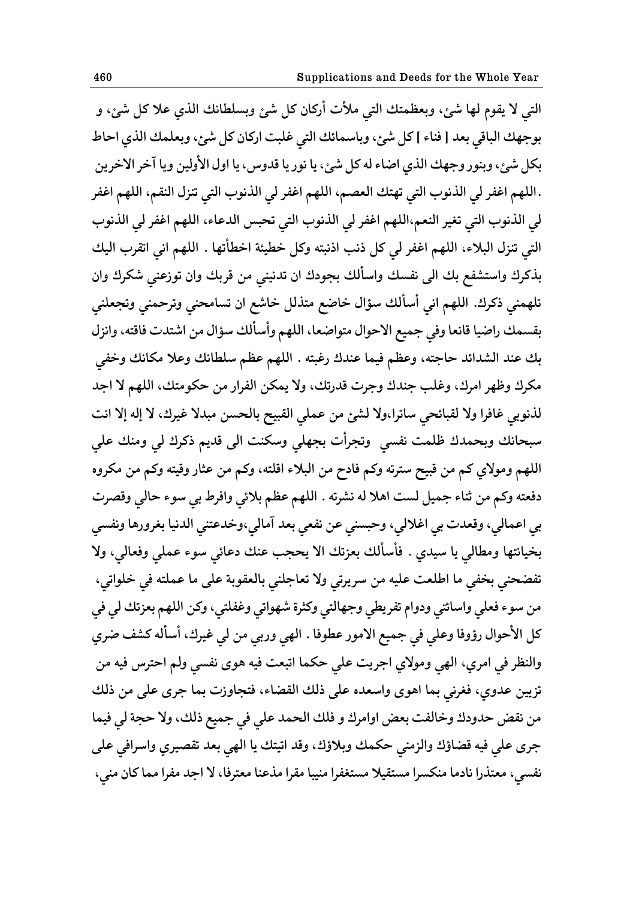التي لا يقوم لها شئ، وبعظمتك التي ملأت أركان كل شئ وبسلطانك الذي علا كل شئ، و بوجهك الباقي بعد [ فناء ] كل شئ، وباسمائك التي غلبت اركان كل شئ، وبعلمك الذي احاط بكل شئ، وبنور وجهك الذي اضاء له كل شئ، يا نور يا قدوس، يا اول الأولين ويا آخر الاخرين .اللهم اغفر لي الذنوب التي تهتك العصم، اللهم اغفر لي الذنوب التي تنزل النقم، اللهم اغفر لي الذنوب التي تغير النعم،اللهم اغفر لي الذنوب التي تحبس الدعاء، اللهم اغفر لي الذنوب التي تنزل البلاء، اللهم اغفر لي كل ذنب اذنبته وكل خطيئة اخطأتها . اللهم اني اتقرب اليك بذكرك واستشفع بك الى نفسك واسألك بجودك ان تدنيني من قربك وان توزعني شكرك وان تلهمني ذكرك. اللهم اني أسألك سؤال خاضع متذلل خاشع ان تسامحني وترحمني وتجعلني بقسمك راضيا قانعا وفي جميع الاحوال متواضعا، اللهم وأسألك سؤال من اشتدت فاقته، وانزل بك عند الشدائد حاجته، وعظم فيما عندك رغبته . اللهم عظم سلطانك وعلا مكانك وخفي مكرك وظهر امرك، وغلب جندك وجرت قدرتك، ولا يمكن الفرار من حكومتك، اللهم لا اجد لذنوبي غافرا ولا لقبائحي ساترا،ولا لشئ من عملي القبيح بالحسن مبدلا غيرك، لا إله إلا انت سبحانك وبحمدك ظلمت نفسي وتجرأت بجهلي وسكنت الى قديم ذكرك لي ومنك علي اللهم ومولاي كم من قبيح سترته وكم فادح من البلاء اقلته، وكم من عثار وقيته وكم من مكروه دفعته وكم من ثناء جميل لست اهلا له نشرته . اللهم عظم بلائي وافرط بي سوء حالي وقصرت بي اعمالي، وقعدت بي اغلالي، وحبسني عن نفعي بعد آمالي،وخدعتني الدنيا بغرورها ونفسي بخيانتها ومطالي يا سيدي . فأسألك بعزتك الا يحجب عنك دعائي سوء عملي وفعالي، ولا تفضحني بخفي ما اطلعت عليه من سريرتي ولا تعاجلني بالعقوبة على ما عملته في خلواتي، من سوء فعلي واسائتي ودوام تفريطي وجهالتي وكثرة شهواتي وغفلتي، وكن اللهم بعزتك لي في كل الأحوال رؤوفا وعلي في جميع الامور عطوفا . الهي وربي من لي غيرك، أسأله كشف ضري والنظر في امري، الهي ومولاي اجريت علي حكما اتبعت فيه هوى نفسي ولم احترس فيه من تزيين عدوي، فغرني بما اهوى واسعده على ذلك القضاء، فتجاوزت بما جرى على من ذلك من نقض حدودك وخالفت بعض اوامرك و فلك الحمد علي في جميع ذلك، ولا حجة لي فيما جرى علي فيه قضاؤك والزمني حكمك وبلاؤك، وقد اتيتك يا الهي بعد تقصيري واسرافي على نفسي، معتذرا نادما منكسرا مستقيلا مستغفرا منيبا مقرا مذعنا معترفا، لا اجد مفرا مما كان مني،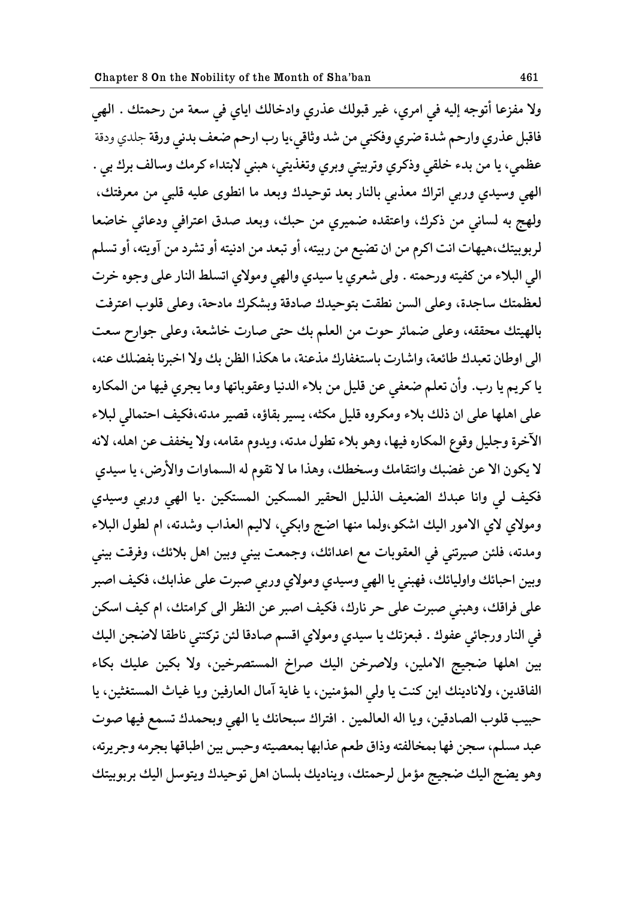ولا مفزعا أتوجه إليه في امري، غير قبولك عذري وادخالك اياي في سعة من رحمتك . الهي فاقبل عذري وارحم شدة ضري وفكني من شد وثاقي،يا رب ارحم ضعف بدني ورقة جلدي ودقة عظمي، يا من بدء خلقي وذكري وتربيتي وبري وتغذيتي، هبني لابتداء كرمك وسالف برك بي . الهي وسيدي وربي اتراك معذبي بالنار بعد توحيدك وبعد ما انطوى عليه قلبي من معرفتك، ولهج به لساني من ذكرك، واعتقده ضميري من حبك، وبعد صدق اعترافي ودعائي خاضعا لربوبيتك،هيهات انت اكرم من ان تضيع من ربيته، أو تبعد من ادنيته أو تشرد من آويته، أو تسلم الي البلاء من كفيته ورحمته . ولى شعري يا سيدي والهي ومولاي اتسلط النار على وجوه خرت لعظمتك ساجدة، وعلى السن نطقت بتوحيدك صادقة وبشكرك مادحة، وعلى قلوب اعترفت بالهيتك محققه، وعلى ضمائر حوت من العلم بك حتى صارت خاشعة، وعلى جوارح سعت الى اوطان تعبدك طائعة، واشارت باستغفارك مذعنة، ما هكذا الظن بك ولا اخبرنا بفضلك عنه، يا كريم يا رب. وأن تعلم ضعفي عن قليل من بلاء الدنيا وعقوباتها وما يجري فيها من المكاره على اهلها على ان ذلك بلاء ومكروه قليل مكثه، يسير بقاؤه، قصير مدته،فكيف احتمالي لبلاء الآخرة وجليل وقوع المكاره فيها، وهو بلاء تطول مدته، ويدوم مقامه، ولا يخفف عن اهله، لانه لا يكون الا عن غضبك وانتقامك وسخطك، وهذا ما لا تقوم له السماوات والأرض، يا سيدي فكيف لي وانا عبدك الضعيف الذليل الحقير المسكين المستكين .يا الهي وربي وسيدي ومولاي لاي الامور اليك اشكو،ولما منها اضج وابكي، لاليم العذاب وشدته، ام لطول البلاء ومدته، فلئن صيرتني في العقوبات مع اعدائك، وجمعت بيني وبين اهل بلائك، وفرقت بيني وبين احبائك واوليائك، فهبني يا الهي وسيدي ومولاي وربي صبرت على عذابك، فكيف اصبر على فراقك، وهبني صبرت على حر نارك، فكيف اصبر عن النظر الى كرامتك، ام كيف اسكن في النار ورجائي عفوك . فبعزتك يا سيدي ومولاي اقسم صادقا لئن تركتني ناطقا لاضجن اليك بين اهلها ضجيج الاملين، ولاصرخن اليك صراخ المستصرخين، ولا بكين عليك بكاء الفاقدين، ولانادينك اين كنت يا ولي المؤمنين، يا غاية آمال العارفين ويا غياث المستغثين، يا حبيب قلوب الصادقين، ويا اله العالمين . افتراك سبحانك يا الهي وبحمدك تسمع فيها صوت عبد مسلم، سجن فها بمخالفته وذاق طعم عذابها بمعصيته وحبس بين اطباقها بجرمه وجريرته، وهو يضج اليك ضجيج مؤمل لرحمتك، ويناديك بلسان اهل توحيدك ويتوسل اليك بربوبيتك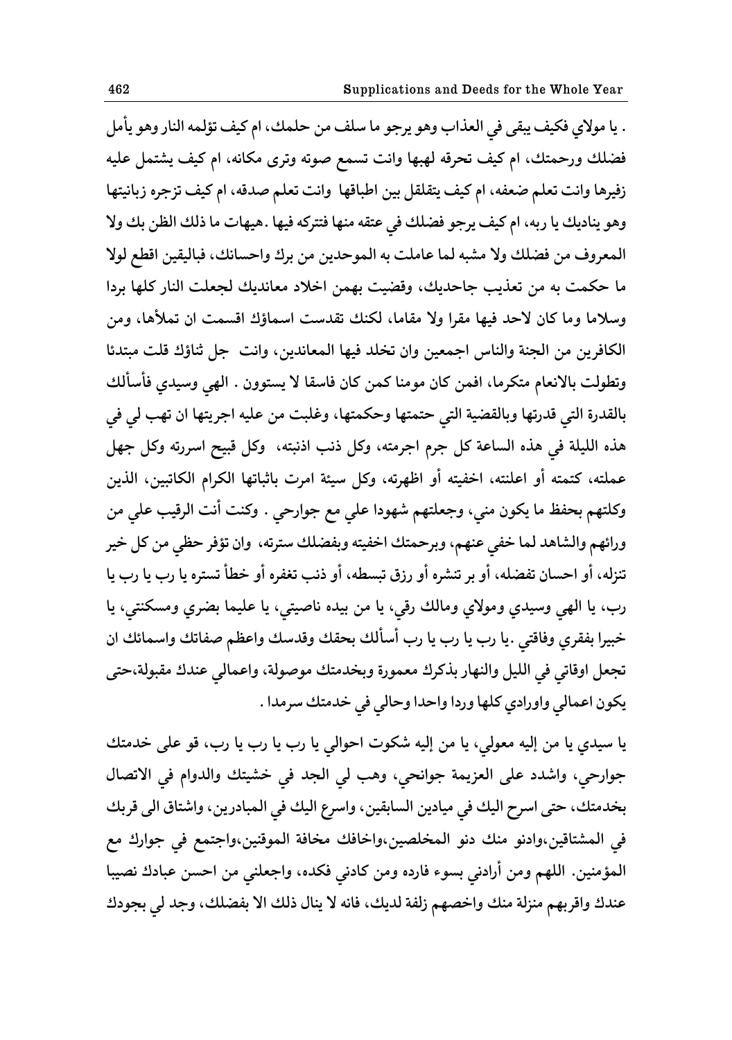. يا مولاي فكيف يبقى في العذاب وهو يرجو ما سلف من حلمك، ام كيف تؤلمه النار وهو يأمل فضلك ورحمتك، ام كيف تحرقه لهبها وانت تسمع صوته وترى مكانه، ام كيف يشتمل عليه زفيرها وانت تعلم ضعفه، ام كيف يتقلقل بين اطباقها وانت تعلم صدقه، ام كيف تزجره زبانيتها وهو يناديك يا ربه، ام كيف يرجو فضلك في عتقه منها فتتركه فيها .هيهات ما ذلك الظن بك ولا المعروف من فضلك ولا مشبه لما عاملت به الموحدين من برك واحسانك، فباليقين اقطع لولا ما حكمت به من تعذيب جاحديك، وقضيت بهمن اخلاد معانديك لجعلت النار كلها بردا وسلاما وما كان لاحد فيها مقرا ولا مقاما، لكنك تقدست اسماؤك اقسمت ان تملأها، ومن الكافرين من الجنة والناس اجمعين وان تخلد فيها المعاندين، وانت جل ثناؤك قلت مبتدئا وتطولت بالانعام متكرما، افمن كان مومنا كمن كان فاسقا لا يستوون . الهي وسيدي فأسألك بالقدرة التي قدرتها وبالقضية التي حتمتها وحكمتها، وغلبت من عليه اجريتها ان تهب لي في هذه الليلة في هذه الساعة كل جرم اجرمته، وكل ذنب اذنبته، وكل قبيح اسررته وكل جهل عملته، كتمته أو اعلنته، اخفيته أو اظهرته، وكل سيئة امرت باثباتها الكرام الكاتبين، الذين وكلتهم بحفظ ما يكون مني، وجعلتهم شهودا علي مع جوارحي . وكنت أنت الرقيب علي من ورائهم والشاهد لما خفي عنهم، وبرحمتك اخفيته وبفضلك سترته، وان تؤفر حظي من كل خير تنزله، أو احسان تفضله، أو بر تنشره أو رزق تبسطه، أو ذنب تغفره أو خطأ تستره يا رب يا رب يا رب، يا الهي وسيدي ومولاي ومالك رقي، يا من بيده ناصيتي، يا عليما بضري ومسكنتي، يا خبيرا بفقري وفاقتي .يا رب يا رب يا رب أسألك بحقك وقدسك واعظم صفاتك واسمائك ان تجعل اوقاتي في الليل والنهار بذكرك معمورة وبخدمتك موصولة، واعمالي عندك مقبولة،حتى يكون اعمالي واورادي كلها وردا واحدا وحالي في خدمتك سرمدا .

يا سيدي يا من إليه معولي، يا من إليه شكوت احوالي يا رب يا رب يا رب، قو على خدمتك جوارحي، واشدد على العزيمة جوانحي، وهب لي الجد في خشيتك والدوام في الاتصال بخدمتك، حتى اسرح اليك في ميادين السابقين، واسرع اليك في المبادرين، واشتاق الى قربك في المشتاقين،وادنو منك دنو المخلصين،واخافك مخافة الموقنين،واجتمع في جوارك مع المؤمنين. اللهم ومن أرادني بسوء فارده ومن كادني فكده، واجعلني من احسن عبادك نصيبا عندك واقربهم منزلة منك واخصهم زلفة لديك، فانه لا ينال ذلك الا بفضلك، وجد لي بجودك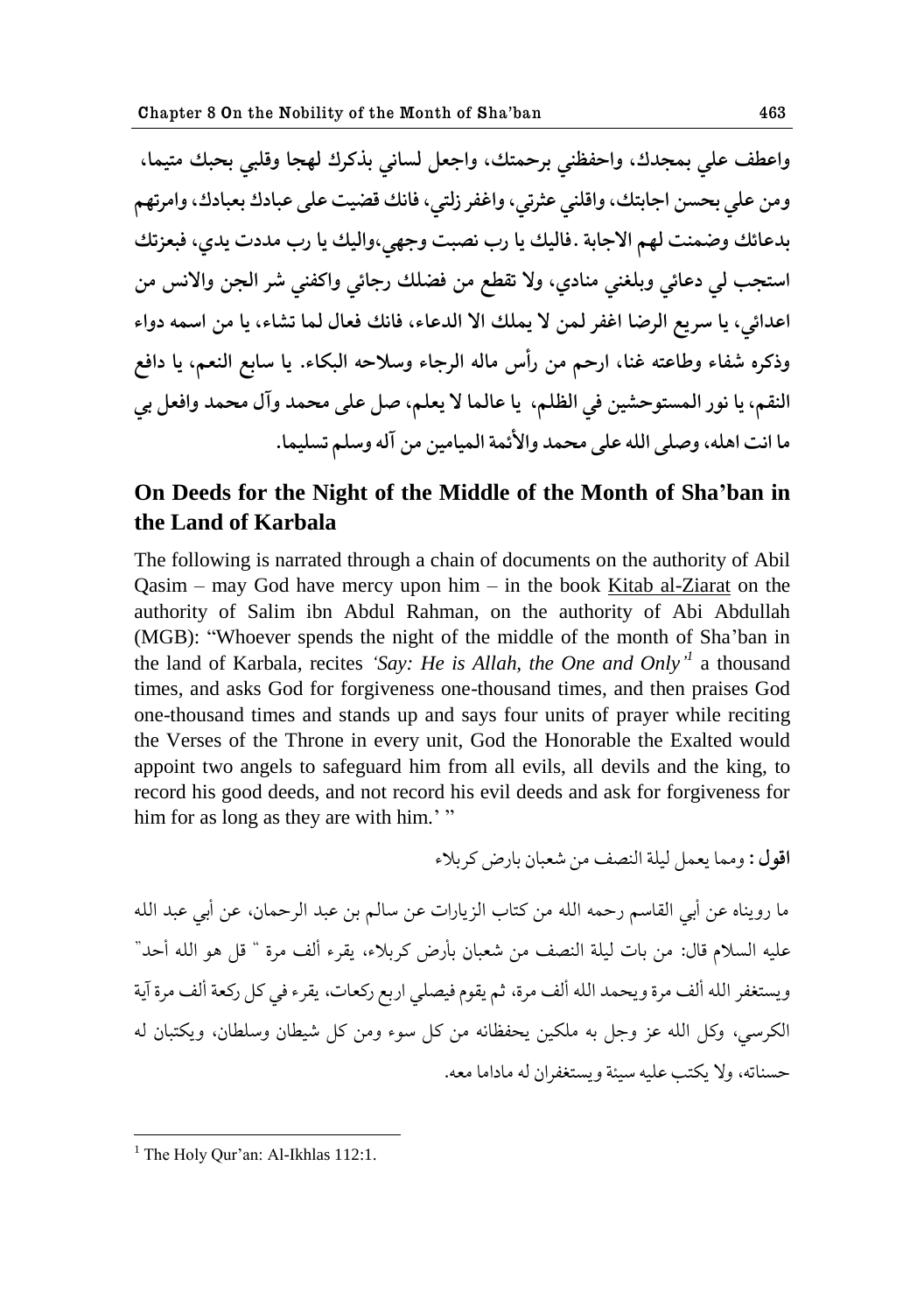**واعطف علي بمجدك، واحفظني برحمتك، واجعل لساني بذكرك لهجا وقلبي بحبك متيما، ومن علي بحسن اجابتك، واقلني عثرتي، واغفر زلتي، فانك قضيت على عبادك بعبادك، وامرتهم بدعائك وضمنت لهم الاجابة .فاليك يا رب نصبت وجهي،واليك يا رب مددت يدي، فبعزتك استجب لي دعائي وبلغني منادي، ولا تقطع من فضلك رجائي واكفني شر الجن والانس من اعدائي، يا سريع الرضا اغفر لمن لا يملك الا الدعاء، فانك فعال لما تشاء، يا من اسمه دواء وذكره شفاء وطاعته غنا، ارحم من رأس ماله الرجاء وسلاحه البكاء. يا سابغ النعم، يا دافع النقم، يا نور المستوحشين في الظلم، يا عالما لا يعلم، صل على محمد وآل محمد وافعل بي ما انت اهله، وصلى الله على محمد والأئمة الميامين من آله وسلم تسليما.**

## On Deeds for the Night of the Middle of the Month of Sha'ban in the Land of Karbala

The following is narrated through a chain of documents on the authority of Abil Qasim – may God have mercy upon him – in the book Kitab al-Ziarat on the authority of Salim ibn Abdul Rahman, on the authority of Abi Abdullah (MGB): "Whoever spends the night of the middle of the month of Sha'ban in the land of Karbala, recites *'Say: He is Allah, the One and Only'*[1] a thousand times, and asks God for forgiveness one-thousand times, and then praises God one-thousand times and stands up and says four units of prayer while reciting the Verses of the Throne in every unit, God the Honorable the Exalted would appoint two angels to safeguard him from all evils, all devils and the king, to record his good deeds, and not record his evil deeds and ask for forgiveness for him for as long as they are with him.' "

**اقول :** ومما يعمل ليلة النصف من شعبان بارض كربلاء

ما رويناه عن أبي القاسم رحمه الله من كتاب الزيارات عن سالم بن عبد الرحمان، عن أبي عبد الله عليه السلام قال: من بات ليلة النصف من شعبان بأرض كربلاء، يقرء ألف مرة " قل هو الله أحد" ويستغفر الله ألف مرة ويحمد الله ألف مرة، ثم يقوم فيصلي اربع ركعات، يقرء في كل ركعة ألف مرة آية الكرسي، وكل الله عز وجل به ملكين يحفظانه من كل سوء ومن كل شيطان وسلطان، ويكتبان له حسناته، ولا يكتب عليه سيئة ويستغفران له ماداما معه.

---

[1] The Holy Qur'an: Al-Ikhlas 112:1.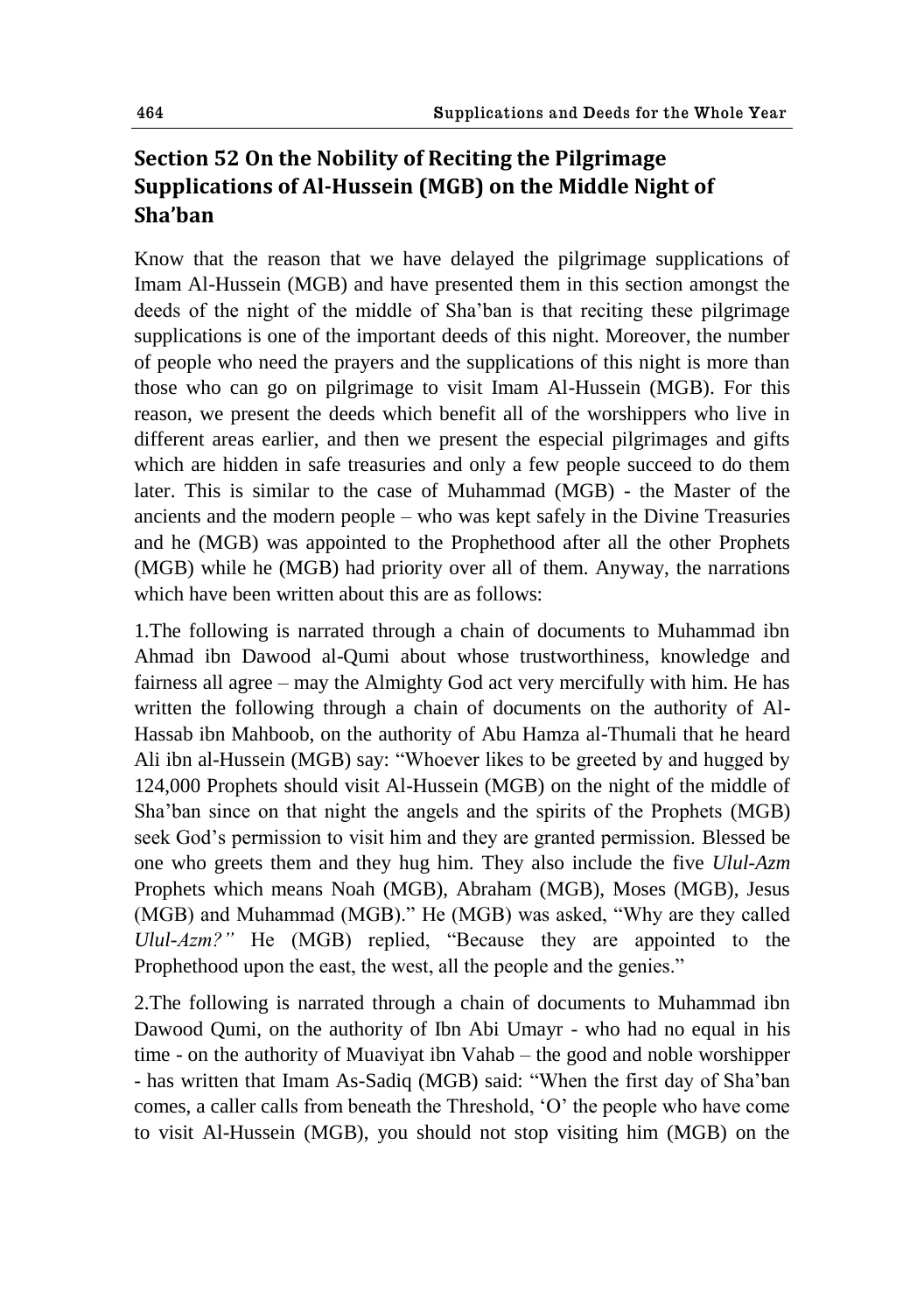## Section 52 On the Nobility of Reciting the Pilgrimage Supplications of Al-Hussein (MGB) on the Middle Night of Sha'ban

Know that the reason that we have delayed the pilgrimage supplications of Imam Al-Hussein (MGB) and have presented them in this section amongst the deeds of the night of the middle of Sha'ban is that reciting these pilgrimage supplications is one of the important deeds of this night. Moreover, the number of people who need the prayers and the supplications of this night is more than those who can go on pilgrimage to visit Imam Al-Hussein (MGB). For this reason, we present the deeds which benefit all of the worshippers who live in different areas earlier, and then we present the especial pilgrimages and gifts which are hidden in safe treasuries and only a few people succeed to do them later. This is similar to the case of Muhammad (MGB) - the Master of the ancients and the modern people – who was kept safely in the Divine Treasuries and he (MGB) was appointed to the Prophethood after all the other Prophets (MGB) while he (MGB) had priority over all of them. Anyway, the narrations which have been written about this are as follows:

1.The following is narrated through a chain of documents to Muhammad ibn Ahmad ibn Dawood al-Qumi about whose trustworthiness, knowledge and fairness all agree – may the Almighty God act very mercifully with him. He has written the following through a chain of documents on the authority of Al-Hassab ibn Mahboob, on the authority of Abu Hamza al-Thumali that he heard Ali ibn al-Hussein (MGB) say: "Whoever likes to be greeted by and hugged by 124,000 Prophets should visit Al-Hussein (MGB) on the night of the middle of Sha'ban since on that night the angels and the spirits of the Prophets (MGB) seek God's permission to visit him and they are granted permission. Blessed be one who greets them and they hug him. They also include the five *Ulul-Azm* Prophets which means Noah (MGB), Abraham (MGB), Moses (MGB), Jesus (MGB) and Muhammad (MGB)." He (MGB) was asked, "Why are they called *Ulul-Azm?"* He (MGB) replied, "Because they are appointed to the Prophethood upon the east, the west, all the people and the genies."

2.The following is narrated through a chain of documents to Muhammad ibn Dawood Qumi, on the authority of Ibn Abi Umayr - who had no equal in his time - on the authority of Muaviyat ibn Vahab – the good and noble worshipper - has written that Imam As-Sadiq (MGB) said: "When the first day of Sha'ban comes, a caller calls from beneath the Threshold, 'O' the people who have come to visit Al-Hussein (MGB), you should not stop visiting him (MGB) on the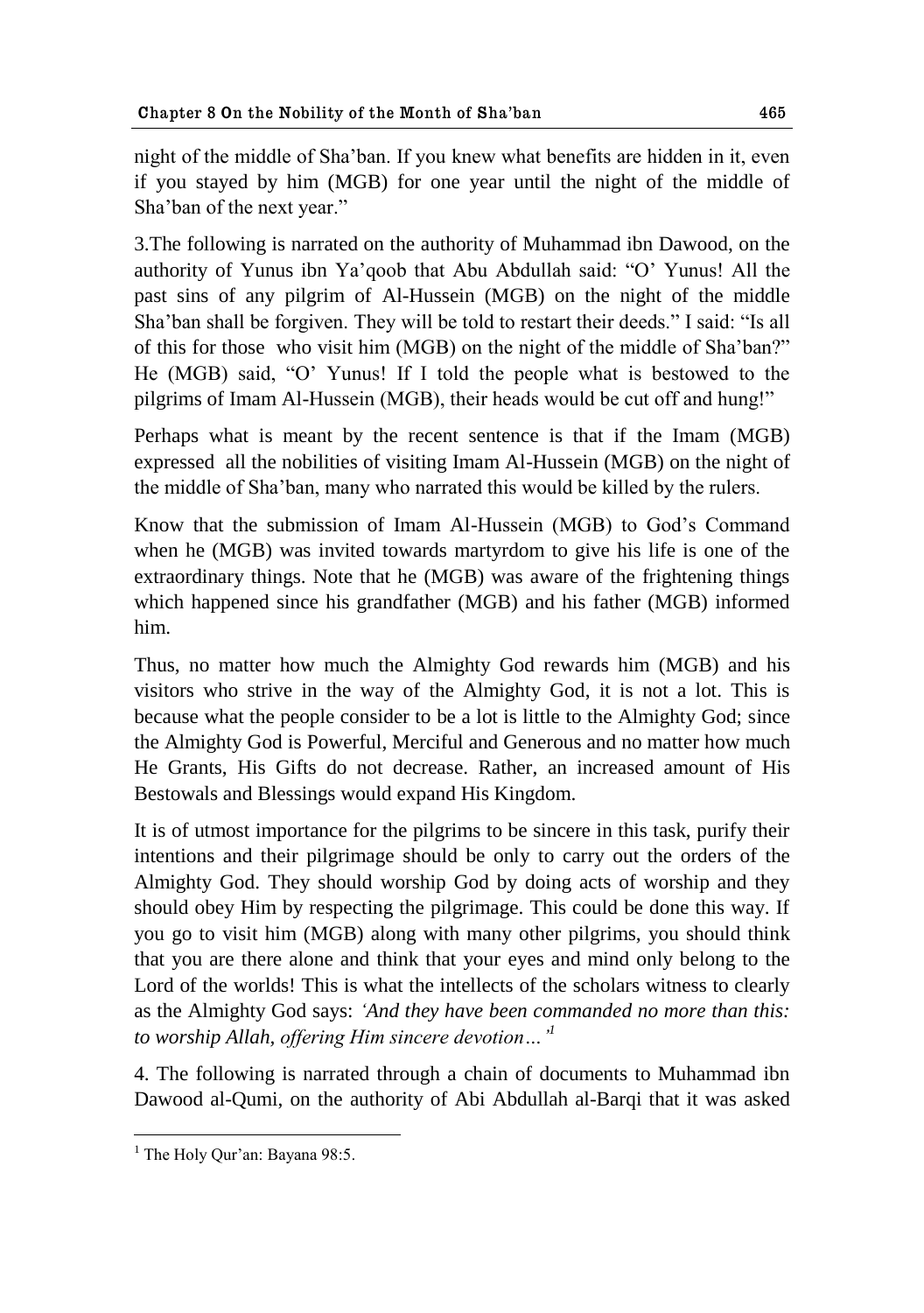night of the middle of Sha'ban. If you knew what benefits are hidden in it, even if you stayed by him (MGB) for one year until the night of the middle of Sha'ban of the next year."

3.The following is narrated on the authority of Muhammad ibn Dawood, on the authority of Yunus ibn Ya'qoob that Abu Abdullah said: "O' Yunus! All the past sins of any pilgrim of Al-Hussein (MGB) on the night of the middle Sha'ban shall be forgiven. They will be told to restart their deeds." I said: "Is all of this for those who visit him (MGB) on the night of the middle of Sha'ban?" He (MGB) said, "O' Yunus! If I told the people what is bestowed to the pilgrims of Imam Al-Hussein (MGB), their heads would be cut off and hung!"

Perhaps what is meant by the recent sentence is that if the Imam (MGB) expressed all the nobilities of visiting Imam Al-Hussein (MGB) on the night of the middle of Sha'ban, many who narrated this would be killed by the rulers.

Know that the submission of Imam Al-Hussein (MGB) to God's Command when he (MGB) was invited towards martyrdom to give his life is one of the extraordinary things. Note that he (MGB) was aware of the frightening things which happened since his grandfather (MGB) and his father (MGB) informed him.

Thus, no matter how much the Almighty God rewards him (MGB) and his visitors who strive in the way of the Almighty God, it is not a lot. This is because what the people consider to be a lot is little to the Almighty God; since the Almighty God is Powerful, Merciful and Generous and no matter how much He Grants, His Gifts do not decrease. Rather, an increased amount of His Bestowals and Blessings would expand His Kingdom.

It is of utmost importance for the pilgrims to be sincere in this task, purify their intentions and their pilgrimage should be only to carry out the orders of the Almighty God. They should worship God by doing acts of worship and they should obey Him by respecting the pilgrimage. This could be done this way. If you go to visit him (MGB) along with many other pilgrims, you should think that you are there alone and think that your eyes and mind only belong to the Lord of the worlds! This is what the intellects of the scholars witness to clearly as the Almighty God says: *'And they have been commanded no more than this: to worship Allah, offering Him sincere devotion…'*[1]

4. The following is narrated through a chain of documents to Muhammad ibn Dawood al-Qumi, on the authority of Abi Abdullah al-Barqi that it was asked

---

[1] The Holy Qur'an: Bayana 98:5.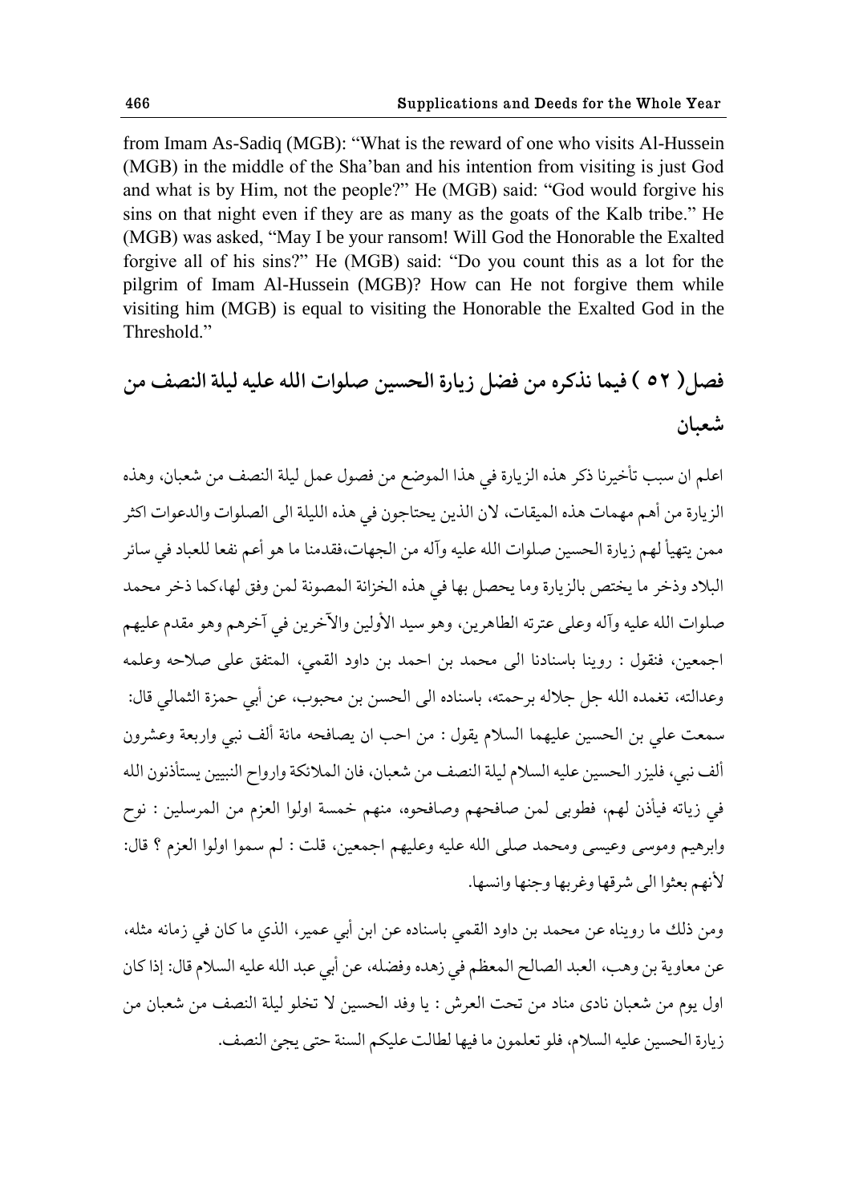from Imam As-Sadiq (MGB): "What is the reward of one who visits Al-Hussein (MGB) in the middle of the Sha'ban and his intention from visiting is just God and what is by Him, not the people?" He (MGB) said: "God would forgive his sins on that night even if they are as many as the goats of the Kalb tribe." He (MGB) was asked, "May I be your ransom! Will God the Honorable the Exalted forgive all of his sins?" He (MGB) said: "Do you count this as a lot for the pilgrim of Imam Al-Hussein (MGB)? How can He not forgive them while visiting him (MGB) is equal to visiting the Honorable the Exalted God in the Threshold."

## فصل ( ٥٢ ) فيما نذكره من فضل زيارة الحسين صلوات الله عليه ليلة النصف من شعبان

اعلم ان سبب تأخيرنا ذكر هذه الزيارة في هذا الموضع من فصول عمل ليلة النصف من شعبان، وهذه الزيارة من أهم مهمات هذه الميقات، لان الذين يحتاجون في هذه الليلة الى الصلوات والدعوات اكثر ممن يتهيأ لهم زيارة الحسين صلوات الله عليه وآله من الجهات،فقدمنا ما هو أعم نفعا للعباد في سائر البلاد وذخر ما يختص بالزيارة وما يحصل بها في هذه الخزانة المصونة لمن وفق لها،كما ذخر محمد صلوات الله عليه وآله وعلى عترته الطاهرين، وهو سيد الأولين والآخرين في آخرهم وهو مقدم عليهم اجمعين، فنقول : روينا باسنادنا الى محمد بن احمد بن داود القمي، المتفق على صلاحه وعلمه وعدالته، تغمده الله جل جلاله برحمته، باسناده الى الحسن بن محبوب، عن أبي حمزة الثمالي قال: سمعت علي بن الحسين عليهما السلام يقول : من احب ان يصافحه مائة ألف نبي واربعة وعشرون ألف نبي، فليزر الحسين عليه السلام ليلة النصف من شعبان، فان الملائكة وارواح النبيين يستأذنون الله في زياته فيأذن لهم، فطوبى لمن صافحهم وصافحوه، منهم خمسة اولوا العزم من المرسلين : نوح وابرهيم وموسى وعيسى ومحمد صلى الله عليه وعليهم اجمعين، قلت : لم سموا اولوا العزم ؟ قال: لأنهم بعثوا الى شرقها وغربها وجنها وانسها.

ومن ذلك ما رويناه عن محمد بن داود القمي باسناده عن ابن أبي عمير، الذي ما كان في زمانه مثله، عن معاوية بن وهب، العبد الصالح المعظم في زهده وفضله، عن أبي عبد الله عليه السلام قال: إذا كان اول يوم من شعبان نادى مناد من تحت العرش : يا وفد الحسين لا تخلو ليلة النصف من شعبان من زيارة الحسين عليه السلام، فلو تعلمون ما فيها لطالت عليكم السنة حتى يجئ النصف.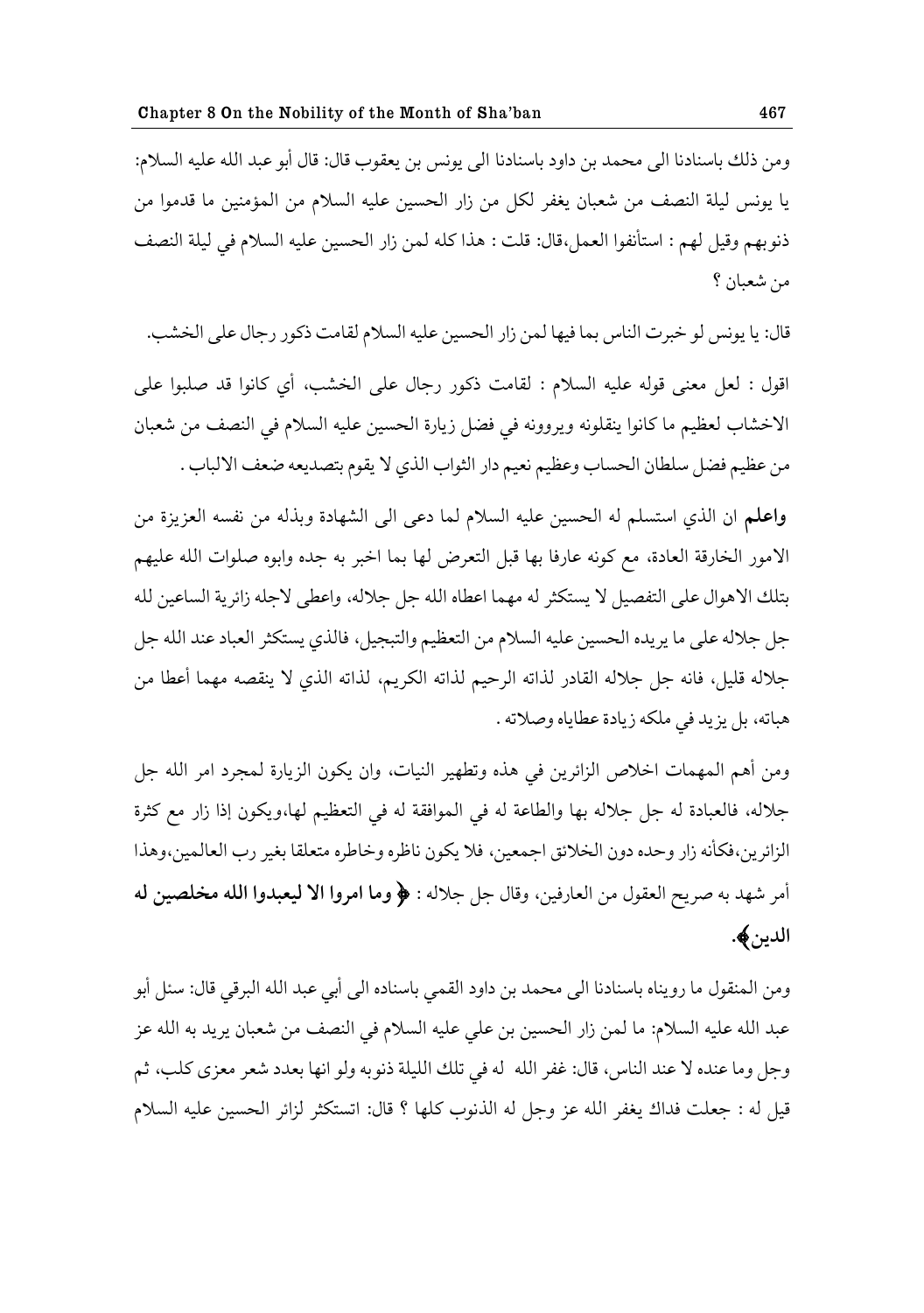ومن ذلك باسنادنا الى محمد بن داود باسنادنا الى يونس بن يعقوب قال: قال أبو عبد الله عليه السلام: يا يونس ليلة النصف من شعبان يغفر لكل من زار الحسين عليه السلام من المؤمنين ما قدموا من ذنوبهم وقيل لهم : استأنفوا العمل،قال: قلت : هذا كله لمن زار الحسين عليه السلام في ليلة النصف من شعبان ؟

قال: يا يونس لو خبرت الناس بما فيها لمن زار الحسين عليه السلام لقامت ذكور رجال على الخشب.

اقول : لعل معنى قوله عليه السلام : لقامت ذكور رجال على الخشب، أي كانوا قد صلبوا على الاخشاب لعظيم ما كانوا ينقلونه ويروونه في فضل زيارة الحسين عليه السلام في النصف من شعبان من عظيم فضل سلطان الحساب وعظيم نعيم دار الثواب الذي لا يقوم بتصديعه ضعف الالباب .

**واعلم** ان الذي استسلم له الحسين عليه السلام لما دعى الى الشهادة وبذله من نفسه العزيزة من الامور الخارقة العادة، مع كونه عارفا بها قبل التعرض لها بما اخبر به جده وابوه صلوات الله عليهم بتلك الاهوال على التفصيل لا يستكثر له مهما اعطاه الله جل جلاله، واعطى لاجله زائرية الساعين لله جل جلاله على ما يريده الحسين عليه السلام من التعظيم والتبجيل، فالذي يستكثر العباد عند الله جل جلاله قليل، فانه جل جلاله القادر لذاته الرحيم لذاته الكريم، لذاته الذي لا ينقصه مهما أعطا من هباته، بل يزيد في ملكه زيادة عطاياه وصلاته .

ومن أهم المهمات اخلاص الزائرين في هذه وتطهير النيات، وان يكون الزيارة لمجرد امر الله جل جلاله، فالعبادة له جل جلاله بها والطاعة له في الموافقة له في التعظيم لها،ويكون إذا زار مع كثرة الزائرين،فكأنه زار وحده دون الخلائق اجمعين، فلا يكون ناظره وخاطره متعلقا بغير رب العالمين،وهذا أمر شهد به صريح العقول من العارفين، وقال جل جلاله : **﴿ وما امروا الا ليعبدوا الله مخلصين له الدين﴾.**

ومن المنقول ما رويناه باسنادنا الى محمد بن داود القمي باسناده الى أبي عبد الله البرقي قال: سئل أبو عبد الله عليه السلام: ما لمن زار الحسين بن علي عليه السلام في النصف من شعبان يريد به الله عز وجل وما عنده لا عند الناس، قال: غفر الله له في تلك الليلة ذنوبه ولو انها بعدد شعر معزى كلب، ثم قيل له : جعلت فداك يغفر الله عز وجل له الذنوب كلها ؟ قال: اتستكثر لزائر الحسين عليه السلام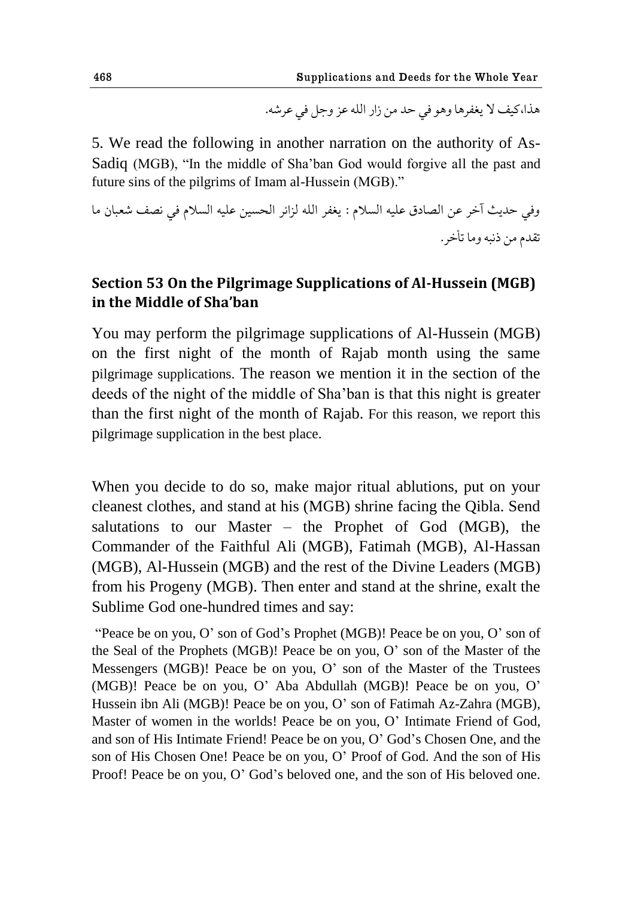هذا،كيف لا يغفرها وهو في حد من زار الله عز وجل في عرشه.

5. We read the following in another narration on the authority of As-Sadiq (MGB), "In the middle of Sha'ban God would forgive all the past and future sins of the pilgrims of Imam al-Hussein (MGB)."

وفي حديث آخر عن الصادق عليه السلام : يغفر الله لزائر الحسين عليه السلام في نصف شعبان ما تقدم من ذنبه وما تأخر.

## Section 53 On the Pilgrimage Supplications of Al-Hussein (MGB) in the Middle of Sha'ban

You may perform the pilgrimage supplications of Al-Hussein (MGB) on the first night of the month of Rajab month using the same pilgrimage supplications. The reason we mention it in the section of the deeds of the night of the middle of Sha'ban is that this night is greater than the first night of the month of Rajab. For this reason, we report this pilgrimage supplication in the best place.

When you decide to do so, make major ritual ablutions, put on your cleanest clothes, and stand at his (MGB) shrine facing the Qibla. Send salutations to our Master – the Prophet of God (MGB), the Commander of the Faithful Ali (MGB), Fatimah (MGB), Al-Hassan (MGB), Al-Hussein (MGB) and the rest of the Divine Leaders (MGB) from his Progeny (MGB). Then enter and stand at the shrine, exalt the Sublime God one-hundred times and say:

"Peace be on you, O' son of God's Prophet (MGB)! Peace be on you, O' son of the Seal of the Prophets (MGB)! Peace be on you, O' son of the Master of the Messengers (MGB)! Peace be on you, O' son of the Master of the Trustees (MGB)! Peace be on you, O' Aba Abdullah (MGB)! Peace be on you, O' Hussein ibn Ali (MGB)! Peace be on you, O' son of Fatimah Az-Zahra (MGB), Master of women in the worlds! Peace be on you, O' Intimate Friend of God, and son of His Intimate Friend! Peace be on you, O' God's Chosen One, and the son of His Chosen One! Peace be on you, O' Proof of God. And the son of His Proof! Peace be on you, O' God's beloved one, and the son of His beloved one.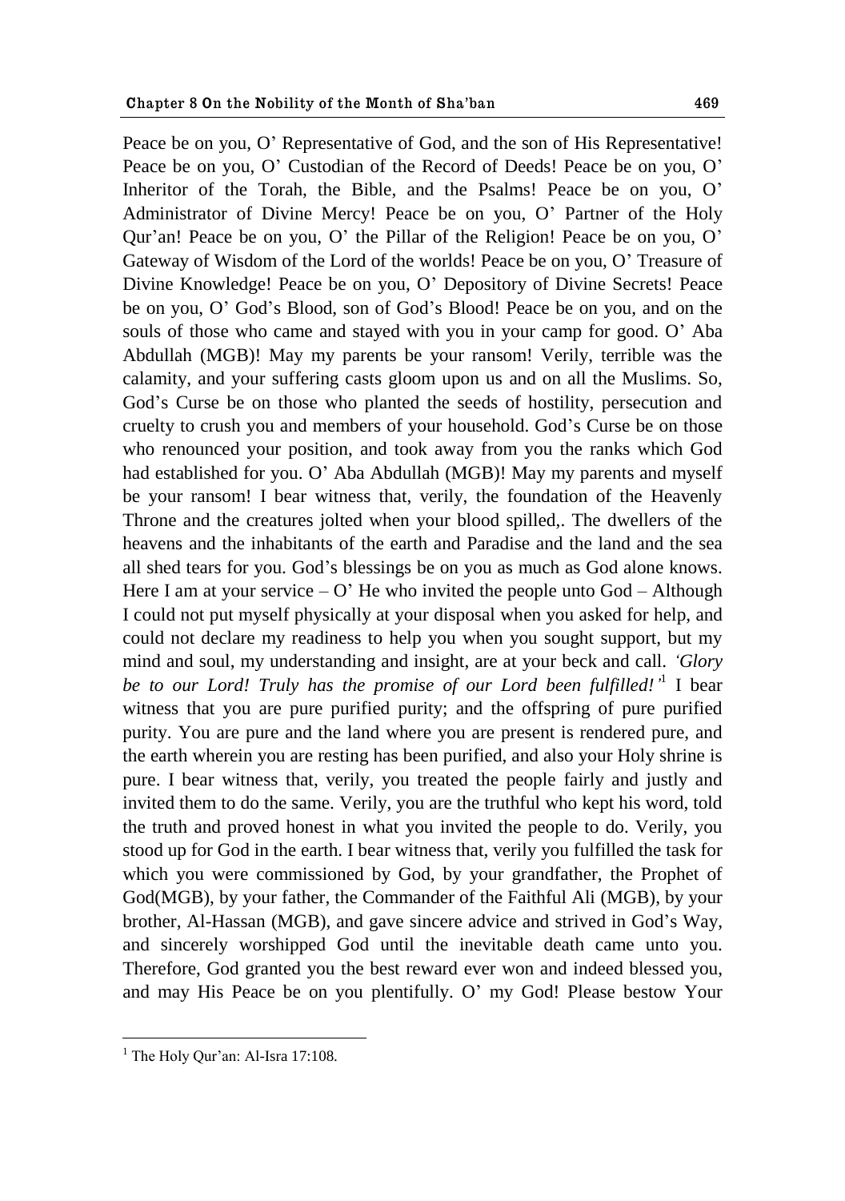Peace be on you, O' Representative of God, and the son of His Representative! Peace be on you, O' Custodian of the Record of Deeds! Peace be on you, O' Inheritor of the Torah, the Bible, and the Psalms! Peace be on you, O' Administrator of Divine Mercy! Peace be on you, O' Partner of the Holy Qur'an! Peace be on you, O' the Pillar of the Religion! Peace be on you, O' Gateway of Wisdom of the Lord of the worlds! Peace be on you, O' Treasure of Divine Knowledge! Peace be on you, O' Depository of Divine Secrets! Peace be on you, O' God's Blood, son of God's Blood! Peace be on you, and on the souls of those who came and stayed with you in your camp for good. O' Aba Abdullah (MGB)! May my parents be your ransom! Verily, terrible was the calamity, and your suffering casts gloom upon us and on all the Muslims. So, God's Curse be on those who planted the seeds of hostility, persecution and cruelty to crush you and members of your household. God's Curse be on those who renounced your position, and took away from you the ranks which God had established for you. O' Aba Abdullah (MGB)! May my parents and myself be your ransom! I bear witness that, verily, the foundation of the Heavenly Throne and the creatures jolted when your blood spilled,. The dwellers of the heavens and the inhabitants of the earth and Paradise and the land and the sea all shed tears for you. God's blessings be on you as much as God alone knows. Here I am at your service – O' He who invited the people unto God – Although I could not put myself physically at your disposal when you asked for help, and could not declare my readiness to help you when you sought support, but my mind and soul, my understanding and insight, are at your beck and call. *'Glory be to our Lord! Truly has the promise of our Lord been fulfilled!'*[1] I bear witness that you are pure purified purity; and the offspring of pure purified purity. You are pure and the land where you are present is rendered pure, and the earth wherein you are resting has been purified, and also your Holy shrine is pure. I bear witness that, verily, you treated the people fairly and justly and invited them to do the same. Verily, you are the truthful who kept his word, told the truth and proved honest in what you invited the people to do. Verily, you stood up for God in the earth. I bear witness that, verily you fulfilled the task for which you were commissioned by God, by your grandfather, the Prophet of God(MGB), by your father, the Commander of the Faithful Ali (MGB), by your brother, Al-Hassan (MGB), and gave sincere advice and strived in God's Way, and sincerely worshipped God until the inevitable death came unto you. Therefore, God granted you the best reward ever won and indeed blessed you, and may His Peace be on you plentifully. O' my God! Please bestow Your

---

[1] The Holy Qur'an: Al-Isra 17:108.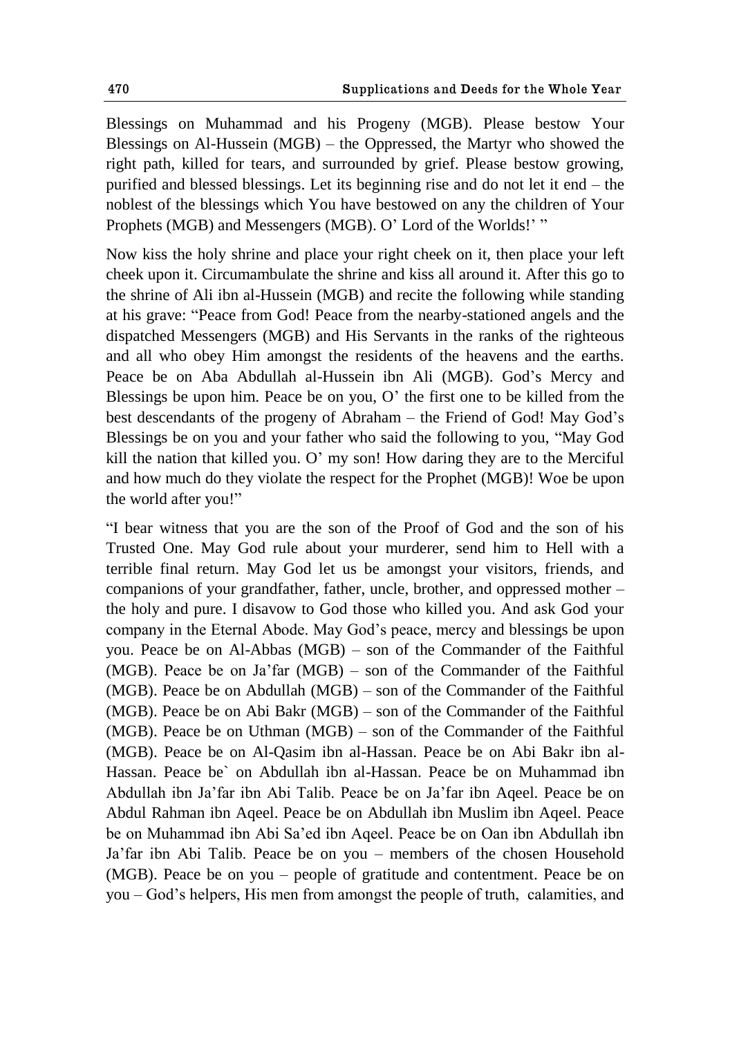Blessings on Muhammad and his Progeny (MGB). Please bestow Your Blessings on Al-Hussein (MGB) – the Oppressed, the Martyr who showed the right path, killed for tears, and surrounded by grief. Please bestow growing, purified and blessed blessings. Let its beginning rise and do not let it end – the noblest of the blessings which You have bestowed on any the children of Your Prophets (MGB) and Messengers (MGB). O' Lord of the Worlds!' "

Now kiss the holy shrine and place your right cheek on it, then place your left cheek upon it. Circumambulate the shrine and kiss all around it. After this go to the shrine of Ali ibn al-Hussein (MGB) and recite the following while standing at his grave: "Peace from God! Peace from the nearby-stationed angels and the dispatched Messengers (MGB) and His Servants in the ranks of the righteous and all who obey Him amongst the residents of the heavens and the earths. Peace be on Aba Abdullah al-Hussein ibn Ali (MGB). God's Mercy and Blessings be upon him. Peace be on you, O' the first one to be killed from the best descendants of the progeny of Abraham – the Friend of God! May God's Blessings be on you and your father who said the following to you, "May God kill the nation that killed you. O' my son! How daring they are to the Merciful and how much do they violate the respect for the Prophet (MGB)! Woe be upon the world after you!"

"I bear witness that you are the son of the Proof of God and the son of his Trusted One. May God rule about your murderer, send him to Hell with a terrible final return. May God let us be amongst your visitors, friends, and companions of your grandfather, father, uncle, brother, and oppressed mother – the holy and pure. I disavow to God those who killed you. And ask God your company in the Eternal Abode. May God's peace, mercy and blessings be upon you. Peace be on Al-Abbas (MGB) – son of the Commander of the Faithful (MGB). Peace be on Ja'far (MGB) – son of the Commander of the Faithful (MGB). Peace be on Abdullah (MGB) – son of the Commander of the Faithful (MGB). Peace be on Abi Bakr (MGB) – son of the Commander of the Faithful (MGB). Peace be on Uthman (MGB) – son of the Commander of the Faithful (MGB). Peace be on Al-Qasim ibn al-Hassan. Peace be on Abi Bakr ibn al-Hassan. Peace be` on Abdullah ibn al-Hassan. Peace be on Muhammad ibn Abdullah ibn Ja'far ibn Abi Talib. Peace be on Ja'far ibn Aqeel. Peace be on Abdul Rahman ibn Aqeel. Peace be on Abdullah ibn Muslim ibn Aqeel. Peace be on Muhammad ibn Abi Sa'ed ibn Aqeel. Peace be on Oan ibn Abdullah ibn Ja'far ibn Abi Talib. Peace be on you – members of the chosen Household (MGB). Peace be on you – people of gratitude and contentment. Peace be on you – God's helpers, His men from amongst the people of truth, calamities, and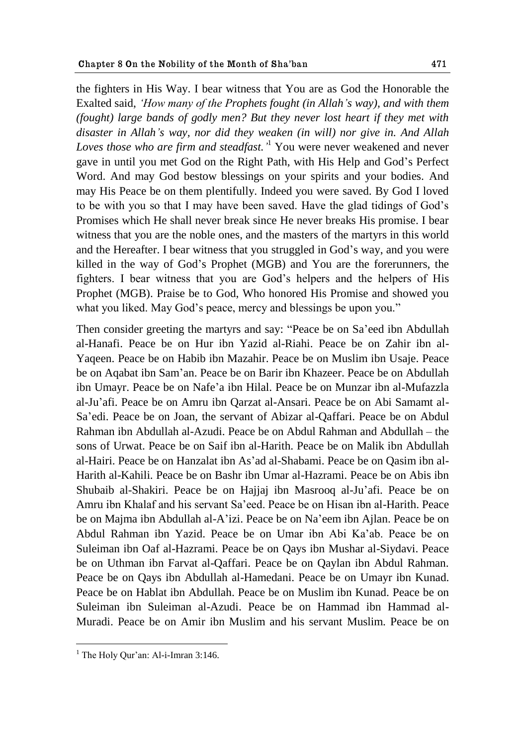the fighters in His Way. I bear witness that You are as God the Honorable the Exalted said, *'How many of the Prophets fought (in Allah's way), and with them (fought) large bands of godly men? But they never lost heart if they met with disaster in Allah's way, nor did they weaken (in will) nor give in. And Allah Loves those who are firm and steadfast.'*[1] You were never weakened and never gave in until you met God on the Right Path, with His Help and God's Perfect Word. And may God bestow blessings on your spirits and your bodies. And may His Peace be on them plentifully. Indeed you were saved. By God I loved to be with you so that I may have been saved. Have the glad tidings of God's Promises which He shall never break since He never breaks His promise. I bear witness that you are the noble ones, and the masters of the martyrs in this world and the Hereafter. I bear witness that you struggled in God's way, and you were killed in the way of God's Prophet (MGB) and You are the forerunners, the fighters. I bear witness that you are God's helpers and the helpers of His Prophet (MGB). Praise be to God, Who honored His Promise and showed you what you liked. May God's peace, mercy and blessings be upon you."

Then consider greeting the martyrs and say: "Peace be on Sa'eed ibn Abdullah al-Hanafi. Peace be on Hur ibn Yazid al-Riahi. Peace be on Zahir ibn al-Yaqeen. Peace be on Habib ibn Mazahir. Peace be on Muslim ibn Usaje. Peace be on Aqabat ibn Sam'an. Peace be on Barir ibn Khazeer. Peace be on Abdullah ibn Umayr. Peace be on Nafe'a ibn Hilal. Peace be on Munzar ibn al-Mufazzla al-Ju'afi. Peace be on Amru ibn Qarzat al-Ansari. Peace be on Abi Samamt al-Sa'edi. Peace be on Joan, the servant of Abizar al-Qaffari. Peace be on Abdul Rahman ibn Abdullah al-Azudi. Peace be on Abdul Rahman and Abdullah – the sons of Urwat. Peace be on Saif ibn al-Harith. Peace be on Malik ibn Abdullah al-Hairi. Peace be on Hanzalat ibn As'ad al-Shabami. Peace be on Qasim ibn al-Harith al-Kahili. Peace be on Bashr ibn Umar al-Hazrami. Peace be on Abis ibn Shubaib al-Shakiri. Peace be on Hajjaj ibn Masrooq al-Ju'afi. Peace be on Amru ibn Khalaf and his servant Sa'eed. Peace be on Hisan ibn al-Harith. Peace be on Majma ibn Abdullah al-A'izi. Peace be on Na'eem ibn Ajlan. Peace be on Abdul Rahman ibn Yazid. Peace be on Umar ibn Abi Ka'ab. Peace be on Suleiman ibn Oaf al-Hazrami. Peace be on Qays ibn Mushar al-Siydavi. Peace be on Uthman ibn Farvat al-Qaffari. Peace be on Qaylan ibn Abdul Rahman. Peace be on Qays ibn Abdullah al-Hamedani. Peace be on Umayr ibn Kunad. Peace be on Hablat ibn Abdullah. Peace be on Muslim ibn Kunad. Peace be on Suleiman ibn Suleiman al-Azudi. Peace be on Hammad ibn Hammad al-Muradi. Peace be on Amir ibn Muslim and his servant Muslim. Peace be on

[1] The Holy Qur'an: Al-i-Imran 3:146.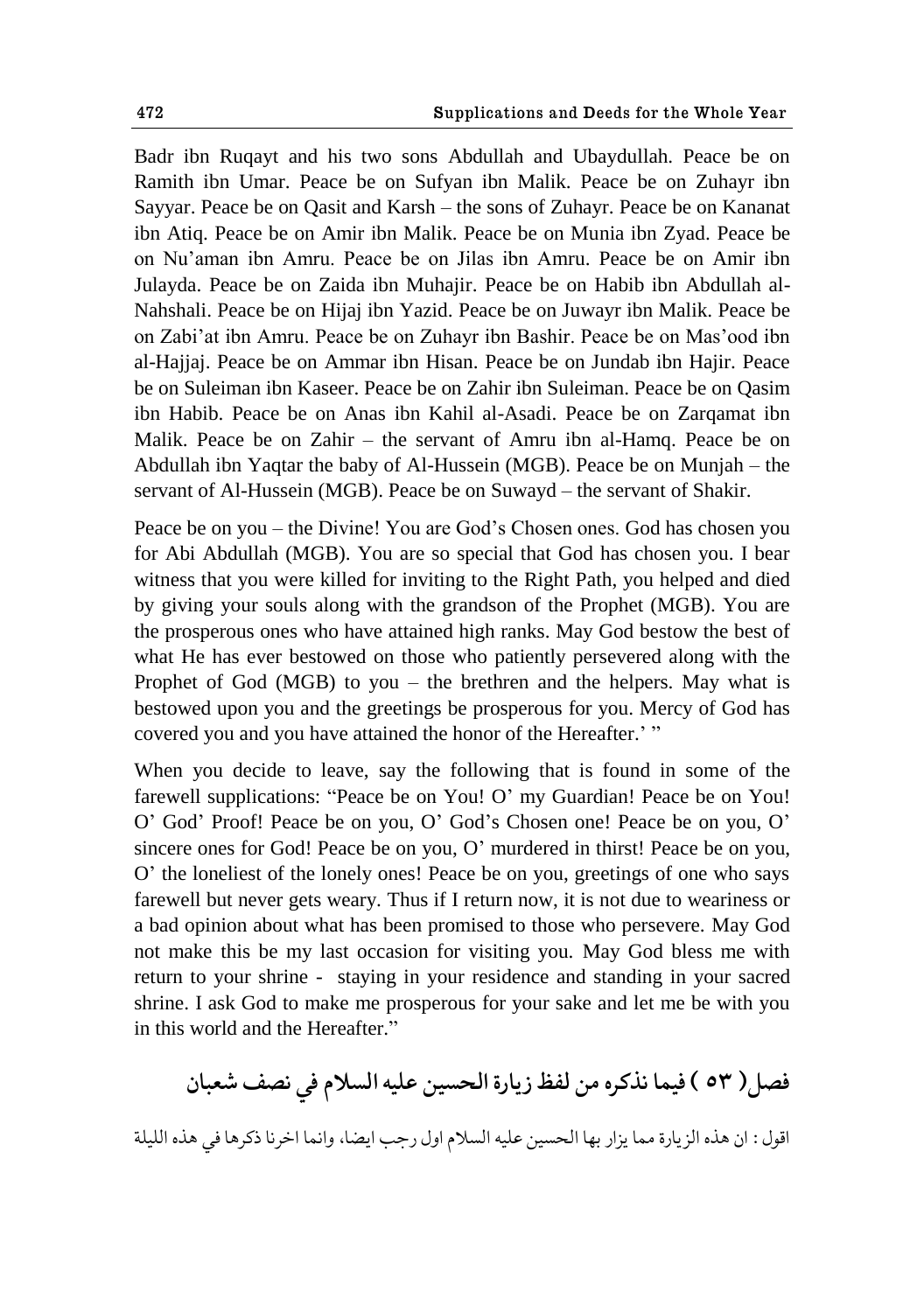Badr ibn Ruqayt and his two sons Abdullah and Ubaydullah. Peace be on Ramith ibn Umar. Peace be on Sufyan ibn Malik. Peace be on Zuhayr ibn Sayyar. Peace be on Qasit and Karsh – the sons of Zuhayr. Peace be on Kananat ibn Atiq. Peace be on Amir ibn Malik. Peace be on Munia ibn Zyad. Peace be on Nu'aman ibn Amru. Peace be on Jilas ibn Amru. Peace be on Amir ibn Julayda. Peace be on Zaida ibn Muhajir. Peace be on Habib ibn Abdullah al-Nahshali. Peace be on Hijaj ibn Yazid. Peace be on Juwayr ibn Malik. Peace be on Zabi'at ibn Amru. Peace be on Zuhayr ibn Bashir. Peace be on Mas'ood ibn al-Hajjaj. Peace be on Ammar ibn Hisan. Peace be on Jundab ibn Hajir. Peace be on Suleiman ibn Kaseer. Peace be on Zahir ibn Suleiman. Peace be on Qasim ibn Habib. Peace be on Anas ibn Kahil al-Asadi. Peace be on Zarqamat ibn Malik. Peace be on Zahir – the servant of Amru ibn al-Hamq. Peace be on Abdullah ibn Yaqtar the baby of Al-Hussein (MGB). Peace be on Munjah – the servant of Al-Hussein (MGB). Peace be on Suwayd – the servant of Shakir.

Peace be on you – the Divine! You are God's Chosen ones. God has chosen you for Abi Abdullah (MGB). You are so special that God has chosen you. I bear witness that you were killed for inviting to the Right Path, you helped and died by giving your souls along with the grandson of the Prophet (MGB). You are the prosperous ones who have attained high ranks. May God bestow the best of what He has ever bestowed on those who patiently persevered along with the Prophet of God (MGB) to you – the brethren and the helpers. May what is bestowed upon you and the greetings be prosperous for you. Mercy of God has covered you and you have attained the honor of the Hereafter.' "

When you decide to leave, say the following that is found in some of the farewell supplications: "Peace be on You! O' my Guardian! Peace be on You! O' God' Proof! Peace be on you, O' God's Chosen one! Peace be on you, O' sincere ones for God! Peace be on you, O' murdered in thirst! Peace be on you, O' the loneliest of the lonely ones! Peace be on you, greetings of one who says farewell but never gets weary. Thus if I return now, it is not due to weariness or a bad opinion about what has been promised to those who persevere. May God not make this be my last occasion for visiting you. May God bless me with return to your shrine - staying in your residence and standing in your sacred shrine. I ask God to make me prosperous for your sake and let me be with you in this world and the Hereafter."

## فصل( ٥٣ ) فيما نذكره من لفظ زيارة الحسين عليه السلام في نصف شعبان

اقول : ان هذه الزيارة مما يزار بها الحسين عليه السلام اول رجب ايضا، وانما اخرنا ذكرها في هذه الليلة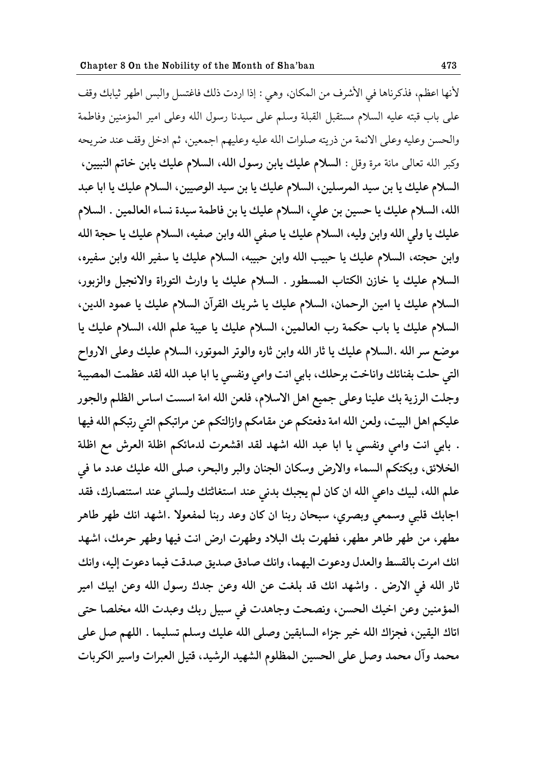لأنها اعظم، فذكرناها في الأشرف من المكان، وهي : إذا اردت ذلك فاغتسل والبس اطهر ثيابك وقف على باب قبته عليه السلام مستقبل القبلة وسلم على سيدنا رسول الله وعلى امير المؤمنين وفاطمة والحسن وعليه وعلى الائمة من ذريته صلوات الله عليه وعليهم اجمعين، ثم ادخل وقف عند ضريحه وكبر الله تعالى مائة مرة وقل : **السلام عليك يابن رسول الله، السلام عليك يابن خاتم النبيين، السلام عليك يا بن سيد المرسلين، السلام عليك يا بن سيد الوصيين، السلام عليك يا ابا عبد الله، السلام عليك يا حسين بن علي، السلام عليك يا بن فاطمة سيدة نساء العالمين . السلام عليك يا ولي الله وابن وليه، السلام عليك يا صفي الله وابن صفيه، السلام عليك يا حجة الله وابن حجته، السلام عليك يا حبيب الله وابن حبيبه، السلام عليك يا سفير الله وابن سفيره، السلام عليك يا خازن الكتاب المسطور . السلام عليك يا وارث التوراة والانجيل والزبور، السلام عليك يا امين الرحمان، السلام عليك يا شريك القرآن السلام عليك يا عمود الدين، السلام عليك يا باب حكمة رب العالمين، السلام عليك يا عيبة علم الله، السلام عليك يا موضع سر الله .السلام عليك يا ثار الله وابن ثاره والوتر الموتور، السلام عليك وعلى الارواح التي حلت بفنائك واناخت برحلك، بابي انت وامي ونفسي يا ابا عبد الله لقد عظمت المصيبة وجلت الرزية بك علينا وعلى جميع اهل الاسلام، فلعن الله امة اسست اساس الظلم والجور عليكم اهل البيت، ولعن الله امة دفعتكم عن مقامكم وازالتكم عن مراتبكم التي رتبكم الله فيها . بابي انت وامي ونفسي يا ابا عبد الله اشهد لقد اقشعرت لدمائكم اظلة العرش مع اظلة الخلائق، وبكتكم السماء والارض وسكان الجنان والبر والبحر، صلى الله عليك عدد ما في علم الله، لبيك داعي الله ان كان لم يجبك بدني عند استغاثتك ولساني عند استنصارك، فقد اجابك قلبي وسمعي وبصري، سبحان ربنا ان كان وعد ربنا لمفعولا .اشهد انك طهر طاهر مطهر، من طهر طاهر مطهر، فطهرت بك البلاد وطهرت ارض انت فيها وطهر حرمك، اشهد انك امرت بالقسط والعدل ودعوت اليهما، وانك صادق صديق صدقت فيما دعوت إليه، وانك ثار الله في الارض . واشهد انك قد بلغت عن الله وعن جدك رسول الله وعن ابيك امير المؤمنين وعن اخيك الحسن، ونصحت وجاهدت في سبيل ربك وعبدت الله مخلصا حتى اتاك اليقين، فجزاك الله خير جزاء السابقين وصلى الله عليك وسلم تسليما . اللهم صل على محمد وآل محمد وصل على الحسين المظلوم الشهيد الرشيد، قتيل العبرات واسير الكربات**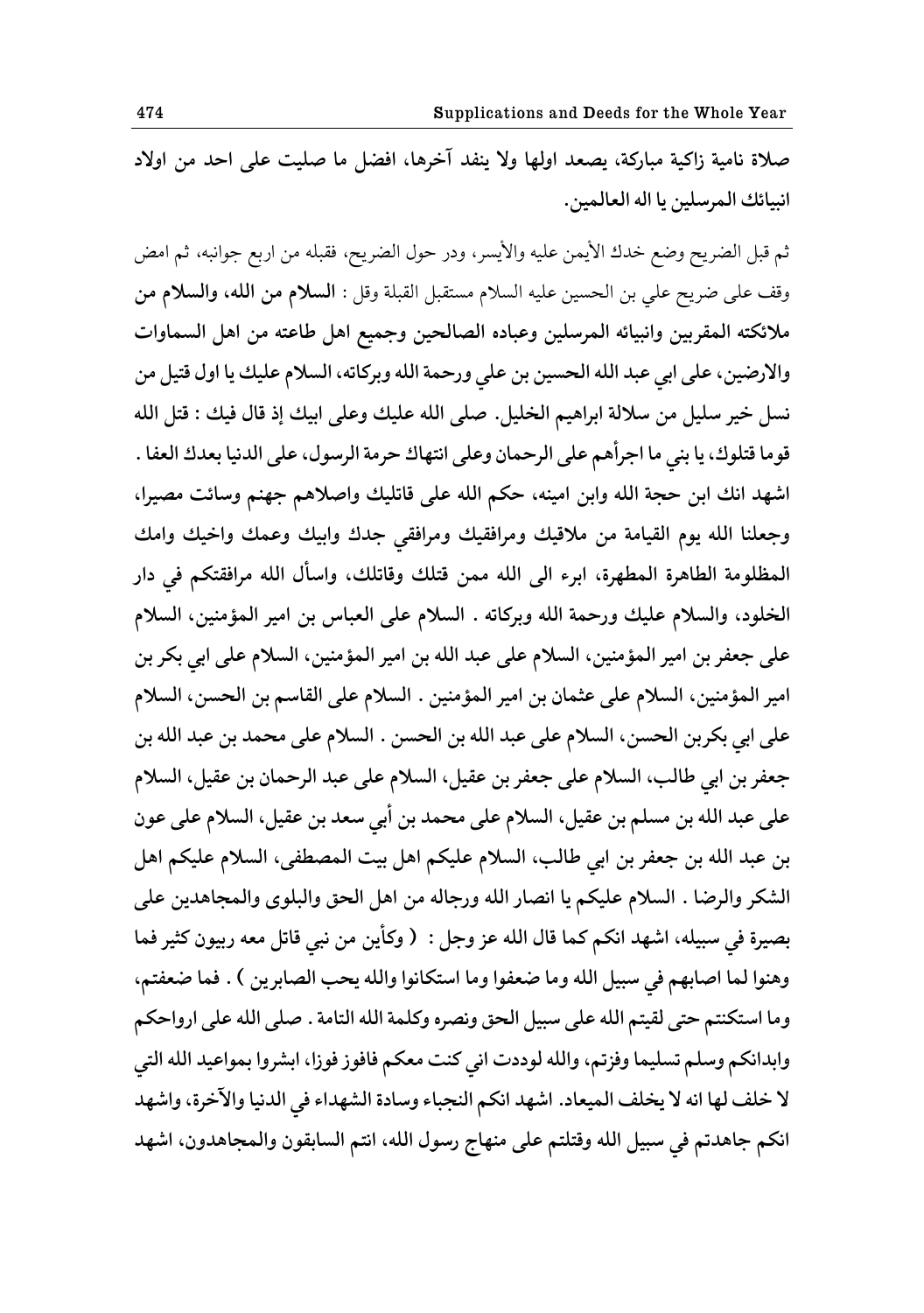**صلاة نامية زاكية مباركة، يصعد اولها ولا ينفد آخرها، افضل ما صليت على احد من اولاد انبيائك المرسلين يا اله العالمين.**

ثم قبل الضريح وضع خدك الأيمن عليه والأيسر، ودر حول الضريح، فقبله من اربع جوانبه، ثم امض وقف على ضريح علي بن الحسين عليه السلام مستقبل القبلة وقل : **السلام من الله، والسلام من ملائكته المقربين وانبيائه المرسلين وعباده الصالحين وجميع اهل طاعته من اهل السماوات والارضين، على ابي عبد الله الحسين بن علي ورحمة الله وبركاته، السلام عليك يا اول قتيل من نسل خير سليل من سلالة ابراهيم الخليل. صلى الله عليك وعلى ابيك إذ قال فيك : قتل الله قوما قتلوك، يا بني ما اجرأهم على الرحمان وعلى انتهاك حرمة الرسول، على الدنيا بعدك العفا . اشهد انك ابن حجة الله وابن امينه، حكم الله على قاتليك واصلاهم جهنم وسائت مصيرا، وجعلنا الله يوم القيامة من ملاقيك ومرافقيك ومرافقي جدك وابيك وعمك واخيك وامك المظلومة الطاهرة المطهرة، ابرء الى الله ممن قتلك وقاتلك، واسأل الله مرافقتكم في دار الخلود، والسلام عليك ورحمة الله وبركاته . السلام على العباس بن امير المؤمنين، السلام على جعفر بن امير المؤمنين، السلام على عبد الله بن امير المؤمنين، السلام على ابي بكر بن امير المؤمنين، السلام على عثمان بن امير المؤمنين . السلام على القاسم بن الحسن، السلام على ابي بكربن الحسن، السلام على عبد الله بن الحسن . السلام على محمد بن عبد الله بن جعفر بن ابي طالب، السلام على جعفر بن عقيل، السلام على عبد الرحمان بن عقيل، السلام على عبد الله بن مسلم بن عقيل، السلام على محمد بن أبي سعد بن عقيل، السلام على عون بن عبد الله بن جعفر بن ابي طالب، السلام عليكم اهل بيت المصطفى، السلام عليكم اهل الشكر والرضا . السلام عليكم يا انصار الله ورجاله من اهل الحق والبلوى والمجاهدين على بصيرة في سبيله، اشهد انكم كما قال الله عز وجل : ( وكأين من نبي قاتل معه ربيون كثير فما وهنوا لما اصابهم في سبيل الله وما ضعفوا وما استكانوا والله يحب الصابرين ) . فما ضعفتم، وما استكنتم حتى لقيتم الله على سبيل الحق ونصره وكلمة الله التامة . صلى الله على ارواحكم وابدانكم وسلم تسليما وفزتم، والله لوددت اني كنت معكم فافوز فوزا، ابشروا بمواعيد الله التي لا خلف لها انه لا يخلف الميعاد. اشهد انكم النجباء وسادة الشهداء في الدنيا والآخرة، واشهد انكم جاهدتم في سبيل الله وقتلتم على منهاج رسول الله، انتم السابقون والمجاهدون، اشهد**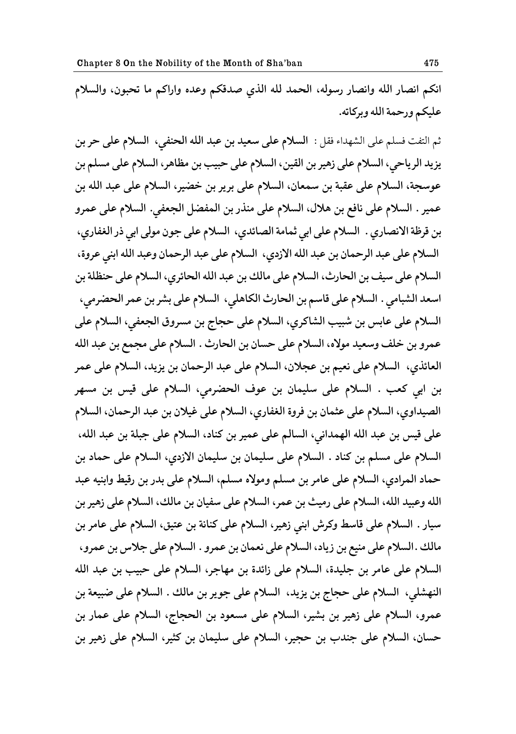انكم انصار الله وانصار رسوله، الحمد لله الذي صدقكم وعده واراكم ما تحبون، والسلام عليكم ورحمة الله وبركاته.

ثم التفت فسلم على الشهداء فقل : **السلام على سعيد بن عبد الله الحنفي، السلام على حر بن يزيد الرياحي، السلام على زهير بن القين، السلام على حبيب بن مظاهر، السلام على مسلم بن عوسجة، السلام على عقبة بن سمعان، السلام على برير بن خضير، السلام على عبد الله بن عمير . السلام على نافع بن هلال، السلام على منذر بن المفضل الجعفي. السلام على عمرو بن قرظة الانصاري . السلام على ابي ثمامة الصائدي، السلام على جون مولى ابي ذر الغفاري، السلام على عبد الرحمان بن عبد الله الازدي، السلام على عبد الرحمان وعبد الله ابني عروة، السلام على سيف بن الحارث، السلام على مالك بن عبد الله الحائري، السلام على حنظلة بن اسعد الشبامي . السلام على قاسم بن الحارث الكاهلي، السلام على بشر بن عمر الحضرمي، السلام على عابس بن شبيب الشاكري، السلام على حجاج بن مسروق الجعفي، السلام على عمرو بن خلف وسعيد مولاه، السلام على حسان بن الحارث . السلام على مجمع بن عبد الله العائذي، السلام على نعيم بن عجلان، السلام على عبد الرحمان بن يزيد، السلام على عمر بن ابي كعب . السلام على سليمان بن عوف الحضرمي، السلام على قيس بن مسهر الصيداوي، السلام على عثمان بن فروة الغفاري، السلام على غيلان بن عبد الرحمان، السلام على قيس بن عبد الله الهمداني، السالم على عمير بن كناد، السلام على جبلة بن عبد الله، السلام على مسلم بن كناد . السلام على سليمان بن سليمان الازدي، السلام على حماد بن حماد المرادي، السلام على عامر بن مسلم ومولاه مسلم، السلام على بدر بن رقيط وابنيه عبد الله وعبيد الله، السلام على رميث بن عمر، السلام على سفيان بن مالك، السلام على زهير بن سيار . السلام على قاسط وكرش ابني زهير، السلام على كنانة بن عتيق، السلام على عامر بن مالك .السلام على منيع بن زياد، السلام على نعمان بن عمرو . السلام على جلاس بن عمرو، السلام على عامر بن جليدة، السلام على زائدة بن مهاجر، السلام على حبيب بن عبد الله النهشلي، السلام على حجاج بن يزيد، السلام على جوير بن مالك . السلام على ضبيعة بن عمرو، السلام على زهير بن بشير، السلام على مسعود بن الحجاج، السلام على عمار بن حسان، السلام على جندب بن حجير، السلام على سليمان بن كثير، السلام على زهير بن**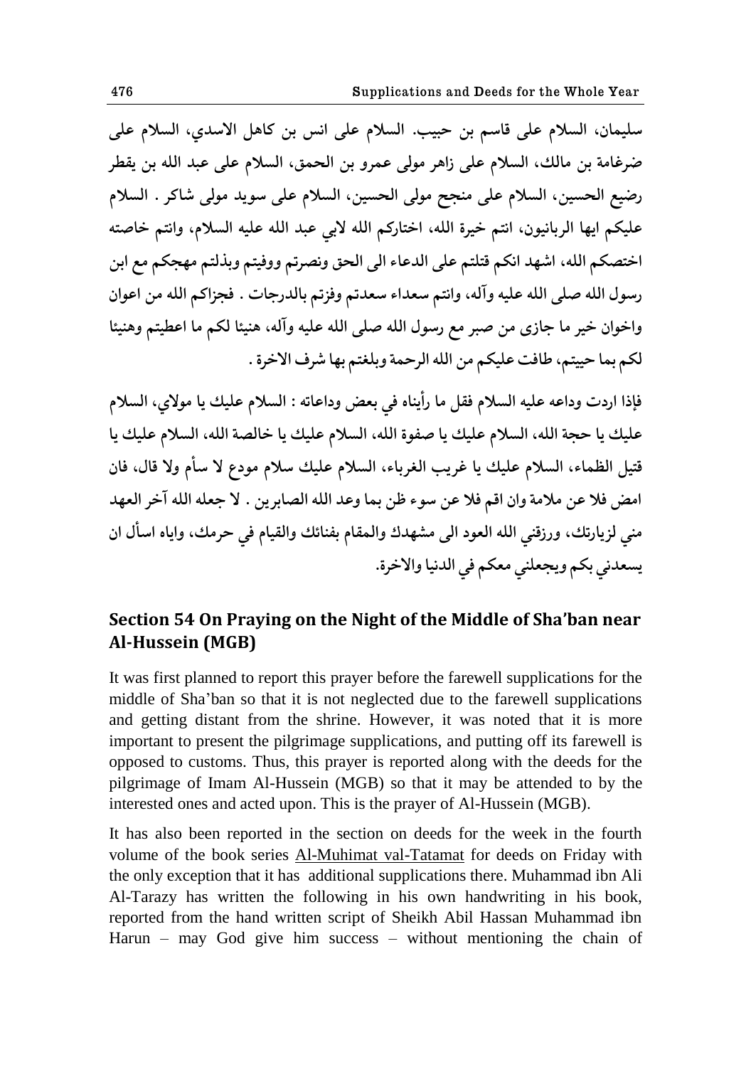سليمان، السلام على قاسم بن حبيب. السلام على انس بن كاهل الاسدي، السلام على ضرغامة بن مالك، السلام على زاهر مولى عمرو بن الحمق، السلام على عبد الله بن يقطر رضيع الحسين، السلام على منجح مولى الحسين، السلام على سويد مولى شاكر . السلام عليكم ايها الربانيون، انتم خيرة الله، اختاركم الله لابي عبد الله عليه السلام، وانتم خاصته اختصكم الله، اشهد انكم قتلتم على الدعاء الى الحق ونصرتم ووفيتم وبذلتم مهجكم مع ابن رسول الله صلى الله عليه وآله، وانتم سعداء سعدتم وفزتم بالدرجات . فجزاكم الله من اعوان واخوان خير ما جازى من صبر مع رسول الله صلى الله عليه وآله، هنيئا لكم ما اعطيتم وهنيئا لكم بما حييتم، طافت عليكم من الله الرحمة وبلغتم بها شرف الاخرة .

فإذا اردت وداعه عليه السلام فقل ما رأيناه في بعض وداعاته : السلام عليك يا مولاي، السلام عليك يا حجة الله، السلام عليك يا صفوة الله، السلام عليك يا خالصة الله، السلام عليك يا قتيل الظماء، السلام عليك يا غريب الغرباء، السلام عليك سلام مودع لا سأم ولا قال، فان امض فلا عن ملامة وان اقم فلا عن سوء ظن بما وعد الله الصابرين . لا جعله الله آخر العهد مني لزيارتك، ورزقني الله العود الى مشهدك والمقام بفنائك والقيام في حرمك، واياه اسأل ان يسعدني بكم ويجعلني معكم في الدنيا والاخرة.

## Section 54 On Praying on the Night of the Middle of Sha'ban near Al-Hussein (MGB)

It was first planned to report this prayer before the farewell supplications for the middle of Sha'ban so that it is not neglected due to the farewell supplications and getting distant from the shrine. However, it was noted that it is more important to present the pilgrimage supplications, and putting off its farewell is opposed to customs. Thus, this prayer is reported along with the deeds for the pilgrimage of Imam Al-Hussein (MGB) so that it may be attended to by the interested ones and acted upon. This is the prayer of Al-Hussein (MGB).

It has also been reported in the section on deeds for the week in the fourth volume of the book series Al-Muhimat val-Tatamat for deeds on Friday with the only exception that it has additional supplications there. Muhammad ibn Ali Al-Tarazy has written the following in his own handwriting in his book, reported from the hand written script of Sheikh Abil Hassan Muhammad ibn Harun – may God give him success – without mentioning the chain of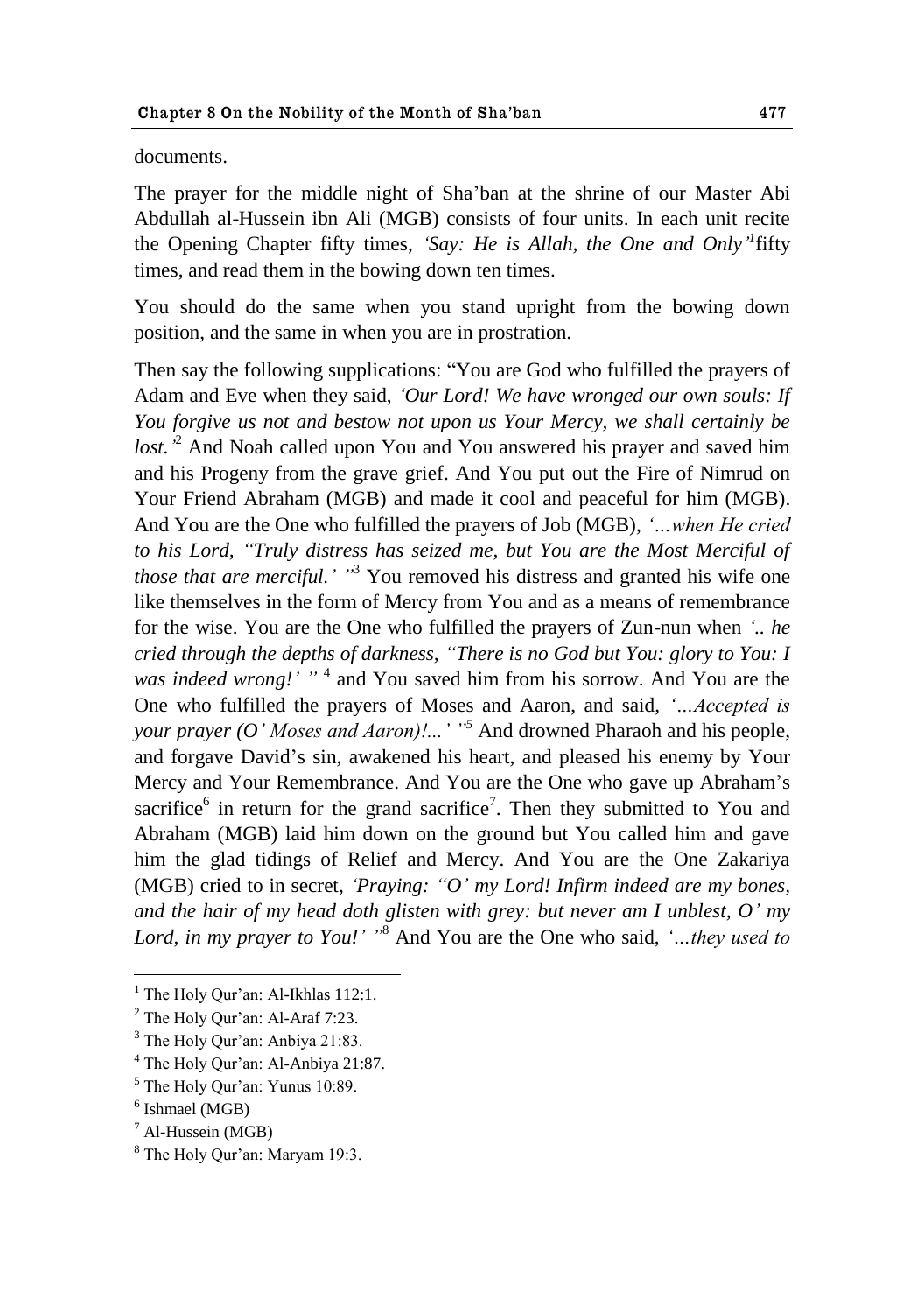documents.

The prayer for the middle night of Sha'ban at the shrine of our Master Abi Abdullah al-Hussein ibn Ali (MGB) consists of four units. In each unit recite the Opening Chapter fifty times, *'Say: He is Allah, the One and Only'*[1] fifty times, and read them in the bowing down ten times.

You should do the same when you stand upright from the bowing down position, and the same in when you are in prostration.

Then say the following supplications: "You are God who fulfilled the prayers of Adam and Eve when they said, *'Our Lord! We have wronged our own souls: If You forgive us not and bestow not upon us Your Mercy, we shall certainly be lost.'*[2] And Noah called upon You and You answered his prayer and saved him and his Progeny from the grave grief. And You put out the Fire of Nimrud on Your Friend Abraham (MGB) and made it cool and peaceful for him (MGB). And You are the One who fulfilled the prayers of Job (MGB), *'...when He cried to his Lord, "Truly distress has seized me, but You are the Most Merciful of those that are merciful.'"*[3] You removed his distress and granted his wife one like themselves in the form of Mercy from You and as a means of remembrance for the wise. You are the One who fulfilled the prayers of Zun-nun when *'.. he cried through the depths of darkness, "There is no God but You: glory to You: I was indeed wrong!'"*[4] and You saved him from his sorrow. And You are the One who fulfilled the prayers of Moses and Aaron, and said, *'...Accepted is your prayer (O' Moses and Aaron)!...'"*[5] And drowned Pharaoh and his people, and forgave David's sin, awakened his heart, and pleased his enemy by Your Mercy and Your Remembrance. And You are the One who gave up Abraham's sacrifice[6] in return for the grand sacrifice[7]. Then they submitted to You and Abraham (MGB) laid him down on the ground but You called him and gave him the glad tidings of Relief and Mercy. And You are the One Zakariya (MGB) cried to in secret, *'Praying: "O' my Lord! Infirm indeed are my bones, and the hair of my head doth glisten with grey: but never am I unblest, O' my Lord, in my prayer to You!'"*[8] And You are the One who said, *'...they used to*

---

[1] The Holy Qur'an: Al-Ikhlas 112:1.

[2] The Holy Qur'an: Al-Araf 7:23.

[3] The Holy Qur'an: Anbiya 21:83.

[4] The Holy Qur'an: Al-Anbiya 21:87.

[5] The Holy Qur'an: Yunus 10:89.

[6] Ishmael (MGB)

[7] Al-Hussein (MGB)

[8] The Holy Qur'an: Maryam 19:3.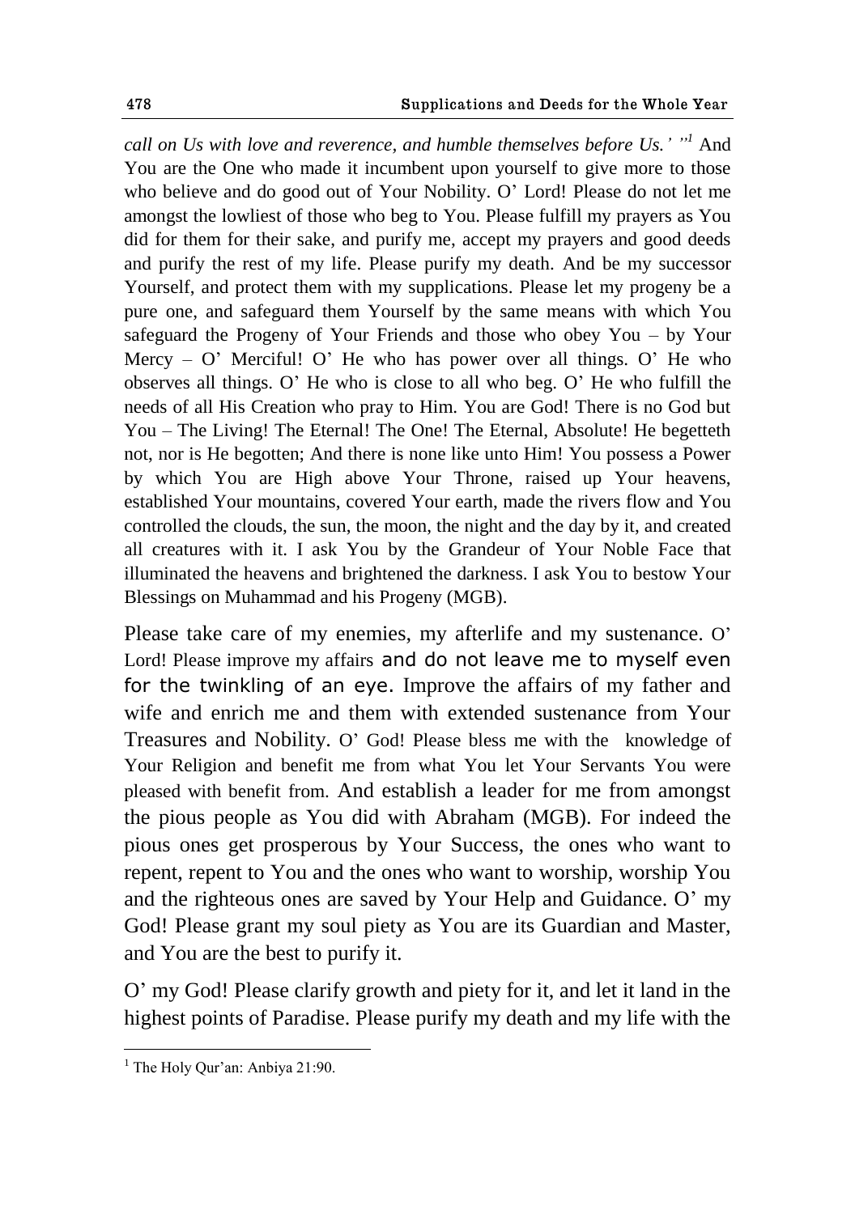*call on Us with love and reverence, and humble themselves before Us.' "*[1] And You are the One who made it incumbent upon yourself to give more to those who believe and do good out of Your Nobility. O' Lord! Please do not let me amongst the lowliest of those who beg to You. Please fulfill my prayers as You did for them for their sake, and purify me, accept my prayers and good deeds and purify the rest of my life. Please purify my death. And be my successor Yourself, and protect them with my supplications. Please let my progeny be a pure one, and safeguard them Yourself by the same means with which You safeguard the Progeny of Your Friends and those who obey You – by Your Mercy – O' Merciful! O' He who has power over all things. O' He who observes all things. O' He who is close to all who beg. O' He who fulfill the needs of all His Creation who pray to Him. You are God! There is no God but You – The Living! The Eternal! The One! The Eternal, Absolute! He begetteth not, nor is He begotten; And there is none like unto Him! You possess a Power by which You are High above Your Throne, raised up Your heavens, established Your mountains, covered Your earth, made the rivers flow and You controlled the clouds, the sun, the moon, the night and the day by it, and created all creatures with it. I ask You by the Grandeur of Your Noble Face that illuminated the heavens and brightened the darkness. I ask You to bestow Your Blessings on Muhammad and his Progeny (MGB).

Please take care of my enemies, my afterlife and my sustenance. O' Lord! Please improve my affairs and do not leave me to myself even for the twinkling of an eye. Improve the affairs of my father and wife and enrich me and them with extended sustenance from Your Treasures and Nobility. O' God! Please bless me with the knowledge of Your Religion and benefit me from what You let Your Servants You were pleased with benefit from. And establish a leader for me from amongst the pious people as You did with Abraham (MGB). For indeed the pious ones get prosperous by Your Success, the ones who want to repent, repent to You and the ones who want to worship, worship You and the righteous ones are saved by Your Help and Guidance. O' my God! Please grant my soul piety as You are its Guardian and Master, and You are the best to purify it.

O' my God! Please clarify growth and piety for it, and let it land in the highest points of Paradise. Please purify my death and my life with the

---

[1] The Holy Qur'an: Anbiya 21:90.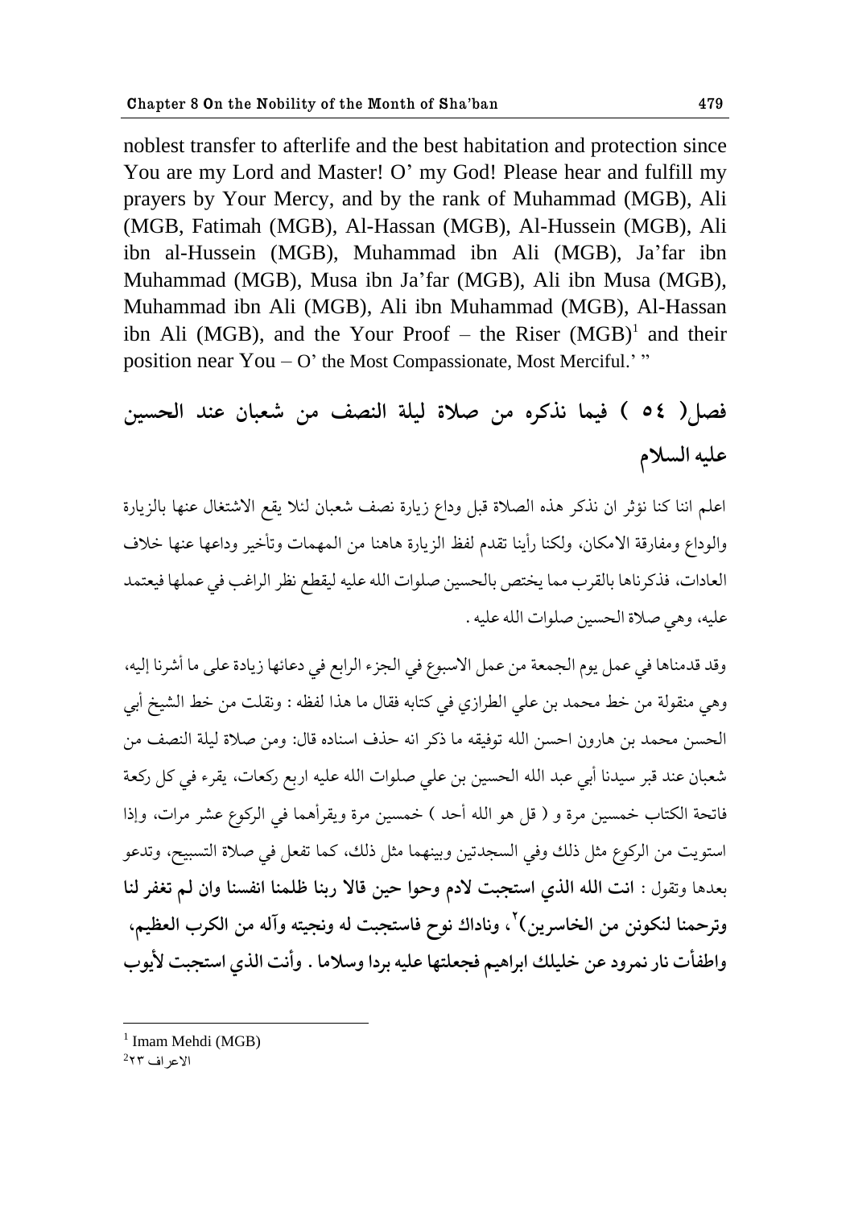noblest transfer to afterlife and the best habitation and protection since You are my Lord and Master! O' my God! Please hear and fulfill my prayers by Your Mercy, and by the rank of Muhammad (MGB), Ali (MGB, Fatimah (MGB), Al-Hassan (MGB), Al-Hussein (MGB), Ali ibn al-Hussein (MGB), Muhammad ibn Ali (MGB), Ja'far ibn Muhammad (MGB), Musa ibn Ja'far (MGB), Ali ibn Musa (MGB), Muhammad ibn Ali (MGB), Ali ibn Muhammad (MGB), Al-Hassan ibn Ali (MGB), and the Your Proof – the Riser (MGB)[1] and their position near You – O' the Most Compassionate, Most Merciful.' "

## فصل( ٥٤ ) فيما نذكره من صلاة ليلة النصف من شعبان عند الحسين عليه السلام

اعلم اننا كنا نؤثر ان نذكر هذه الصلاة قبل وداع زيارة نصف شعبان لئلا يقع الاشتغال عنها بالزيارة والوداع ومفارقة الامكان، ولكنا رأينا تقدم لفظ الزيارة هاهنا من المهمات وتأخير وداعها عنها خلاف العادات، فذكرناها بالقرب مما يختص بالحسين صلوات الله عليه ليقطع نظر الراغب في عملها فيعتمد عليه، وهي صلاة الحسين صلوات الله عليه .

وقد قدمناها في عمل يوم الجمعة من عمل الاسبوع في الجزء الرابع في دعائها زيادة على ما أشرنا إليه، وهي منقولة من خط محمد بن علي الطرازي في كتابه فقال ما هذا لفظه : ونقلت من خط الشيخ أبي الحسن محمد بن هارون احسن الله توفيقه ما ذكر انه حذف اسناده قال: ومن صلاة ليلة النصف من شعبان عند قبر سيدنا أبي عبد الله الحسين بن علي صلوات الله عليه اربع ركعات، يقرء في كل ركعة فاتحة الكتاب خمسين مرة و ( قل هو الله أحد ) خمسين مرة ويقرأهما في الركوع عشر مرات، وإذا استويت من الركوع مثل ذلك وفي السجدتين وبينهما مثل ذلك، كما تفعل في صلاة التسبيح، وتدعو بعدها وتقول : **انت الله الذي استجبت لادم وحوا حين قالا ربنا ظلمنا انفسنا وان لم تغفر لنا وترحمنا لنكونن من الخاسرين)[2]، وناداك نوح فاستجبت له ونجيته وآله من الكرب العظيم، واطفأت نار نمرود عن خليلك ابراهيم فجعلتها عليه بردا وسلاما . وأنت الذي استجبت لأيوب**

---

[1] Imam Mehdi (MGB)

[2] الاعراف ٢٣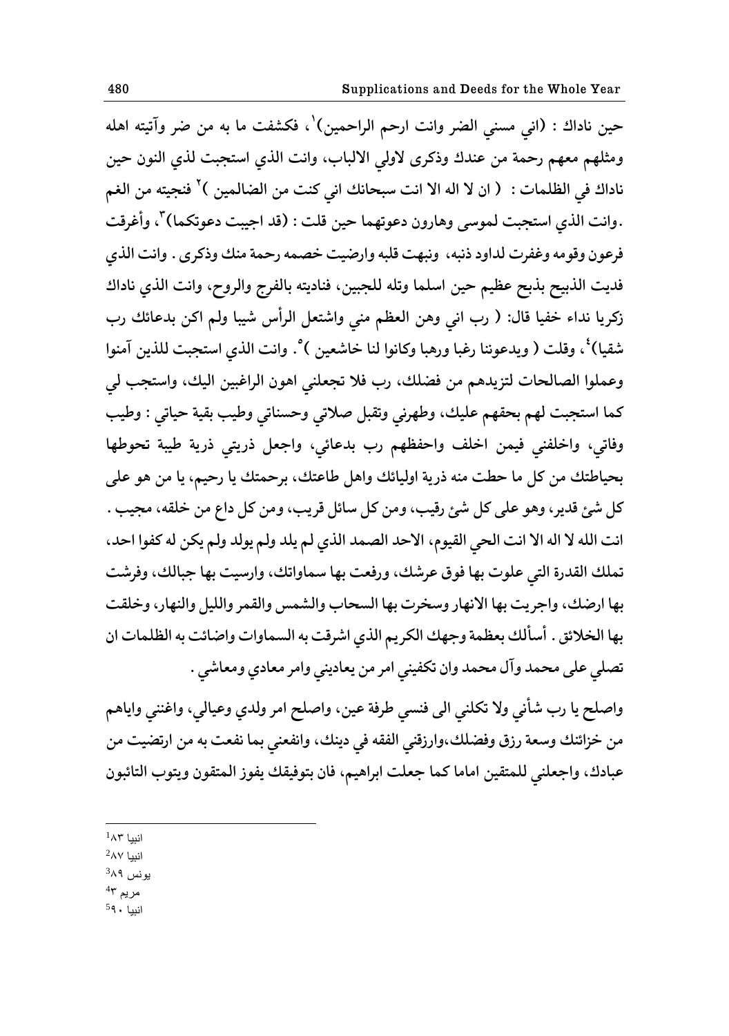حين ناداك : (اني مسني الضر وانت ارحم الراحمين)[1]، فكشفت ما به من ضر وآتيته اهله ومثلهم معهم رحمة من عندك وذكرى لاولي الالباب، وانت الذي استجبت لذي النون حين ناداك في الظلمات : ( ان لا اله الا انت سبحانك اني كنت من الضالمين )[2] فنجيته من الغم .وانت الذي استجبت لموسى وهارون دعوتهما حين قلت : (قد اجيبت دعوتكما)[3]، وأغرقت فرعون وقومه وغفرت لداود ذنبه، ونبهت قلبه وارضيت خصمه رحمة منك وذكرى . وانت الذي فديت الذبيح بذبح عظيم حين اسلما وتله للجبين، فناديته بالفرج والروح، وانت الذي ناداك زكريا نداء خفيا قال: ( رب اني وهن العظم مني واشتعل الرأس شيبا ولم اكن بدعائك رب شقيا)[4]، وقلت ( ويدعوننا رغبا ورهبا وكانوا لنا خاشعين )[5]. وانت الذي استجبت للذين آمنوا وعملوا الصالحات لتزيدهم من فضلك، رب فلا تجعلني اهون الراغبين اليك، واستجب لي كما استجبت لهم بحقهم عليك، وطهرني وتقبل صلاتي وحسناتي وطيب بقية حياتي : وطيب وفاتي، واخلفني فيمن اخلف واحفظهم رب بدعائي، واجعل ذريتي ذرية طيبة تحوطها بحياطتك من كل ما حطت منه ذرية اوليائك واهل طاعتك، برحمتك يا رحيم، يا من هو على كل شئ قدير، وهو على كل شئ رقيب، ومن كل سائل قريب، ومن كل داع من خلقه، مجيب . انت الله لا اله الا انت الحي القيوم، الاحد الصمد الذي لم يلد ولم يولد ولم يكن له كفوا احد، تملك القدرة التي علوت بها فوق عرشك، ورفعت بها سماواتك، وارسيت بها جبالك، وفرشت بها ارضك، واجريت بها الانهار وسخرت بها السحاب والشمس والقمر والليل والنهار، وخلقت بها الخلائق . أسألك بعظمة وجهك الكريم الذي اشرقت به السماوات واضائت به الظلمات ان تصلي على محمد وآل محمد وان تكفيني امر من يعاديني وامر معادي ومعاشي .

واصلح يا رب شأني ولا تكلني الى فنسي طرفة عين، واصلح امر ولدي وعيالي، واغنني واياهم من خزائنك وسعة رزق وفضلك،وارزقني الفقه في دينك، وانفعني بما نفعت به من ارتضيت من عبادك، واجعلني للمتقين اماما كما جعلت ابراهيم، فان بتوفيقك يفوز المتقون ويتوب التائبون

---

[1] انبيا ٨٣
[2] انبيا ٨٧
[3] يونس ٨٩
[4] مريم ٣
[5] انبيا ٩٠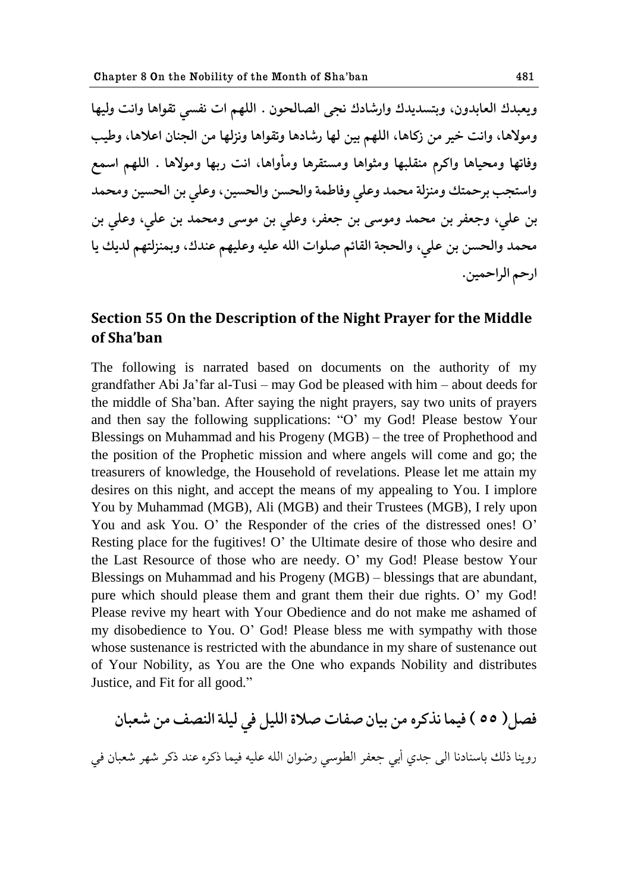ويعبدك العابدون، وبتسديدك وارشادك نجى الصالحون . اللهم ات نفسي تقواها وانت وليها ومولاها، وانت خير من زكاها، اللهم بين لها رشادها وتقواها ونزلها من الجنان اعلاها، وطيب وفاتها ومحياها واكرم منقلبها ومثواها ومستقرها ومأواها، انت ربها ومولاها . اللهم اسمع واستجب برحمتك ومنزلة محمد وعلي وفاطمة والحسن والحسين، وعلي بن الحسين ومحمد بن علي، وجعفر بن محمد وموسى بن جعفر، وعلي بن موسى ومحمد بن علي، وعلي بن محمد والحسن بن علي، والحجة القائم صلوات الله عليه وعليهم عندك، وبمنزلتهم لديك يا ارحم الراحمين.

## Section 55 On the Description of the Night Prayer for the Middle of Sha'ban

The following is narrated based on documents on the authority of my grandfather Abi Ja'far al-Tusi – may God be pleased with him – about deeds for the middle of Sha'ban. After saying the night prayers, say two units of prayers and then say the following supplications: "O' my God! Please bestow Your Blessings on Muhammad and his Progeny (MGB) – the tree of Prophethood and the position of the Prophetic mission and where angels will come and go; the treasurers of knowledge, the Household of revelations. Please let me attain my desires on this night, and accept the means of my appealing to You. I implore You by Muhammad (MGB), Ali (MGB) and their Trustees (MGB), I rely upon You and ask You. O' the Responder of the cries of the distressed ones! O' Resting place for the fugitives! O' the Ultimate desire of those who desire and the Last Resource of those who are needy. O' my God! Please bestow Your Blessings on Muhammad and his Progeny (MGB) – blessings that are abundant, pure which should please them and grant them their due rights. O' my God! Please revive my heart with Your Obedience and do not make me ashamed of my disobedience to You. O' God! Please bless me with sympathy with those whose sustenance is restricted with the abundance in my share of sustenance out of Your Nobility, as You are the One who expands Nobility and distributes Justice, and Fit for all good."

## فصل ( ٥٥ ) فيما نذكره من بيان صفات صلاة الليل في ليلة النصف من شعبان

روينا ذلك باسنادنا الى جدي أبي جعفر الطوسي رضوان الله عليه فيما ذكره عند ذكر شهر شعبان في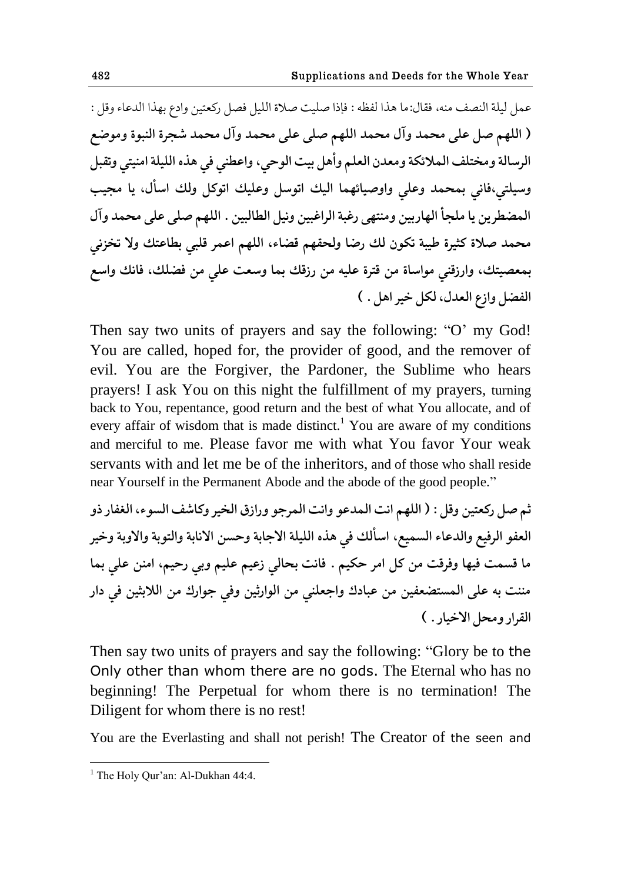عمل ليلة النصف منه، فقال: ما هذا لفظه : فإذا صليت صلاة الليل فصل ركعتين وادع بهذا الدعاء وقل :

**( اللهم صل على محمد وآل محمد اللهم صلى على محمد وآل محمد شجرة النبوة وموضع الرسالة ومختلف الملائكة ومعدن العلم وأهل بيت الوحي، واعطني في هذه الليلة امنيتي وتقبل وسيلتي،فاني بمحمد وعلي واوصيائهما اليك اتوسل وعليك اتوكل ولك اسأل، يا مجيب المضطرين يا ملجأ الهاربين ومنتهى رغبة الراغبين ونيل الطالبين . اللهم صلى على محمد وآل محمد صلاة كثيرة طيبة تكون لك رضا ولحقهم قضاء، اللهم اعمر قلبي بطاعتك ولا تخزني بمعصيتك، وارزقني مواساة من قترة عليه من رزقك بما وسعت علي من فضلك، فانك واسع الفضل وازع العدل، لكل خير اهل . )**

Then say two units of prayers and say the following: "O' my God! You are called, hoped for, the provider of good, and the remover of evil. You are the Forgiver, the Pardoner, the Sublime who hears prayers! I ask You on this night the fulfillment of my prayers, turning back to You, repentance, good return and the best of what You allocate, and of every affair of wisdom that is made distinct.[1] You are aware of my conditions and merciful to me. Please favor me with what You favor Your weak servants with and let me be of the inheritors, and of those who shall reside near Yourself in the Permanent Abode and the abode of the good people."

**ثم صل ركعتين وقل : ( اللهم انت المدعو وانت المرجو ورازق الخير وكاشف السوء، الغفار ذو العفو الرفيع والدعاء السميع، اسألك في هذه الليلة الاجابة وحسن الانابة والتوبة والاوبة وخير ما قسمت فيها وفرقت من كل امر حكيم . فانت بحالي زعيم عليم وبي رحيم، امنن علي بما مننت به على المستضعفين من عبادك واجعلني من الوارثين وفي جوارك من اللابثين في دار القرار ومحل الاخيار . )**

Then say two units of prayers and say the following: "Glory be to the Only other than whom there are no gods. The Eternal who has no beginning! The Perpetual for whom there is no termination! The Diligent for whom there is no rest!

You are the Everlasting and shall not perish! The Creator of the seen and

[1] The Holy Qur'an: Al-Dukhan 44:4.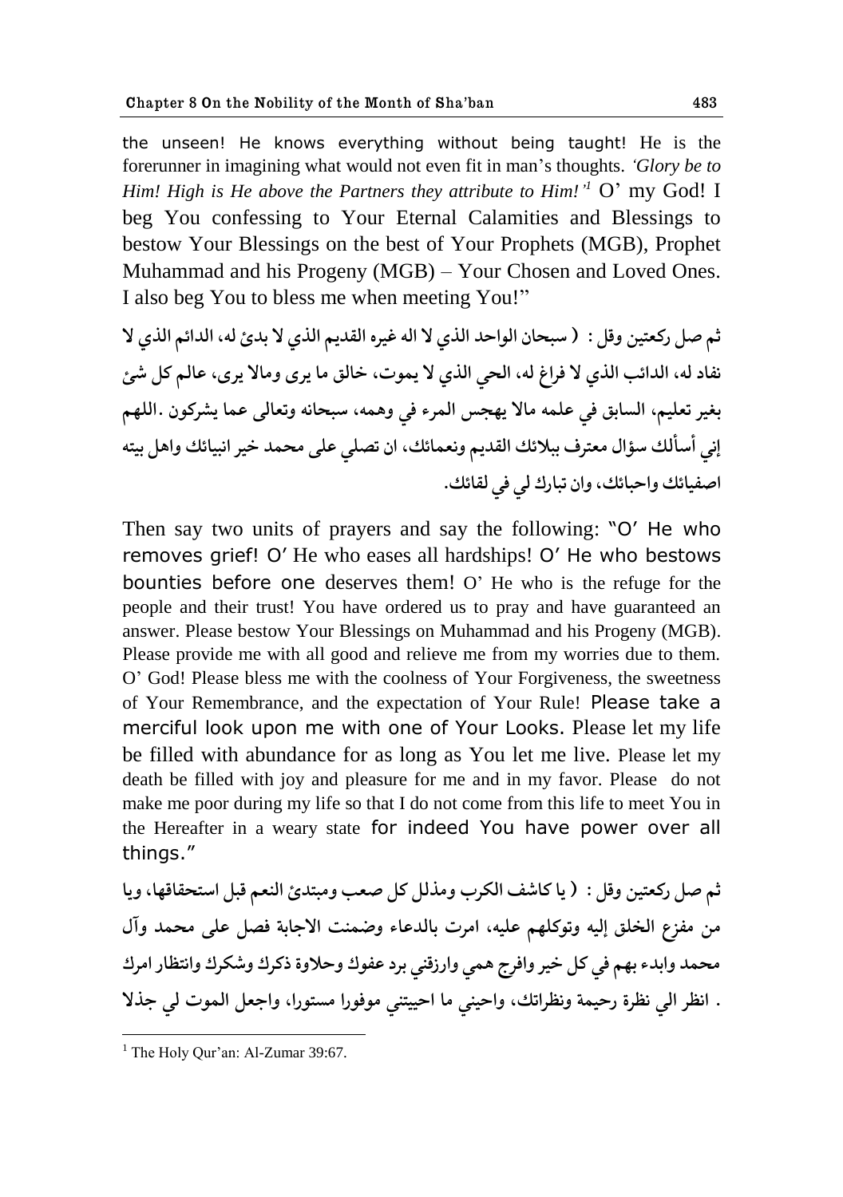the unseen! He knows everything without being taught! He is the forerunner in imagining what would not even fit in man's thoughts. *'Glory be to Him! High is He above the Partners they attribute to Him!'*[1] O' my God! I beg You confessing to Your Eternal Calamities and Blessings to bestow Your Blessings on the best of Your Prophets (MGB), Prophet Muhammad and his Progeny (MGB) – Your Chosen and Loved Ones. I also beg You to bless me when meeting You!"

**ثم صل ركعتين وقل : ( سبحان الواحد الذي لا اله غيره القديم الذي لا بدئ له، الدائم الذي لا نفاد له، الدائب الذي لا فراغ له، الحي الذي لا يموت، خالق ما يرى ومالا يرى، عالم كل شئ بغير تعليم، السابق في علمه مالا يهجس المرء في وهمه، سبحانه وتعالى عما يشركون .اللهم إني أسألك سؤال معترف ببلائك القديم ونعمائك، ان تصلي على محمد خير انبيائك واهل بيته اصفيائك واحبائك، وان تبارك لي في لقائك.**

Then say two units of prayers and say the following: "O' He who removes grief! O' He who eases all hardships! O' He who bestows bounties before one deserves them! O' He who is the refuge for the people and their trust! You have ordered us to pray and have guaranteed an answer. Please bestow Your Blessings on Muhammad and his Progeny (MGB). Please provide me with all good and relieve me from my worries due to them. O' God! Please bless me with the coolness of Your Forgiveness, the sweetness of Your Remembrance, and the expectation of Your Rule! Please take a merciful look upon me with one of Your Looks. Please let my life be filled with abundance for as long as You let me live. Please let my death be filled with joy and pleasure for me and in my favor. Please do not make me poor during my life so that I do not come from this life to meet You in the Hereafter in a weary state for indeed You have power over all things."

**ثم صل ركعتين وقل : ( يا كاشف الكرب ومذلل كل صعب ومبتدئ النعم قبل استحقاقها، ويا من مفزع الخلق إليه وتوكلهم عليه، امرت بالدعاء وضمنت الاجابة فصل على محمد وآل محمد وابدء بهم في كل خير وافرج همي وارزقني برد عفوك وحلاوة ذكرك وشكرك وانتظار امرك . انظر الي نظرة رحيمة ونظراتك، واحيني ما احييتني موفورا مستورا، واجعل الموت لي جذلا**

[1] The Holy Qur'an: Al-Zumar 39:67.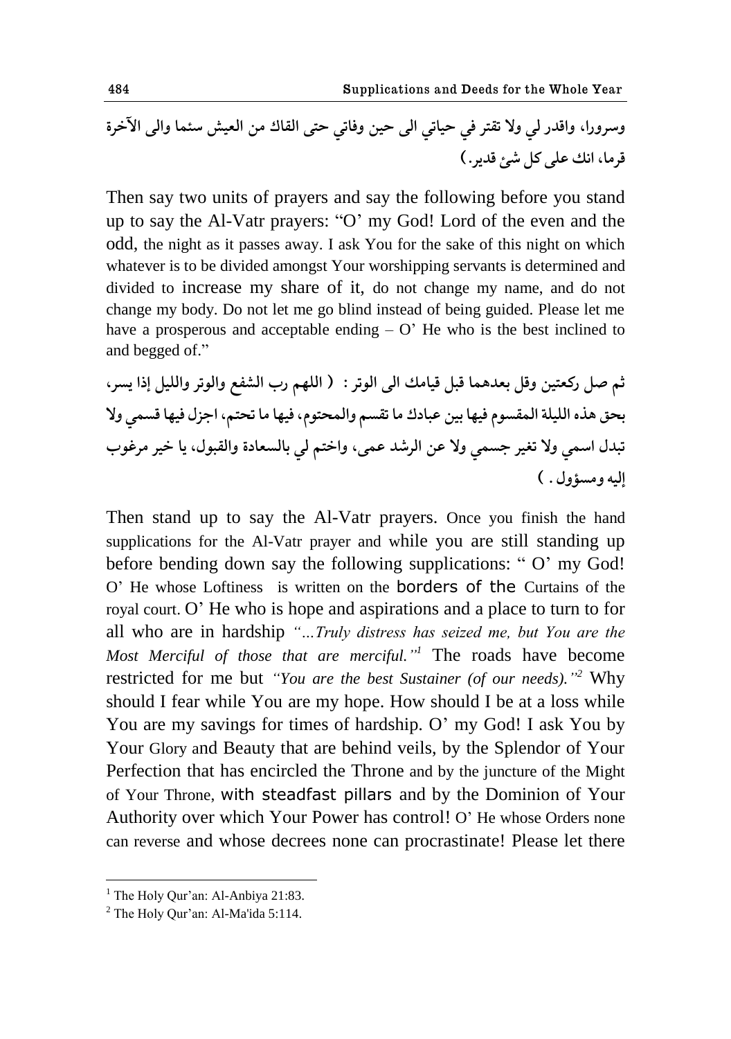وسرورا، واقدر لي ولا تقتر في حياتي الى حين وفاتي حتى القاك من العيش سئما والى الآخرة قرما، انك على كل شئ قدير.)

Then say two units of prayers and say the following before you stand up to say the Al-Vatr prayers: "O' my God! Lord of the even and the odd, the night as it passes away. I ask You for the sake of this night on which whatever is to be divided amongst Your worshipping servants is determined and divided to increase my share of it, do not change my name, and do not change my body. Do not let me go blind instead of being guided. Please let me have a prosperous and acceptable ending – O' He who is the best inclined to and begged of."

ثم صل ركعتين وقل بعدهما قبل قيامك الى الوتر : ( اللهم رب الشفع والوتر والليل إذا يسر، بحق هذه الليلة المقسوم فيها بين عبادك ما تقسم والمحتوم، فيها ما تحتم، اجزل فيها قسمي ولا تبدل اسمي ولا تغير جسمي ولا عن الرشد عمى، واختم لي بالسعادة والقبول، يا خير مرغوب إليه ومسؤول . )

Then stand up to say the Al-Vatr prayers. Once you finish the hand supplications for the Al-Vatr prayer and while you are still standing up before bending down say the following supplications: " O' my God! O' He whose Loftiness is written on the borders of the Curtains of the royal court. O' He who is hope and aspirations and a place to turn to for all who are in hardship *"…Truly distress has seized me, but You are the Most Merciful of those that are merciful."*[1] The roads have become restricted for me but *"You are the best Sustainer (of our needs)."*[2] Why should I fear while You are my hope. How should I be at a loss while You are my savings for times of hardship. O' my God! I ask You by Your Glory and Beauty that are behind veils, by the Splendor of Your Perfection that has encircled the Throne and by the juncture of the Might of Your Throne, with steadfast pillars and by the Dominion of Your Authority over which Your Power has control! O' He whose Orders none can reverse and whose decrees none can procrastinate! Please let there

---

[1] The Holy Qur'an: Al-Anbiya 21:83.

[2] The Holy Qur'an: Al-Ma'ida 5:114.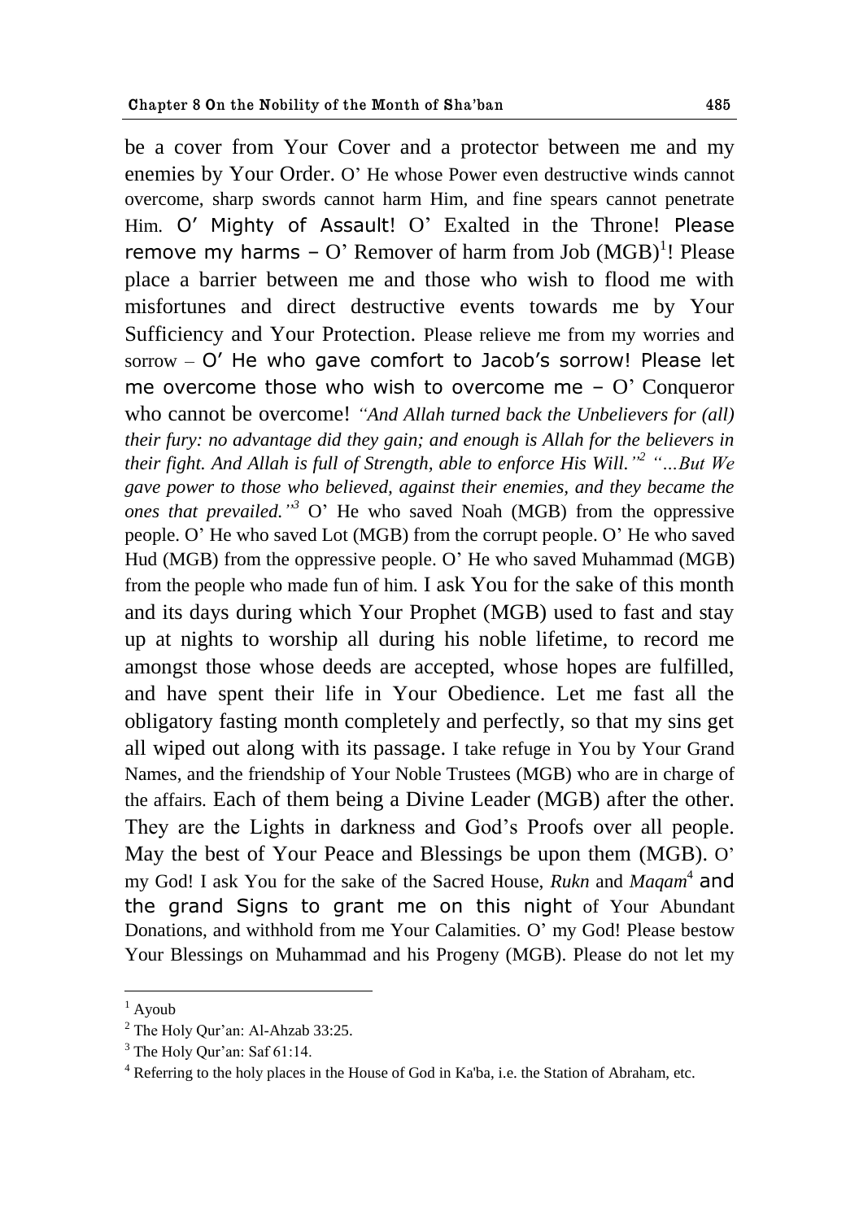be a cover from Your Cover and a protector between me and my enemies by Your Order. O' He whose Power even destructive winds cannot overcome, sharp swords cannot harm Him, and fine spears cannot penetrate Him. O' Mighty of Assault! O' Exalted in the Throne! Please remove my harms – O' Remover of harm from Job (MGB)[1]! Please place a barrier between me and those who wish to flood me with misfortunes and direct destructive events towards me by Your Sufficiency and Your Protection. Please relieve me from my worries and sorrow – O' He who gave comfort to Jacob's sorrow! Please let me overcome those who wish to overcome me – O' Conqueror who cannot be overcome! *"And Allah turned back the Unbelievers for (all) their fury: no advantage did they gain; and enough is Allah for the believers in their fight. And Allah is full of Strength, able to enforce His Will."*[2] *"…But We gave power to those who believed, against their enemies, and they became the ones that prevailed."*[3] O' He who saved Noah (MGB) from the oppressive people. O' He who saved Lot (MGB) from the corrupt people. O' He who saved Hud (MGB) from the oppressive people. O' He who saved Muhammad (MGB) from the people who made fun of him. I ask You for the sake of this month and its days during which Your Prophet (MGB) used to fast and stay up at nights to worship all during his noble lifetime, to record me amongst those whose deeds are accepted, whose hopes are fulfilled, and have spent their life in Your Obedience. Let me fast all the obligatory fasting month completely and perfectly, so that my sins get all wiped out along with its passage. I take refuge in You by Your Grand Names, and the friendship of Your Noble Trustees (MGB) who are in charge of the affairs. Each of them being a Divine Leader (MGB) after the other. They are the Lights in darkness and God's Proofs over all people. May the best of Your Peace and Blessings be upon them (MGB). O' my God! I ask You for the sake of the Sacred House, *Rukn* and *Maqam*[4] and the grand Signs to grant me on this night of Your Abundant Donations, and withhold from me Your Calamities. O' my God! Please bestow Your Blessings on Muhammad and his Progeny (MGB). Please do not let my

---

[1] Ayoub

[2] The Holy Qur'an: Al-Ahzab 33:25.

[3] The Holy Qur'an: Saf 61:14.

[4] Referring to the holy places in the House of God in Ka'ba, i.e. the Station of Abraham, etc.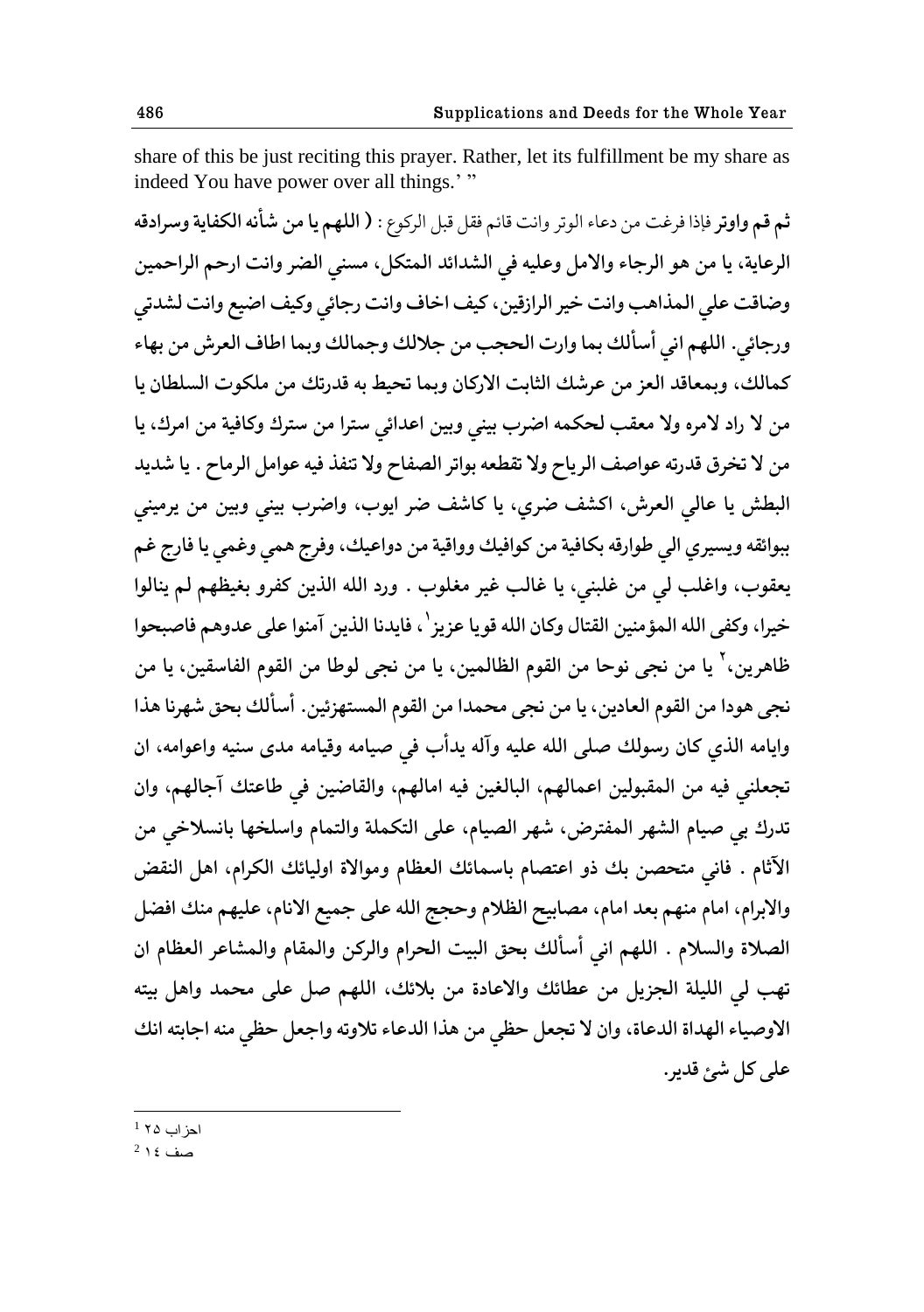share of this be just reciting this prayer. Rather, let its fulfillment be my share as indeed You have power over all things.' "

**ثم قم واوتر** فإذا فرغت من دعاء الوتر وانت قائم فقل قبل الركوع : **( اللهم يا من شأنه الكفاية وسرادقه الرعاية، يا من هو الرجاء والامل وعليه في الشدائد المتكل، مسني الضر وانت ارحم الراحمين وضاقت علي المذاهب وانت خير الرازقين، كيف اخاف وانت رجائي وكيف اضيع وانت لشدتي ورجائي. اللهم اني أسألك بما وارت الحجب من جلالك وجمالك وبما اطاف العرش من بهاء كمالك، وبمعاقد العز من عرشك الثابت الاركان وبما تحيط به قدرتك من ملكوت السلطان يا من لا راد لامره ولا معقب لحكمه اضرب بيني وبين اعدائي سترا من سترك وكافية من امرك، يا من لا تخرق قدرته عواصف الرياح ولا تقطعه بواتر الصفاح ولا تنفذ فيه عوامل الرماح . يا شديد البطش يا عالي العرش، اكشف ضري، يا كاشف ضر ايوب، واضرب بيني وبين من يرميني ببوائقه ويسيري الي طوارقه بكافية من كوافيك وواقية من دواعيك، وفرج همي وغمي يا فارج غم يعقوب، واغلب لي من غلبني، يا غالب غير مغلوب . ورد الله الذين كفرو بغيظهم لم ينالوا خيرا، وكفى الله المؤمنين القتال وكان الله قويا عزيز[1]، فايدنا الذين آمنوا على عدوهم فاصبحوا ظاهرين،[2] يا من نجى نوحا من القوم الظالمين، يا من نجى لوطا من القوم الفاسقين، يا من نجى هودا من القوم العادين، يا من نجى محمدا من القوم المستهزئين. أسألك بحق شهرنا هذا وايامه الذي كان رسولك صلى الله عليه وآله يدأب في صيامه وقيامه مدى سنيه واعوامه، ان تجعلني فيه من المقبولين اعمالهم، البالغين فيه امالهم، والقاضين في طاعتك آجالهم، وان تدرك بي صيام الشهر المفترض، شهر الصيام، على التكملة والتمام واسلخها بانسلاخي من الآثام . فاني متحصن بك ذو اعتصام باسمائك العظام وموالاة اوليائك الكرام، اهل النقض والابرام، امام منهم بعد امام، مصابيح الظلام وحجج الله على جميع الانام، عليهم منك افضل الصلاة والسلام . اللهم اني أسألك بحق البيت الحرام والركن والمقام والمشاعر العظام ان تهب لي الليلة الجزيل من عطائك والاعادة من بلائك، اللهم صل على محمد واهل بيته الاوصياء الهداة الدعاة، وان لا تجعل حظي من هذا الدعاء تلاوته واجعل حظي منه اجابته انك على كل شئ قدير.**

---

[1] احزاب ٢٥

[2] صف ١٤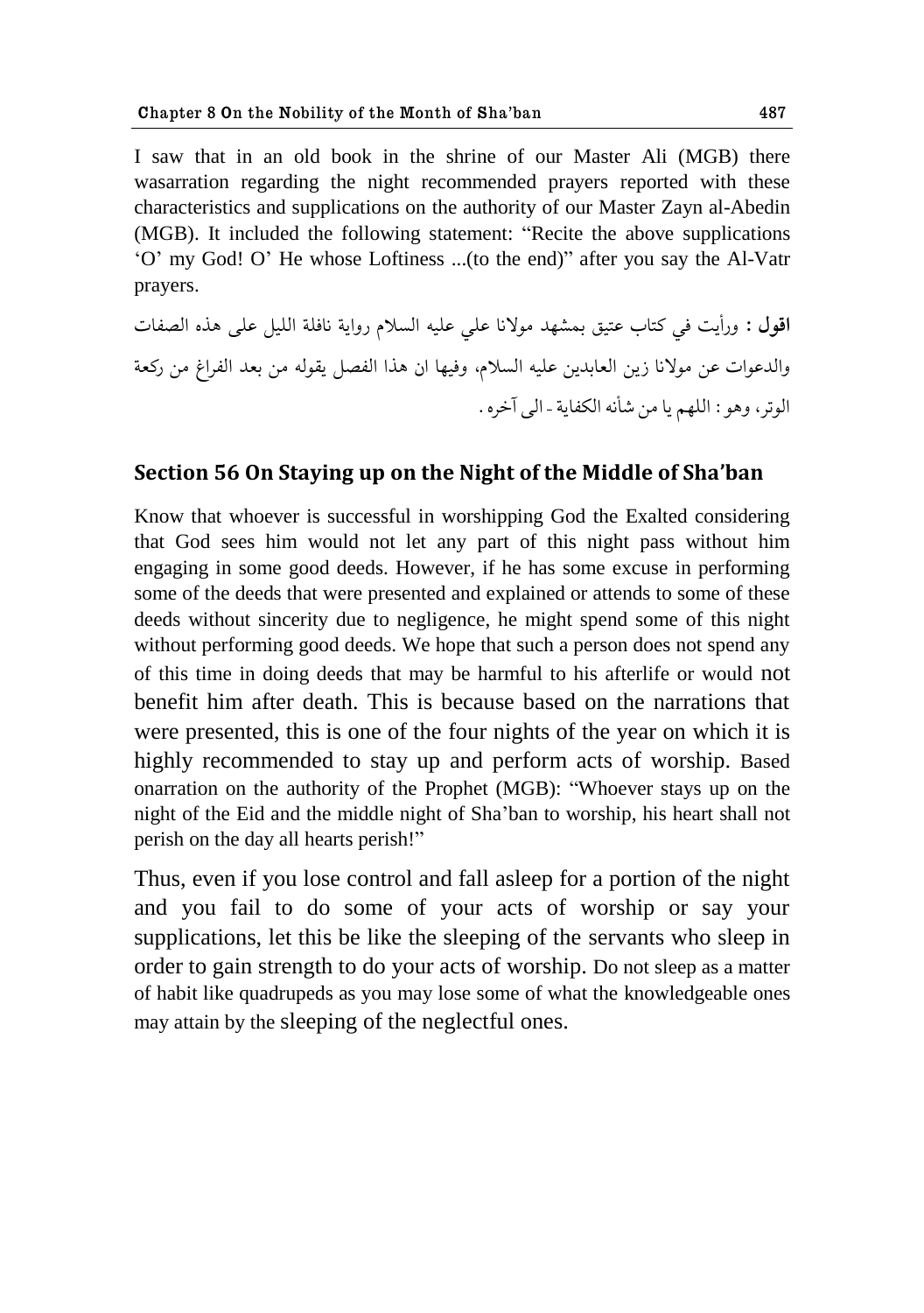I saw that in an old book in the shrine of our Master Ali (MGB) there wasarration regarding the night recommended prayers reported with these characteristics and supplications on the authority of our Master Zayn al-Abedin (MGB). It included the following statement: "Recite the above supplications 'O' my God! O' He whose Loftiness ...(to the end)" after you say the Al-Vatr prayers.

**اقول :** ورأيت في كتاب عتيق بمشهد مولانا علي عليه السلام رواية نافلة الليل على هذه الصفات والدعوات عن مولانا زين العابدين عليه السلام، وفيها ان هذا الفصل يقوله من بعد الفراغ من ركعة الوتر، وهو : اللهم يا من شأنه الكفاية - الى آخره .

## Section 56 On Staying up on the Night of the Middle of Sha'ban

Know that whoever is successful in worshipping God the Exalted considering that God sees him would not let any part of this night pass without him engaging in some good deeds. However, if he has some excuse in performing some of the deeds that were presented and explained or attends to some of these deeds without sincerity due to negligence, he might spend some of this night without performing good deeds. We hope that such a person does not spend any of this time in doing deeds that may be harmful to his afterlife or would not benefit him after death. This is because based on the narrations that were presented, this is one of the four nights of the year on which it is highly recommended to stay up and perform acts of worship. Based onarration on the authority of the Prophet (MGB): "Whoever stays up on the night of the Eid and the middle night of Sha'ban to worship, his heart shall not perish on the day all hearts perish!"

Thus, even if you lose control and fall asleep for a portion of the night and you fail to do some of your acts of worship or say your supplications, let this be like the sleeping of the servants who sleep in order to gain strength to do your acts of worship. Do not sleep as a matter of habit like quadrupeds as you may lose some of what the knowledgeable ones may attain by the sleeping of the neglectful ones.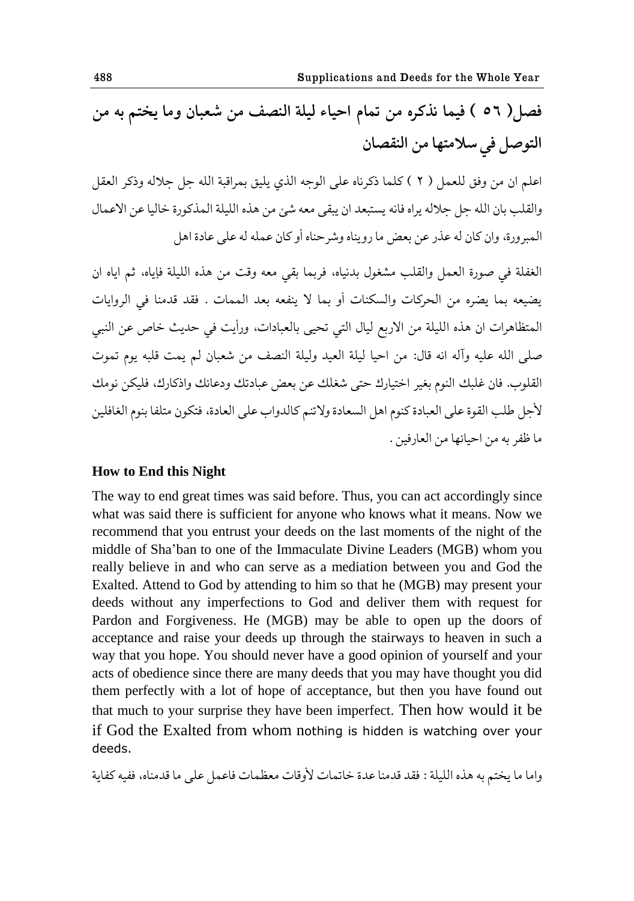## فصل( ٥٦ ) فيما نذكره من تمام احياء ليلة النصف من شعبان وما يختم به من التوصل في سلامتها من النقصان

اعلم ان من وفق للعمل ( ٢ ) كلما ذكرناه على الوجه الذي يليق بمراقبة الله جل جلاله وذكر العقل والقلب بان الله جل جلاله يراه فانه يستبعد ان يبقى معه شئ من هذه الليلة المذكورة خاليا عن الاعمال المبرورة، وان كان له عذر عن بعض ما رويناه وشرحناه أو كان عمله له على عادة اهل

الغفلة في صورة العمل والقلب مشغول بدنياه، فربما بقي معه وقت من هذه الليلة فإياه، ثم اياه ان يضيعه بما يضره من الحركات والسكنات أو بما لا ينفعه بعد الممات . فقد قدمنا في الروايات المتظاهرات ان هذه الليلة من الاربع ليال التي تحيى بالعبادات، ورأيت في حديث خاص عن النبي صلى الله عليه وآله انه قال: من احيا ليلة العيد وليلة النصف من شعبان لم يمت قلبه يوم تموت القلوب. فان غلبك النوم بغير اختيارك حتى شغلك عن بعض عبادتك ودعائك واذكارك، فليكن نومك لأجل طلب القوة على العبادة كنوم اهل السعادة ولاتنم كالدواب على العادة، فتكون متلفا بنوم الغافلين ما ظفر به من احيائها من العارفين .

**How to End this Night**

The way to end great times was said before. Thus, you can act accordingly since what was said there is sufficient for anyone who knows what it means. Now we recommend that you entrust your deeds on the last moments of the night of the middle of Sha'ban to one of the Immaculate Divine Leaders (MGB) whom you really believe in and who can serve as a mediation between you and God the Exalted. Attend to God by attending to him so that he (MGB) may present your deeds without any imperfections to God and deliver them with request for Pardon and Forgiveness. He (MGB) may be able to open up the doors of acceptance and raise your deeds up through the stairways to heaven in such a way that you hope. You should never have a good opinion of yourself and your acts of obedience since there are many deeds that you may have thought you did them perfectly with a lot of hope of acceptance, but then you have found out that much to your surprise they have been imperfect. Then how would it be if God the Exalted from whom nothing is hidden is watching over your deeds.

واما ما يختم به هذه الليلة : فقد قدمنا عدة خاتمات لأوقات معظمات فاعمل على ما قدمناه، ففيه كفاية